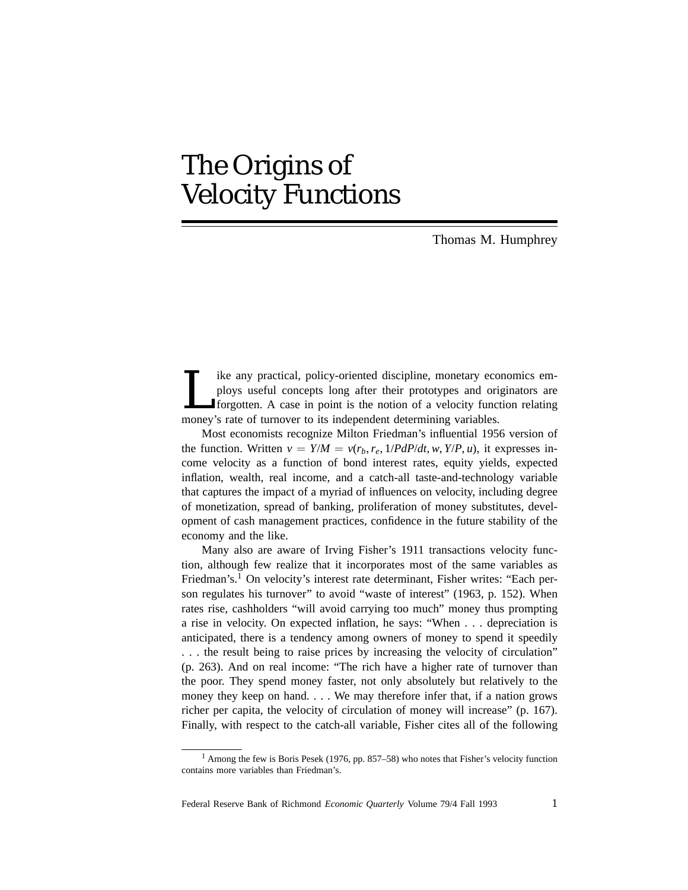# The Origins of Velocity Functions

Thomas M. Humphrey

Like any practical, policy-oriented discipline, monetary economics employs useful concepts long after their prototypes and originators are forgotten. A case in point is the notion of a velocity function relating money's rate of turnover to its independent determining variables.

Most economists recognize Milton Friedman's influential 1956 version of the function. Written $v = Y/M = v(r_b, r_e, 1/PdP/dt, w, Y/P, u)$, it expresses income velocity as a function of bond interest rates, equity yields, expected inflation, wealth, real income, and a catch-all taste-and-technology variable that captures the impact of a myriad of influences on velocity, including degree of monetization, spread of banking, proliferation of money substitutes, development of cash management practices, confidence in the future stability of the economy and the like.

Many also are aware of Irving Fisher's 1911 transactions velocity function, although few realize that it incorporates most of the same variables as Friedman's.[1] On velocity's interest rate determinant, Fisher writes: "Each person regulates his turnover" to avoid "waste of interest" (1963, p. 152). When rates rise, cashholders "will avoid carrying too much" money thus prompting a rise in velocity. On expected inflation, he says: "When . . . depreciation is anticipated, there is a tendency among owners of money to spend it speedily . . . the result being to raise prices by increasing the velocity of circulation" (p. 263). And on real income: "The rich have a higher rate of turnover than the poor. They spend money faster, not only absolutely but relatively to the money they keep on hand. . . . We may therefore infer that, if a nation grows richer per capita, the velocity of circulation of money will increase" (p. 167). Finally, with respect to the catch-all variable, Fisher cites all of the following

[1] Among the few is Boris Pesek (1976, pp. 857–58) who notes that Fisher's velocity function contains more variables than Friedman's.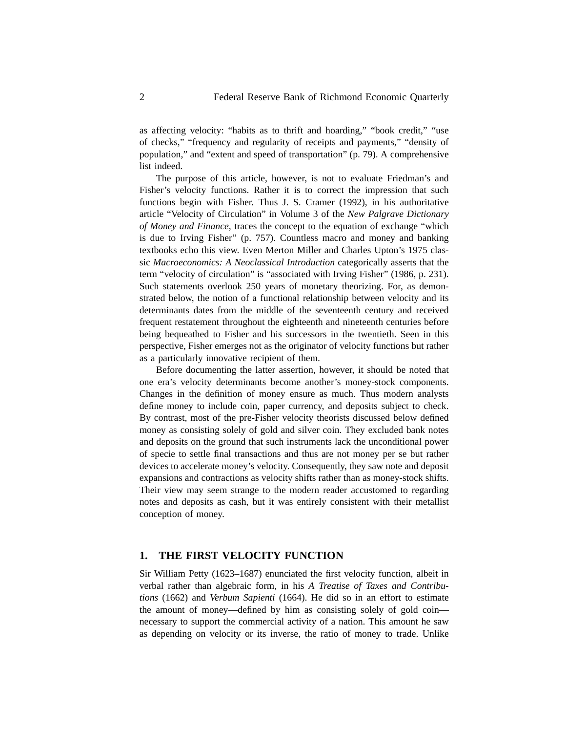as affecting velocity: "habits as to thrift and hoarding," "book credit," "use of checks," "frequency and regularity of receipts and payments," "density of population," and "extent and speed of transportation" (p. 79). A comprehensive list indeed.

The purpose of this article, however, is not to evaluate Friedman's and Fisher's velocity functions. Rather it is to correct the impression that such functions begin with Fisher. Thus J. S. Cramer (1992), in his authoritative article "Velocity of Circulation" in Volume 3 of the *New Palgrave Dictionary of Money and Finance,* traces the concept to the equation of exchange "which is due to Irving Fisher" (p. 757). Countless macro and money and banking textbooks echo this view. Even Merton Miller and Charles Upton's 1975 classic *Macroeconomics: A Neoclassical Introduction* categorically asserts that the term "velocity of circulation" is "associated with Irving Fisher" (1986, p. 231). Such statements overlook 250 years of monetary theorizing. For, as demonstrated below, the notion of a functional relationship between velocity and its determinants dates from the middle of the seventeenth century and received frequent restatement throughout the eighteenth and nineteenth centuries before being bequeathed to Fisher and his successors in the twentieth. Seen in this perspective, Fisher emerges not as the originator of velocity functions but rather as a particularly innovative recipient of them.

Before documenting the latter assertion, however, it should be noted that one era's velocity determinants become another's money-stock components. Changes in the definition of money ensure as much. Thus modern analysts define money to include coin, paper currency, and deposits subject to check. By contrast, most of the pre-Fisher velocity theorists discussed below defined money as consisting solely of gold and silver coin. They excluded bank notes and deposits on the ground that such instruments lack the unconditional power of specie to settle final transactions and thus are not money per se but rather devices to accelerate money's velocity. Consequently, they saw note and deposit expansions and contractions as velocity shifts rather than as money-stock shifts. Their view may seem strange to the modern reader accustomed to regarding notes and deposits as cash, but it was entirely consistent with their metallist conception of money.

## 1. THE FIRST VELOCITY FUNCTION

Sir William Petty (1623–1687) enunciated the first velocity function, albeit in verbal rather than algebraic form, in his *A Treatise of Taxes and Contributions* (1662) and *Verbum Sapienti* (1664). He did so in an effort to estimate the amount of money—defined by him as consisting solely of gold coin—necessary to support the commercial activity of a nation. This amount he saw as depending on velocity or its inverse, the ratio of money to trade. Unlike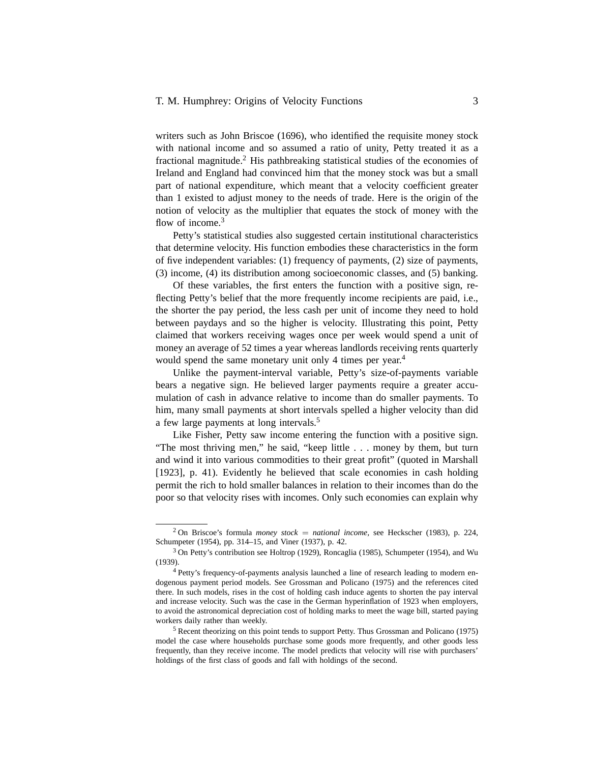writers such as John Briscoe (1696), who identified the requisite money stock with national income and so assumed a ratio of unity, Petty treated it as a fractional magnitude.[2] His pathbreaking statistical studies of the economies of Ireland and England had convinced him that the money stock was but a small part of national expenditure, which meant that a velocity coefficient greater than 1 existed to adjust money to the needs of trade. Here is the origin of the notion of velocity as the multiplier that equates the stock of money with the flow of income.[3]

Petty's statistical studies also suggested certain institutional characteristics that determine velocity. His function embodies these characteristics in the form of five independent variables: (1) frequency of payments, (2) size of payments, (3) income, (4) its distribution among socioeconomic classes, and (5) banking.

Of these variables, the first enters the function with a positive sign, reflecting Petty's belief that the more frequently income recipients are paid, i.e., the shorter the pay period, the less cash per unit of income they need to hold between paydays and so the higher is velocity. Illustrating this point, Petty claimed that workers receiving wages once per week would spend a unit of money an average of 52 times a year whereas landlords receiving rents quarterly would spend the same monetary unit only 4 times per year.[4]

Unlike the payment-interval variable, Petty's size-of-payments variable bears a negative sign. He believed larger payments require a greater accumulation of cash in advance relative to income than do smaller payments. To him, many small payments at short intervals spelled a higher velocity than did a few large payments at long intervals.[5]

Like Fisher, Petty saw income entering the function with a positive sign. "The most thriving men," he said, "keep little . . . money by them, but turn and wind it into various commodities to their great profit" (quoted in Marshall [1923], p. 41). Evidently he believed that scale economies in cash holding permit the rich to hold smaller balances in relation to their incomes than do the poor so that velocity rises with incomes. Only such economies can explain why

---

[2] On Briscoe's formula *money stock* = *national income*, see Heckscher (1983), p. 224, Schumpeter (1954), pp. 314–15, and Viner (1937), p. 42.

[3] On Petty's contribution see Holtrop (1929), Roncaglia (1985), Schumpeter (1954), and Wu (1939).

[4] Petty's frequency-of-payments analysis launched a line of research leading to modern endogenous payment period models. See Grossman and Policano (1975) and the references cited there. In such models, rises in the cost of holding cash induce agents to shorten the pay interval and increase velocity. Such was the case in the German hyperinflation of 1923 when employers, to avoid the astronomical depreciation cost of holding marks to meet the wage bill, started paying workers daily rather than weekly.

[5] Recent theorizing on this point tends to support Petty. Thus Grossman and Policano (1975) model the case where households purchase some goods more frequently, and other goods less frequently, than they receive income. The model predicts that velocity will rise with purchasers' holdings of the first class of goods and fall with holdings of the second.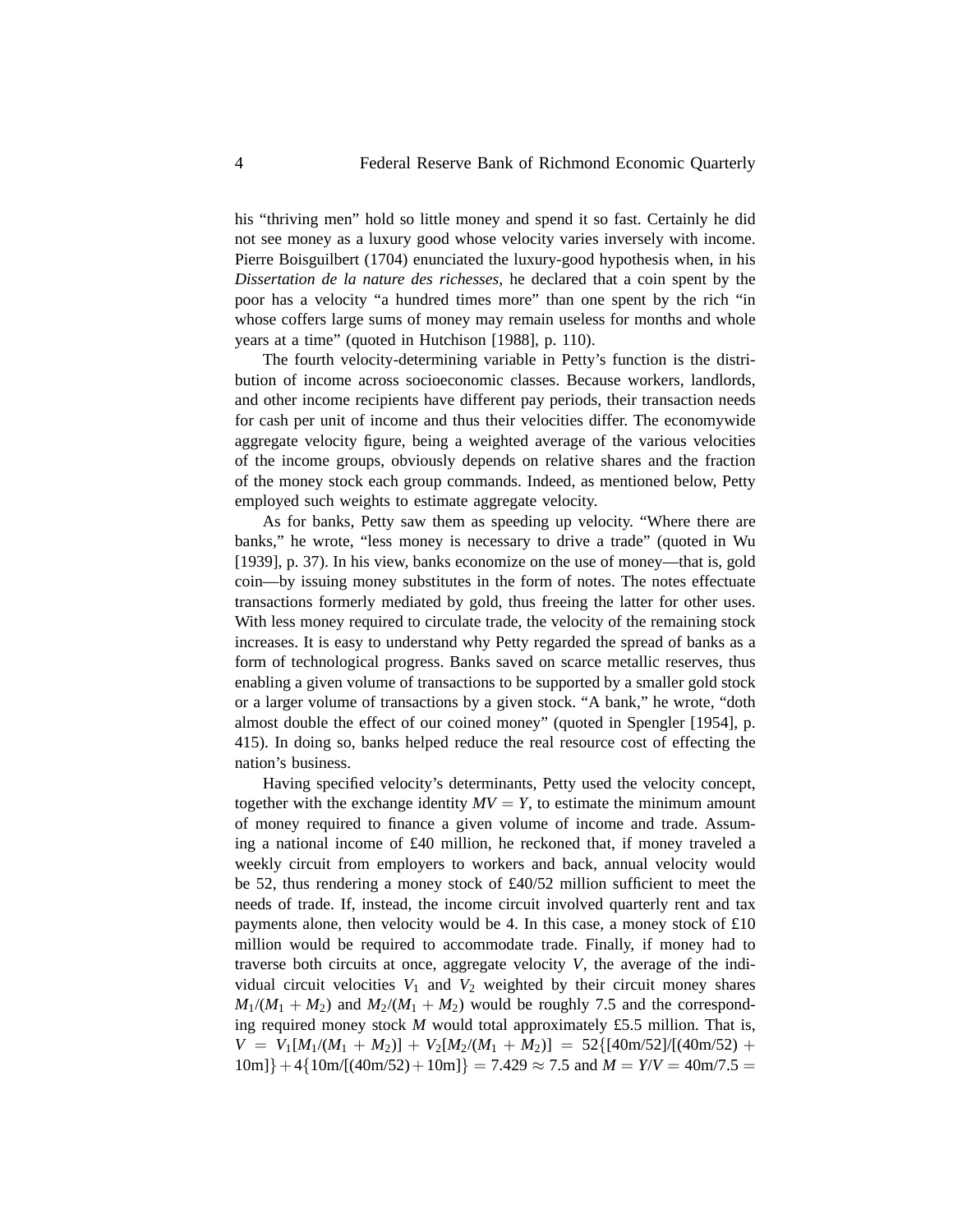his "thriving men" hold so little money and spend it so fast. Certainly he did not see money as a luxury good whose velocity varies inversely with income. Pierre Boisguilbert (1704) enunciated the luxury-good hypothesis when, in his *Dissertation de la nature des richesses*, he declared that a coin spent by the poor has a velocity "a hundred times more" than one spent by the rich "in whose coffers large sums of money may remain useless for months and whole years at a time" (quoted in Hutchison [1988], p. 110).

The fourth velocity-determining variable in Petty's function is the distribution of income across socioeconomic classes. Because workers, landlords, and other income recipients have different pay periods, their transaction needs for cash per unit of income and thus their velocities differ. The economywide aggregate velocity figure, being a weighted average of the various velocities of the income groups, obviously depends on relative shares and the fraction of the money stock each group commands. Indeed, as mentioned below, Petty employed such weights to estimate aggregate velocity.

As for banks, Petty saw them as speeding up velocity. "Where there are banks," he wrote, "less money is necessary to drive a trade" (quoted in Wu [1939], p. 37). In his view, banks economize on the use of money—that is, gold coin—by issuing money substitutes in the form of notes. The notes effectuate transactions formerly mediated by gold, thus freeing the latter for other uses. With less money required to circulate trade, the velocity of the remaining stock increases. It is easy to understand why Petty regarded the spread of banks as a form of technological progress. Banks saved on scarce metallic reserves, thus enabling a given volume of transactions to be supported by a smaller gold stock or a larger volume of transactions by a given stock. "A bank," he wrote, "doth almost double the effect of our coined money" (quoted in Spengler [1954], p. 415). In doing so, banks helped reduce the real resource cost of effecting the nation's business.

Having specified velocity's determinants, Petty used the velocity concept, together with the exchange identity $MV = Y$, to estimate the minimum amount of money required to finance a given volume of income and trade. Assuming a national income of £40 million, he reckoned that, if money traveled a weekly circuit from employers to workers and back, annual velocity would be 52, thus rendering a money stock of £40/52 million sufficient to meet the needs of trade. If, instead, the income circuit involved quarterly rent and tax payments alone, then velocity would be 4. In this case, a money stock of £10 million would be required to accommodate trade. Finally, if money had to traverse both circuits at once, aggregate velocity $V$, the average of the individual circuit velocities $V_1$ and $V_2$ weighted by their circuit money shares $M_1/(M_1 + M_2)$ and $M_2/(M_1 + M_2)$ would be roughly 7.5 and the corresponding required money stock $M$ would total approximately £5.5 million. That is, $V = V_1[M_1/(M_1 + M_2)] + V_2[M_2/(M_1 + M_2)] = 52\{[40\text{m}/52]/[(40\text{m}/52) + 10\text{m}]\} + 4\{10\text{m}/[(40\text{m}/52) + 10\text{m}]\} = 7.429 \approx 7.5$ and $M = Y/V = 40\text{m}/7.5 =$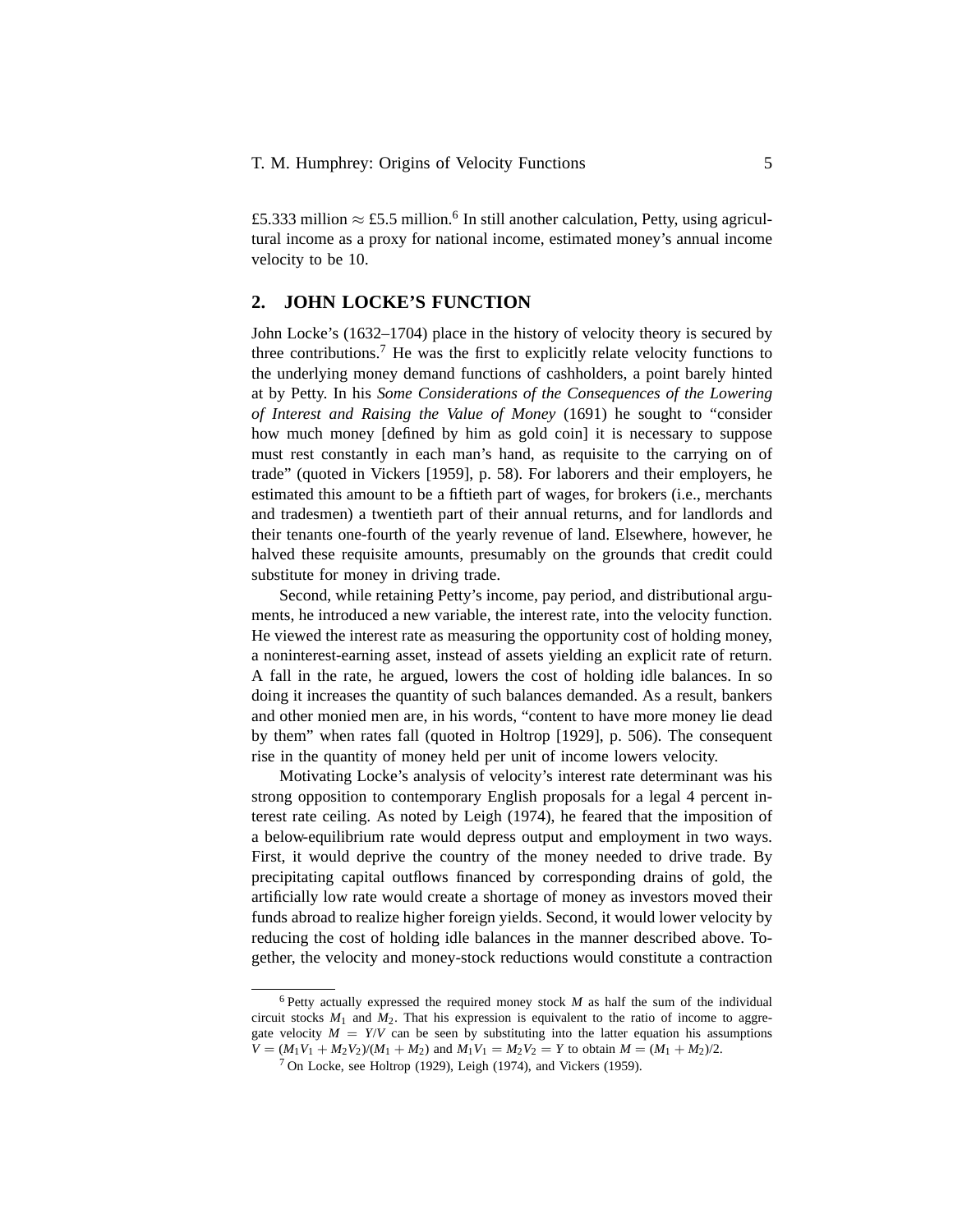£5.333 million $\approx$ £5.5 million.[6] In still another calculation, Petty, using agricultural income as a proxy for national income, estimated money's annual income velocity to be 10.

## 2. JOHN LOCKE'S FUNCTION

John Locke's (1632–1704) place in the history of velocity theory is secured by three contributions.[7] He was the first to explicitly relate velocity functions to the underlying money demand functions of cashholders, a point barely hinted at by Petty. In his *Some Considerations of the Consequences of the Lowering of Interest and Raising the Value of Money* (1691) he sought to "consider how much money [defined by him as gold coin] it is necessary to suppose must rest constantly in each man's hand, as requisite to the carrying on of trade" (quoted in Vickers [1959], p. 58). For laborers and their employers, he estimated this amount to be a fiftieth part of wages, for brokers (i.e., merchants and tradesmen) a twentieth part of their annual returns, and for landlords and their tenants one-fourth of the yearly revenue of land. Elsewhere, however, he halved these requisite amounts, presumably on the grounds that credit could substitute for money in driving trade.

Second, while retaining Petty's income, pay period, and distributional arguments, he introduced a new variable, the interest rate, into the velocity function. He viewed the interest rate as measuring the opportunity cost of holding money, a noninterest-earning asset, instead of assets yielding an explicit rate of return. A fall in the rate, he argued, lowers the cost of holding idle balances. In so doing it increases the quantity of such balances demanded. As a result, bankers and other monied men are, in his words, "content to have more money lie dead by them" when rates fall (quoted in Holtrop [1929], p. 506). The consequent rise in the quantity of money held per unit of income lowers velocity.

Motivating Locke's analysis of velocity's interest rate determinant was his strong opposition to contemporary English proposals for a legal 4 percent interest rate ceiling. As noted by Leigh (1974), he feared that the imposition of a below-equilibrium rate would depress output and employment in two ways. First, it would deprive the country of the money needed to drive trade. By precipitating capital outflows financed by corresponding drains of gold, the artificially low rate would create a shortage of money as investors moved their funds abroad to realize higher foreign yields. Second, it would lower velocity by reducing the cost of holding idle balances in the manner described above. Together, the velocity and money-stock reductions would constitute a contraction

---

[6] Petty actually expressed the required money stock $M$ as half the sum of the individual circuit stocks $M_1$ and $M_2$. That his expression is equivalent to the ratio of income to aggregate velocity $M = Y/V$ can be seen by substituting into the latter equation his assumptions $V = (M_1V_1 + M_2V_2)/(M_1 + M_2)$ and $M_1V_1 = M_2V_2 = Y$ to obtain $M = (M_1 + M_2)/2$.

[7] On Locke, see Holtrop (1929), Leigh (1974), and Vickers (1959).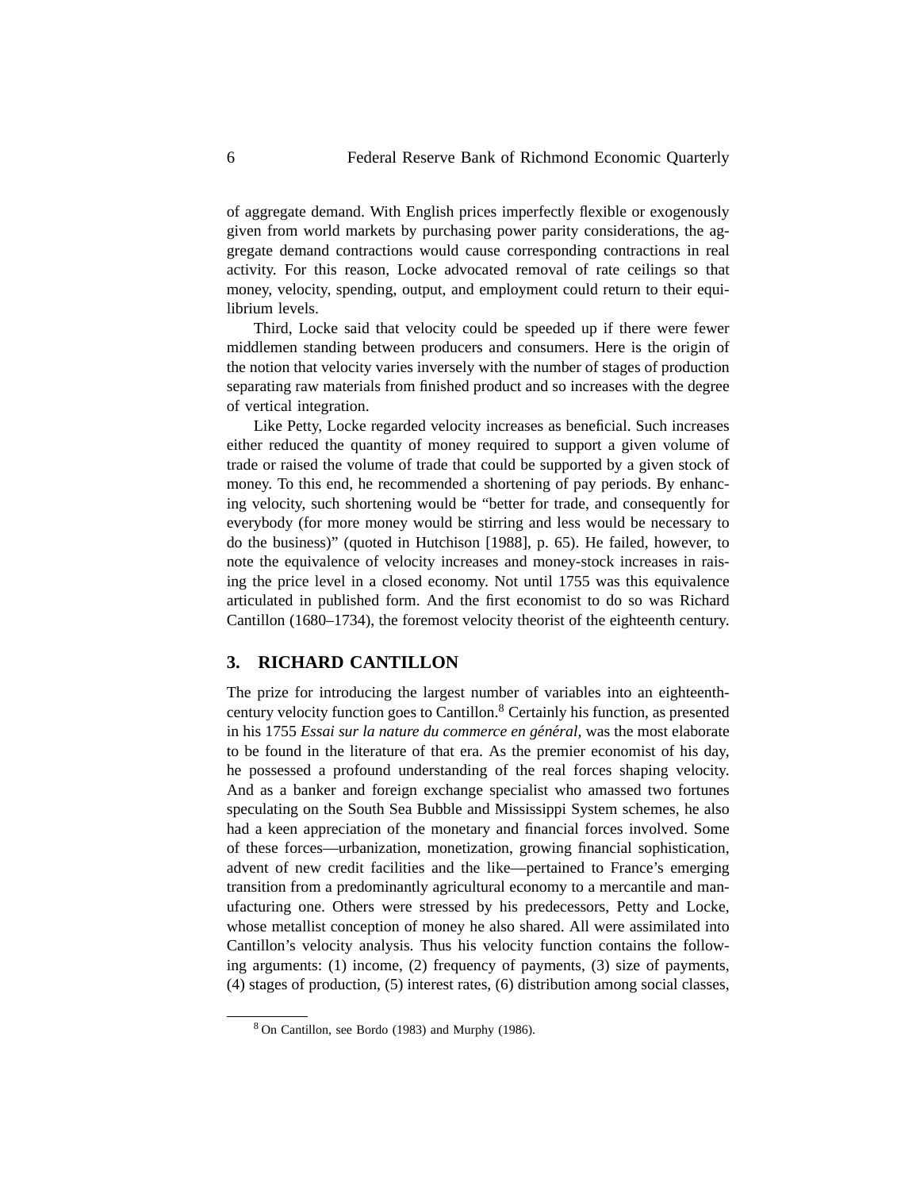of aggregate demand. With English prices imperfectly flexible or exogenously given from world markets by purchasing power parity considerations, the aggregate demand contractions would cause corresponding contractions in real activity. For this reason, Locke advocated removal of rate ceilings so that money, velocity, spending, output, and employment could return to their equilibrium levels.

Third, Locke said that velocity could be speeded up if there were fewer middlemen standing between producers and consumers. Here is the origin of the notion that velocity varies inversely with the number of stages of production separating raw materials from finished product and so increases with the degree of vertical integration.

Like Petty, Locke regarded velocity increases as beneficial. Such increases either reduced the quantity of money required to support a given volume of trade or raised the volume of trade that could be supported by a given stock of money. To this end, he recommended a shortening of pay periods. By enhancing velocity, such shortening would be "better for trade, and consequently for everybody (for more money would be stirring and less would be necessary to do the business)" (quoted in Hutchison [1988], p. 65). He failed, however, to note the equivalence of velocity increases and money-stock increases in raising the price level in a closed economy. Not until 1755 was this equivalence articulated in published form. And the first economist to do so was Richard Cantillon (1680–1734), the foremost velocity theorist of the eighteenth century.

## 3. RICHARD CANTILLON

The prize for introducing the largest number of variables into an eighteenth-century velocity function goes to Cantillon.[8] Certainly his function, as presented in his 1755 *Essai sur la nature du commerce en général,* was the most elaborate to be found in the literature of that era. As the premier economist of his day, he possessed a profound understanding of the real forces shaping velocity. And as a banker and foreign exchange specialist who amassed two fortunes speculating on the South Sea Bubble and Mississippi System schemes, he also had a keen appreciation of the monetary and financial forces involved. Some of these forces—urbanization, monetization, growing financial sophistication, advent of new credit facilities and the like—pertained to France's emerging transition from a predominantly agricultural economy to a mercantile and manufacturing one. Others were stressed by his predecessors, Petty and Locke, whose metallist conception of money he also shared. All were assimilated into Cantillon's velocity analysis. Thus his velocity function contains the following arguments: (1) income, (2) frequency of payments, (3) size of payments, (4) stages of production, (5) interest rates, (6) distribution among social classes,

---

[8] On Cantillon, see Bordo (1983) and Murphy (1986).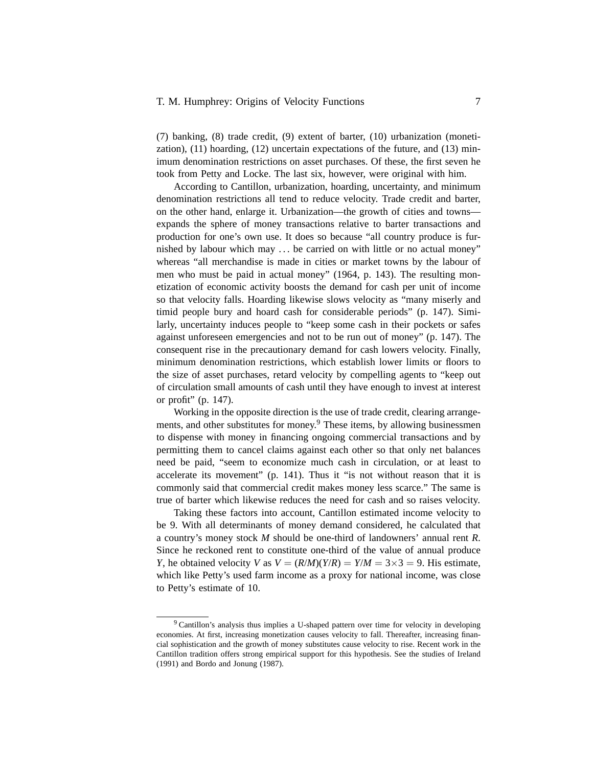(7) banking, (8) trade credit, (9) extent of barter, (10) urbanization (monetization), (11) hoarding, (12) uncertain expectations of the future, and (13) minimum denomination restrictions on asset purchases. Of these, the first seven he took from Petty and Locke. The last six, however, were original with him.

According to Cantillon, urbanization, hoarding, uncertainty, and minimum denomination restrictions all tend to reduce velocity. Trade credit and barter, on the other hand, enlarge it. Urbanization—the growth of cities and towns—expands the sphere of money transactions relative to barter transactions and production for one's own use. It does so because "all country produce is furnished by labour which may . . . be carried on with little or no actual money" whereas "all merchandise is made in cities or market towns by the labour of men who must be paid in actual money" (1964, p. 143). The resulting monetization of economic activity boosts the demand for cash per unit of income so that velocity falls. Hoarding likewise slows velocity as "many miserly and timid people bury and hoard cash for considerable periods" (p. 147). Similarly, uncertainty induces people to "keep some cash in their pockets or safes against unforeseen emergencies and not to be run out of money" (p. 147). The consequent rise in the precautionary demand for cash lowers velocity. Finally, minimum denomination restrictions, which establish lower limits or floors to the size of asset purchases, retard velocity by compelling agents to "keep out of circulation small amounts of cash until they have enough to invest at interest or profit" (p. 147).

Working in the opposite direction is the use of trade credit, clearing arrangements, and other substitutes for money.[9] These items, by allowing businessmen to dispense with money in financing ongoing commercial transactions and by permitting them to cancel claims against each other so that only net balances need be paid, "seem to economize much cash in circulation, or at least to accelerate its movement" (p. 141). Thus it "is not without reason that it is commonly said that commercial credit makes money less scarce." The same is true of barter which likewise reduces the need for cash and so raises velocity.

Taking these factors into account, Cantillon estimated income velocity to be 9. With all determinants of money demand considered, he calculated that a country's money stock $M$ should be one-third of landowners' annual rent $R$. Since he reckoned rent to constitute one-third of the value of annual produce $Y$, he obtained velocity $V$ as $V = (R/M)(Y/R) = Y/M = 3 \times 3 = 9$. His estimate, which like Petty's used farm income as a proxy for national income, was close to Petty's estimate of 10.

[9] Cantillon's analysis thus implies a U-shaped pattern over time for velocity in developing economies. At first, increasing monetization causes velocity to fall. Thereafter, increasing financial sophistication and the growth of money substitutes cause velocity to rise. Recent work in the Cantillon tradition offers strong empirical support for this hypothesis. See the studies of Ireland (1991) and Bordo and Jonung (1987).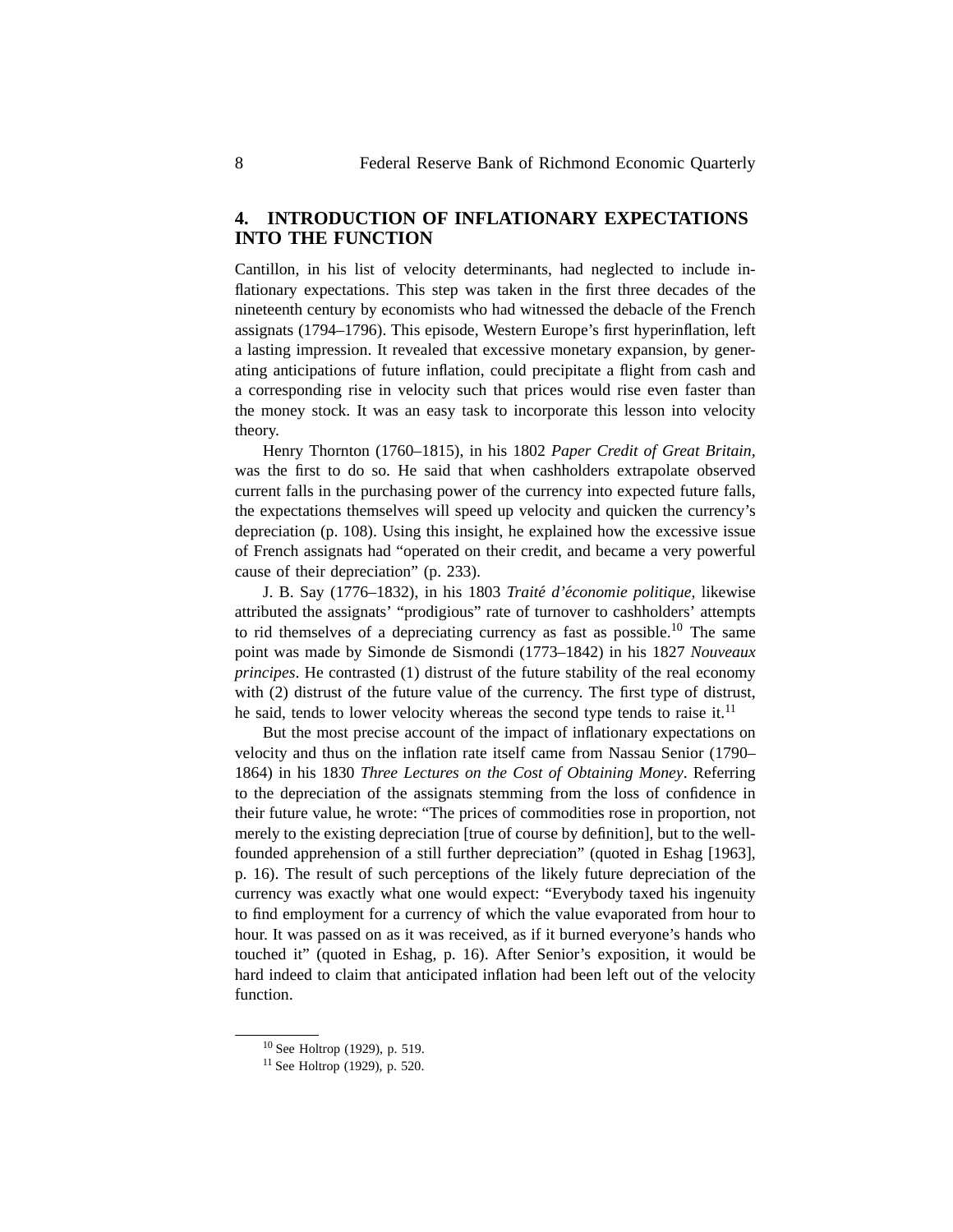## 4. INTRODUCTION OF INFLATIONARY EXPECTATIONS INTO THE FUNCTION

Cantillon, in his list of velocity determinants, had neglected to include inflationary expectations. This step was taken in the first three decades of the nineteenth century by economists who had witnessed the debacle of the French assignats (1794–1796). This episode, Western Europe's first hyperinflation, left a lasting impression. It revealed that excessive monetary expansion, by generating anticipations of future inflation, could precipitate a flight from cash and a corresponding rise in velocity such that prices would rise even faster than the money stock. It was an easy task to incorporate this lesson into velocity theory.

Henry Thornton (1760–1815), in his 1802 *Paper Credit of Great Britain*, was the first to do so. He said that when cashholders extrapolate observed current falls in the purchasing power of the currency into expected future falls, the expectations themselves will speed up velocity and quicken the currency's depreciation (p. 108). Using this insight, he explained how the excessive issue of French assignats had "operated on their credit, and became a very powerful cause of their depreciation" (p. 233).

J. B. Say (1776–1832), in his 1803 *Traité d'économie politique*, likewise attributed the assignats' "prodigious" rate of turnover to cashholders' attempts to rid themselves of a depreciating currency as fast as possible.[10] The same point was made by Simonde de Sismondi (1773–1842) in his 1827 *Nouveaux principes*. He contrasted (1) distrust of the future stability of the real economy with (2) distrust of the future value of the currency. The first type of distrust, he said, tends to lower velocity whereas the second type tends to raise it.[11]

But the most precise account of the impact of inflationary expectations on velocity and thus on the inflation rate itself came from Nassau Senior (1790–1864) in his 1830 *Three Lectures on the Cost of Obtaining Money*. Referring to the depreciation of the assignats stemming from the loss of confidence in their future value, he wrote: "The prices of commodities rose in proportion, not merely to the existing depreciation [true of course by definition], but to the well-founded apprehension of a still further depreciation" (quoted in Eshag [1963], p. 16). The result of such perceptions of the likely future depreciation of the currency was exactly what one would expect: "Everybody taxed his ingenuity to find employment for a currency of which the value evaporated from hour to hour. It was passed on as it was received, as if it burned everyone's hands who touched it" (quoted in Eshag, p. 16). After Senior's exposition, it would be hard indeed to claim that anticipated inflation had been left out of the velocity function.

---

[10] See Holtrop (1929), p. 519.

[11] See Holtrop (1929), p. 520.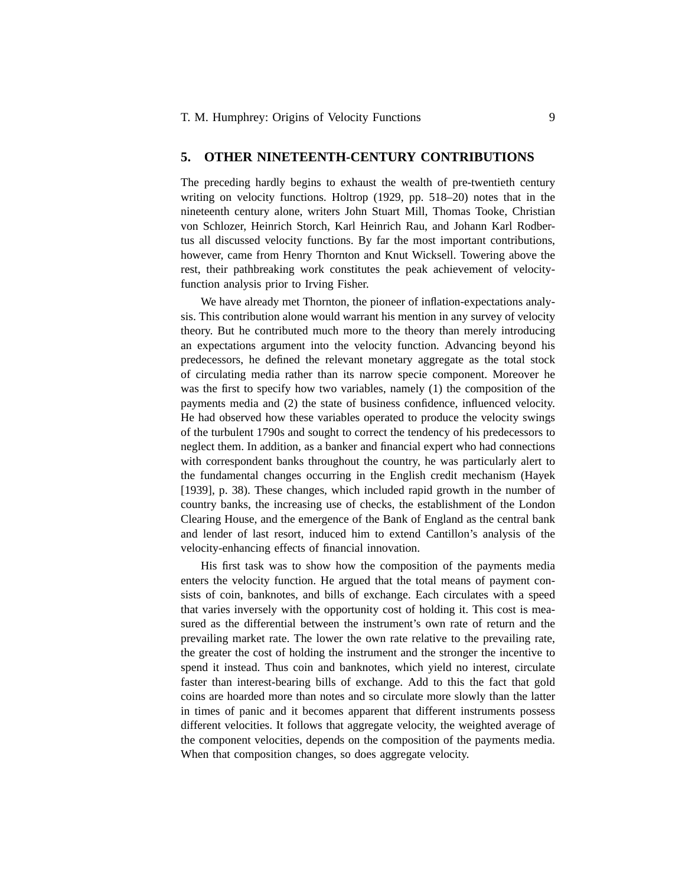## 5. OTHER NINETEENTH-CENTURY CONTRIBUTIONS

The preceding hardly begins to exhaust the wealth of pre-twentieth century writing on velocity functions. Holtrop (1929, pp. 518–20) notes that in the nineteenth century alone, writers John Stuart Mill, Thomas Tooke, Christian von Schlozer, Heinrich Storch, Karl Heinrich Rau, and Johann Karl Rodbertus all discussed velocity functions. By far the most important contributions, however, came from Henry Thornton and Knut Wicksell. Towering above the rest, their pathbreaking work constitutes the peak achievement of velocity-function analysis prior to Irving Fisher.

We have already met Thornton, the pioneer of inflation-expectations analysis. This contribution alone would warrant his mention in any survey of velocity theory. But he contributed much more to the theory than merely introducing an expectations argument into the velocity function. Advancing beyond his predecessors, he defined the relevant monetary aggregate as the total stock of circulating media rather than its narrow specie component. Moreover he was the first to specify how two variables, namely (1) the composition of the payments media and (2) the state of business confidence, influenced velocity. He had observed how these variables operated to produce the velocity swings of the turbulent 1790s and sought to correct the tendency of his predecessors to neglect them. In addition, as a banker and financial expert who had connections with correspondent banks throughout the country, he was particularly alert to the fundamental changes occurring in the English credit mechanism (Hayek [1939], p. 38). These changes, which included rapid growth in the number of country banks, the increasing use of checks, the establishment of the London Clearing House, and the emergence of the Bank of England as the central bank and lender of last resort, induced him to extend Cantillon's analysis of the velocity-enhancing effects of financial innovation.

His first task was to show how the composition of the payments media enters the velocity function. He argued that the total means of payment consists of coin, banknotes, and bills of exchange. Each circulates with a speed that varies inversely with the opportunity cost of holding it. This cost is measured as the differential between the instrument's own rate of return and the prevailing market rate. The lower the own rate relative to the prevailing rate, the greater the cost of holding the instrument and the stronger the incentive to spend it instead. Thus coin and banknotes, which yield no interest, circulate faster than interest-bearing bills of exchange. Add to this the fact that gold coins are hoarded more than notes and so circulate more slowly than the latter in times of panic and it becomes apparent that different instruments possess different velocities. It follows that aggregate velocity, the weighted average of the component velocities, depends on the composition of the payments media. When that composition changes, so does aggregate velocity.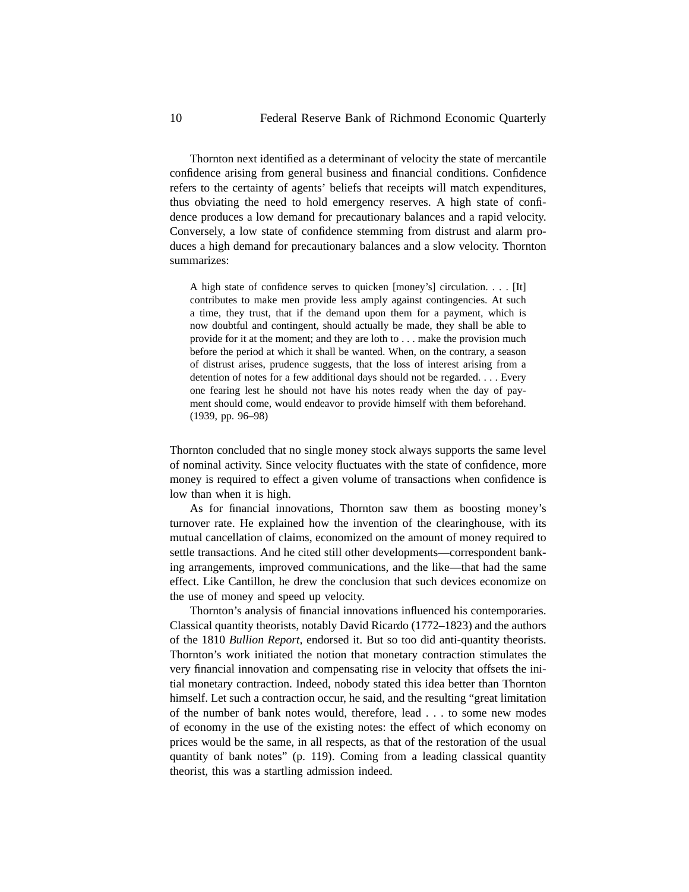Thornton next identified as a determinant of velocity the state of mercantile confidence arising from general business and financial conditions. Confidence refers to the certainty of agents' beliefs that receipts will match expenditures, thus obviating the need to hold emergency reserves. A high state of confidence produces a low demand for precautionary balances and a rapid velocity. Conversely, a low state of confidence stemming from distrust and alarm produces a high demand for precautionary balances and a slow velocity. Thornton summarizes:

> A high state of confidence serves to quicken [money's] circulation. . . . [It] contributes to make men provide less amply against contingencies. At such a time, they trust, that if the demand upon them for a payment, which is now doubtful and contingent, should actually be made, they shall be able to provide for it at the moment; and they are loth to . . . make the provision much before the period at which it shall be wanted. When, on the contrary, a season of distrust arises, prudence suggests, that the loss of interest arising from a detention of notes for a few additional days should not be regarded. . . . Every one fearing lest he should not have his notes ready when the day of payment should come, would endeavor to provide himself with them beforehand. (1939, pp. 96–98)

Thornton concluded that no single money stock always supports the same level of nominal activity. Since velocity fluctuates with the state of confidence, more money is required to effect a given volume of transactions when confidence is low than when it is high.

As for financial innovations, Thornton saw them as boosting money's turnover rate. He explained how the invention of the clearinghouse, with its mutual cancellation of claims, economized on the amount of money required to settle transactions. And he cited still other developments—correspondent banking arrangements, improved communications, and the like—that had the same effect. Like Cantillon, he drew the conclusion that such devices economize on the use of money and speed up velocity.

Thornton's analysis of financial innovations influenced his contemporaries. Classical quantity theorists, notably David Ricardo (1772–1823) and the authors of the 1810 *Bullion Report,* endorsed it. But so too did anti-quantity theorists. Thornton's work initiated the notion that monetary contraction stimulates the very financial innovation and compensating rise in velocity that offsets the initial monetary contraction. Indeed, nobody stated this idea better than Thornton himself. Let such a contraction occur, he said, and the resulting "great limitation of the number of bank notes would, therefore, lead . . . to some new modes of economy in the use of the existing notes: the effect of which economy on prices would be the same, in all respects, as that of the restoration of the usual quantity of bank notes" (p. 119). Coming from a leading classical quantity theorist, this was a startling admission indeed.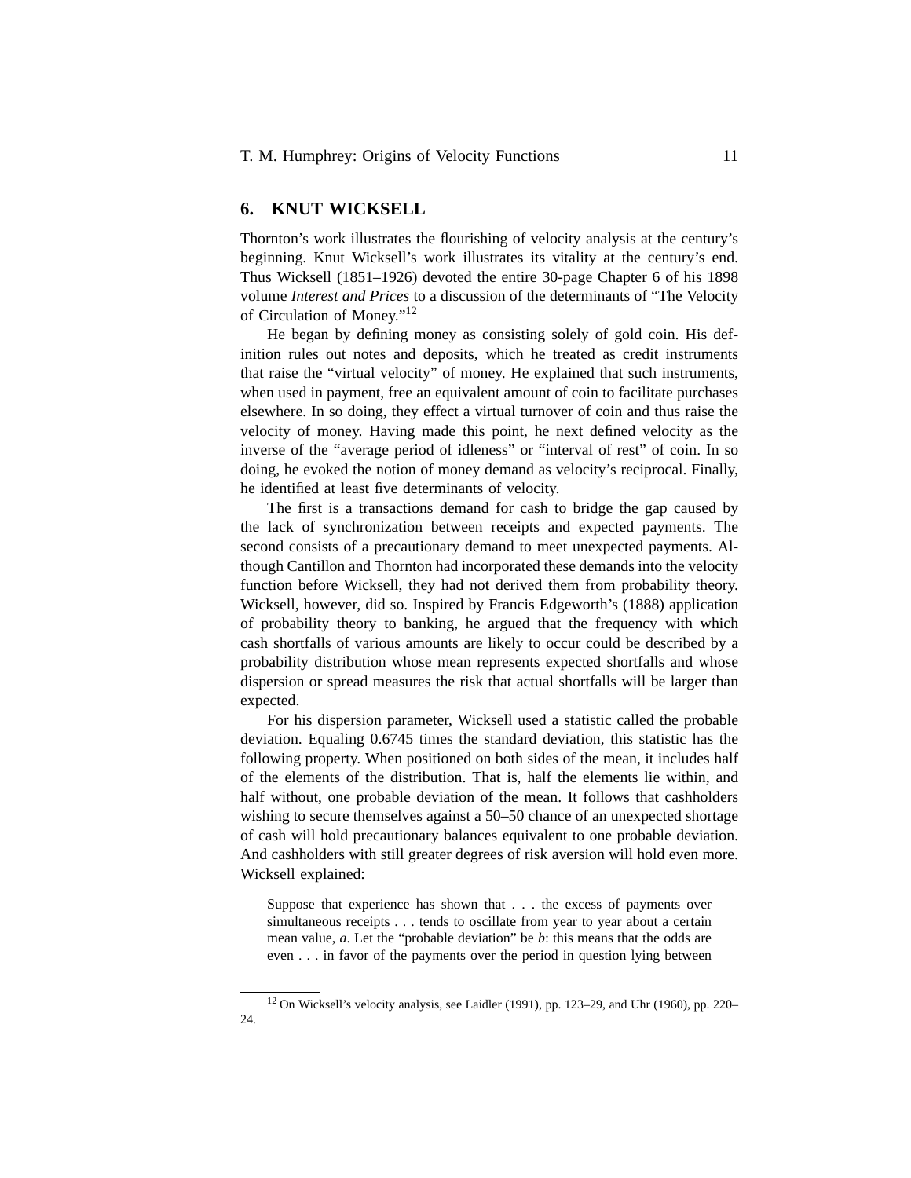## 6. KNUT WICKSELL

Thornton's work illustrates the flourishing of velocity analysis at the century's beginning. Knut Wicksell's work illustrates its vitality at the century's end. Thus Wicksell (1851–1926) devoted the entire 30-page Chapter 6 of his 1898 volume *Interest and Prices* to a discussion of the determinants of "The Velocity of Circulation of Money."[12]

He began by defining money as consisting solely of gold coin. His definition rules out notes and deposits, which he treated as credit instruments that raise the "virtual velocity" of money. He explained that such instruments, when used in payment, free an equivalent amount of coin to facilitate purchases elsewhere. In so doing, they effect a virtual turnover of coin and thus raise the velocity of money. Having made this point, he next defined velocity as the inverse of the "average period of idleness" or "interval of rest" of coin. In so doing, he evoked the notion of money demand as velocity's reciprocal. Finally, he identified at least five determinants of velocity.

The first is a transactions demand for cash to bridge the gap caused by the lack of synchronization between receipts and expected payments. The second consists of a precautionary demand to meet unexpected payments. Although Cantillon and Thornton had incorporated these demands into the velocity function before Wicksell, they had not derived them from probability theory. Wicksell, however, did so. Inspired by Francis Edgeworth's (1888) application of probability theory to banking, he argued that the frequency with which cash shortfalls of various amounts are likely to occur could be described by a probability distribution whose mean represents expected shortfalls and whose dispersion or spread measures the risk that actual shortfalls will be larger than expected.

For his dispersion parameter, Wicksell used a statistic called the probable deviation. Equaling 0.6745 times the standard deviation, this statistic has the following property. When positioned on both sides of the mean, it includes half of the elements of the distribution. That is, half the elements lie within, and half without, one probable deviation of the mean. It follows that cashholders wishing to secure themselves against a 50–50 chance of an unexpected shortage of cash will hold precautionary balances equivalent to one probable deviation. And cashholders with still greater degrees of risk aversion will hold even more. Wicksell explained:

> Suppose that experience has shown that . . . the excess of payments over simultaneous receipts . . . tends to oscillate from year to year about a certain mean value, $a$. Let the "probable deviation" be $b$: this means that the odds are even . . . in favor of the payments over the period in question lying between

[12] On Wicksell's velocity analysis, see Laidler (1991), pp. 123–29, and Uhr (1960), pp. 220–24.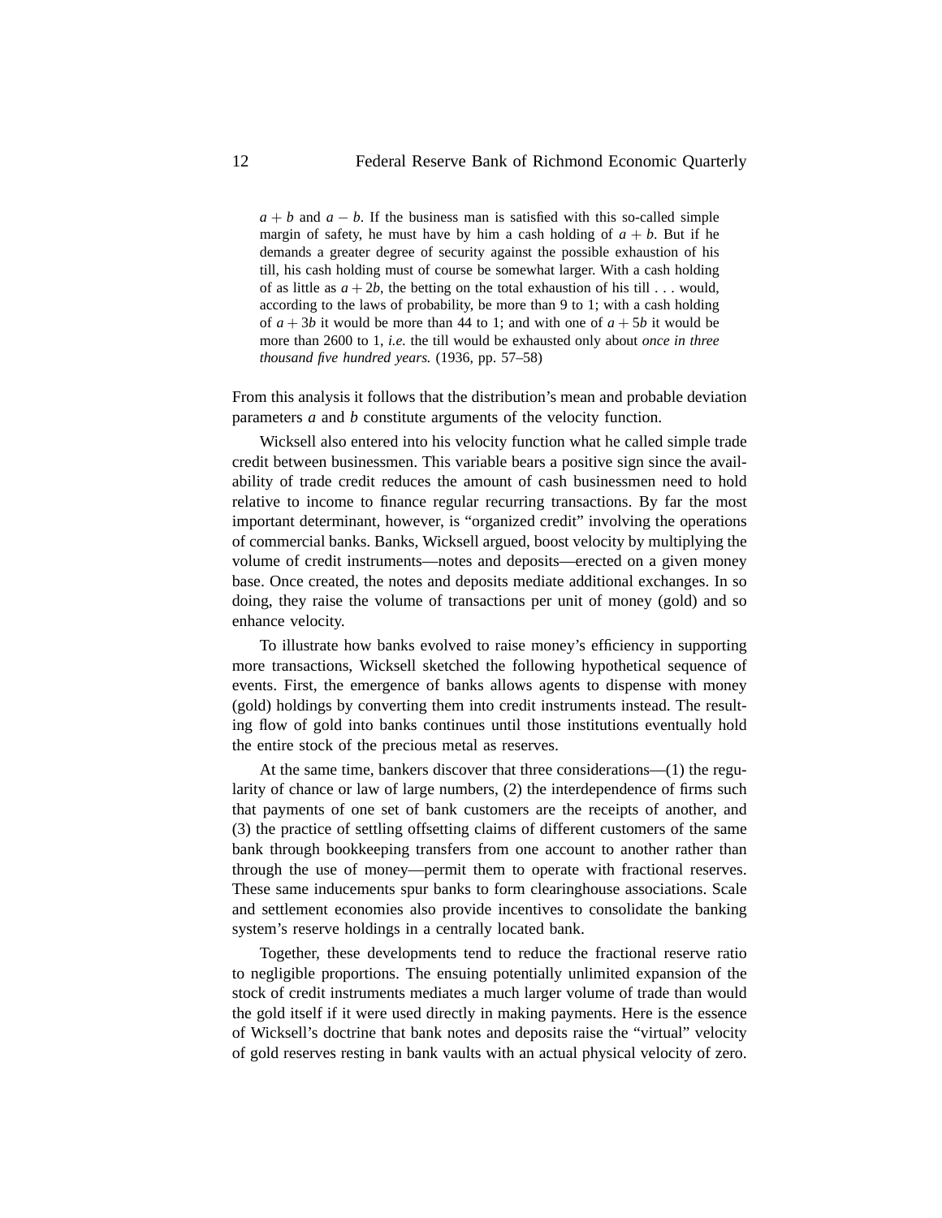> $a + b$ and $a - b$. If the business man is satisfied with this so-called simple margin of safety, he must have by him a cash holding of $a + b$. But if he demands a greater degree of security against the possible exhaustion of his till, his cash holding must of course be somewhat larger. With a cash holding of as little as $a + 2b$, the betting on the total exhaustion of his till . . . would, according to the laws of probability, be more than 9 to 1; with a cash holding of $a + 3b$ it would be more than 44 to 1; and with one of $a + 5b$ it would be more than 2600 to 1, *i.e.* the till would be exhausted only about *once in three thousand five hundred years.* (1936, pp. 57–58)

From this analysis it follows that the distribution's mean and probable deviation parameters $a$ and $b$ constitute arguments of the velocity function.

Wicksell also entered into his velocity function what he called simple trade credit between businessmen. This variable bears a positive sign since the availability of trade credit reduces the amount of cash businessmen need to hold relative to income to finance regular recurring transactions. By far the most important determinant, however, is "organized credit" involving the operations of commercial banks. Banks, Wicksell argued, boost velocity by multiplying the volume of credit instruments—notes and deposits—erected on a given money base. Once created, the notes and deposits mediate additional exchanges. In so doing, they raise the volume of transactions per unit of money (gold) and so enhance velocity.

To illustrate how banks evolved to raise money's efficiency in supporting more transactions, Wicksell sketched the following hypothetical sequence of events. First, the emergence of banks allows agents to dispense with money (gold) holdings by converting them into credit instruments instead. The resulting flow of gold into banks continues until those institutions eventually hold the entire stock of the precious metal as reserves.

At the same time, bankers discover that three considerations—(1) the regularity of chance or law of large numbers, (2) the interdependence of firms such that payments of one set of bank customers are the receipts of another, and (3) the practice of settling offsetting claims of different customers of the same bank through bookkeeping transfers from one account to another rather than through the use of money—permit them to operate with fractional reserves. These same inducements spur banks to form clearinghouse associations. Scale and settlement economies also provide incentives to consolidate the banking system's reserve holdings in a centrally located bank.

Together, these developments tend to reduce the fractional reserve ratio to negligible proportions. The ensuing potentially unlimited expansion of the stock of credit instruments mediates a much larger volume of trade than would the gold itself if it were used directly in making payments. Here is the essence of Wicksell's doctrine that bank notes and deposits raise the "virtual" velocity of gold reserves resting in bank vaults with an actual physical velocity of zero.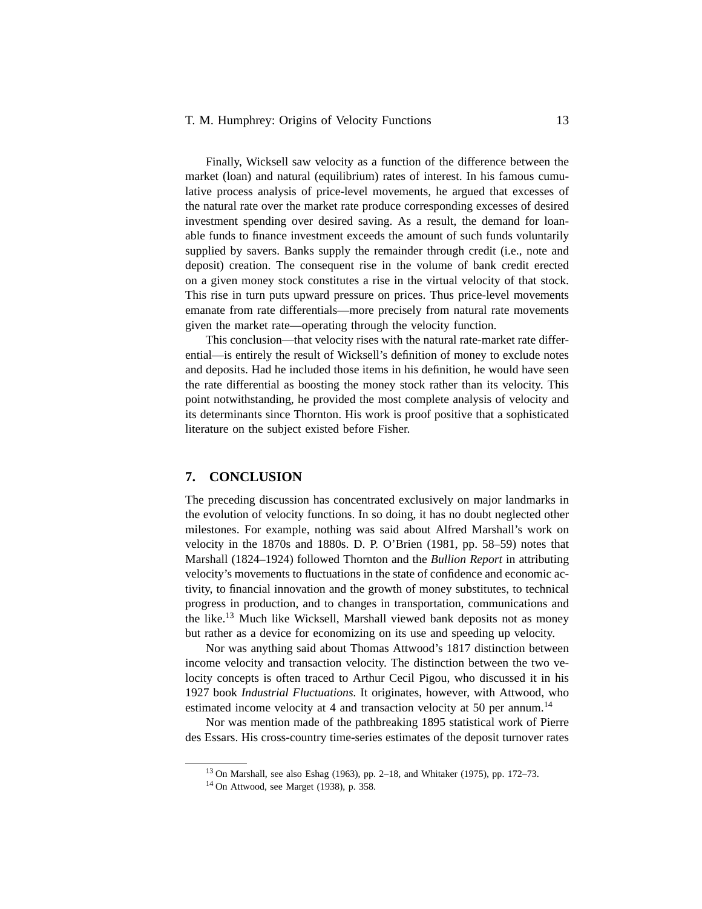Finally, Wicksell saw velocity as a function of the difference between the market (loan) and natural (equilibrium) rates of interest. In his famous cumulative process analysis of price-level movements, he argued that excesses of the natural rate over the market rate produce corresponding excesses of desired investment spending over desired saving. As a result, the demand for loanable funds to finance investment exceeds the amount of such funds voluntarily supplied by savers. Banks supply the remainder through credit (i.e., note and deposit) creation. The consequent rise in the volume of bank credit erected on a given money stock constitutes a rise in the virtual velocity of that stock. This rise in turn puts upward pressure on prices. Thus price-level movements emanate from rate differentials—more precisely from natural rate movements given the market rate—operating through the velocity function.

This conclusion—that velocity rises with the natural rate-market rate differential—is entirely the result of Wicksell's definition of money to exclude notes and deposits. Had he included those items in his definition, he would have seen the rate differential as boosting the money stock rather than its velocity. This point notwithstanding, he provided the most complete analysis of velocity and its determinants since Thornton. His work is proof positive that a sophisticated literature on the subject existed before Fisher.

## 7. CONCLUSION

The preceding discussion has concentrated exclusively on major landmarks in the evolution of velocity functions. In so doing, it has no doubt neglected other milestones. For example, nothing was said about Alfred Marshall's work on velocity in the 1870s and 1880s. D. P. O'Brien (1981, pp. 58–59) notes that Marshall (1824–1924) followed Thornton and the *Bullion Report* in attributing velocity's movements to fluctuations in the state of confidence and economic activity, to financial innovation and the growth of money substitutes, to technical progress in production, and to changes in transportation, communications and the like.[13] Much like Wicksell, Marshall viewed bank deposits not as money but rather as a device for economizing on its use and speeding up velocity.

Nor was anything said about Thomas Attwood's 1817 distinction between income velocity and transaction velocity. The distinction between the two velocity concepts is often traced to Arthur Cecil Pigou, who discussed it in his 1927 book *Industrial Fluctuations.* It originates, however, with Attwood, who estimated income velocity at 4 and transaction velocity at 50 per annum.[14]

Nor was mention made of the pathbreaking 1895 statistical work of Pierre des Essars. His cross-country time-series estimates of the deposit turnover rates

---

[13] On Marshall, see also Eshag (1963), pp. 2–18, and Whitaker (1975), pp. 172–73.

[14] On Attwood, see Marget (1938), p. 358.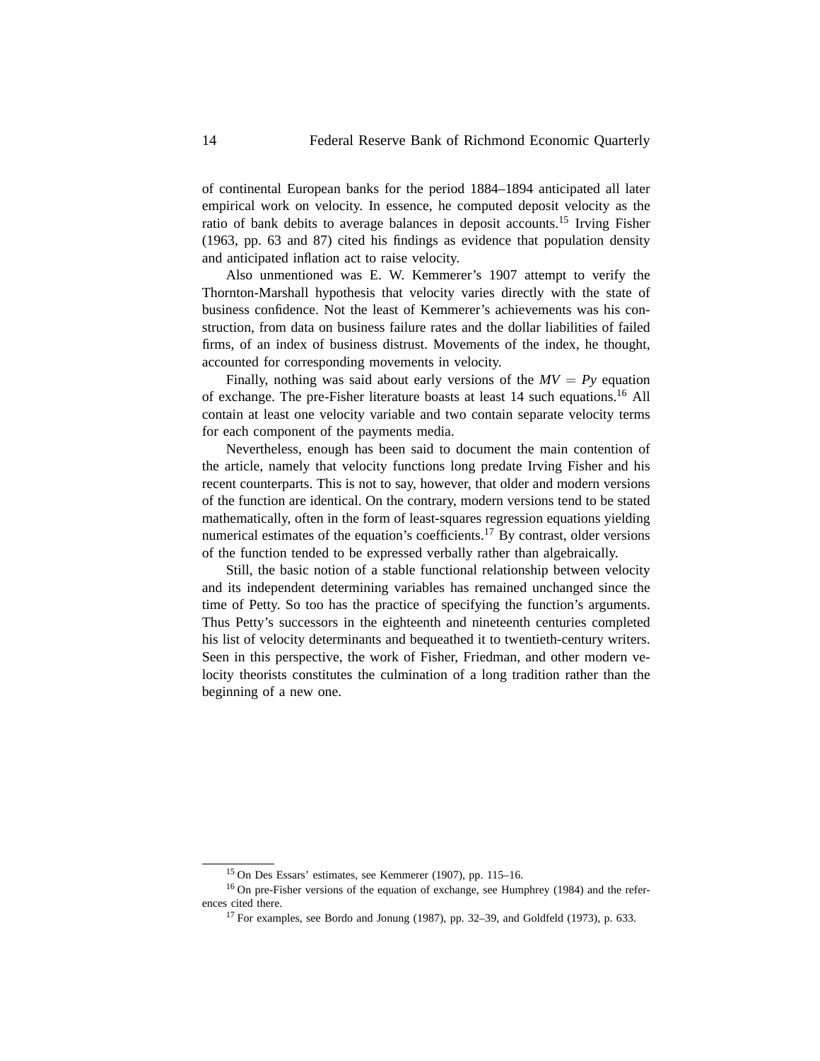of continental European banks for the period 1884–1894 anticipated all later empirical work on velocity. In essence, he computed deposit velocity as the ratio of bank debits to average balances in deposit accounts.[15] Irving Fisher (1963, pp. 63 and 87) cited his findings as evidence that population density and anticipated inflation act to raise velocity.

Also unmentioned was E. W. Kemmerer's 1907 attempt to verify the Thornton-Marshall hypothesis that velocity varies directly with the state of business confidence. Not the least of Kemmerer's achievements was his construction, from data on business failure rates and the dollar liabilities of failed firms, of an index of business distrust. Movements of the index, he thought, accounted for corresponding movements in velocity.

Finally, nothing was said about early versions of the $MV = Py$ equation of exchange. The pre-Fisher literature boasts at least 14 such equations.[16] All contain at least one velocity variable and two contain separate velocity terms for each component of the payments media.

Nevertheless, enough has been said to document the main contention of the article, namely that velocity functions long predate Irving Fisher and his recent counterparts. This is not to say, however, that older and modern versions of the function are identical. On the contrary, modern versions tend to be stated mathematically, often in the form of least-squares regression equations yielding numerical estimates of the equation's coefficients.[17] By contrast, older versions of the function tended to be expressed verbally rather than algebraically.

Still, the basic notion of a stable functional relationship between velocity and its independent determining variables has remained unchanged since the time of Petty. So too has the practice of specifying the function's arguments. Thus Petty's successors in the eighteenth and nineteenth centuries completed his list of velocity determinants and bequeathed it to twentieth-century writers. Seen in this perspective, the work of Fisher, Friedman, and other modern velocity theorists constitutes the culmination of a long tradition rather than the beginning of a new one.

---

[15] On Des Essars' estimates, see Kemmerer (1907), pp. 115–16.

[16] On pre-Fisher versions of the equation of exchange, see Humphrey (1984) and the references cited there.

[17] For examples, see Bordo and Jonung (1987), pp. 32–39, and Goldfeld (1973), p. 633.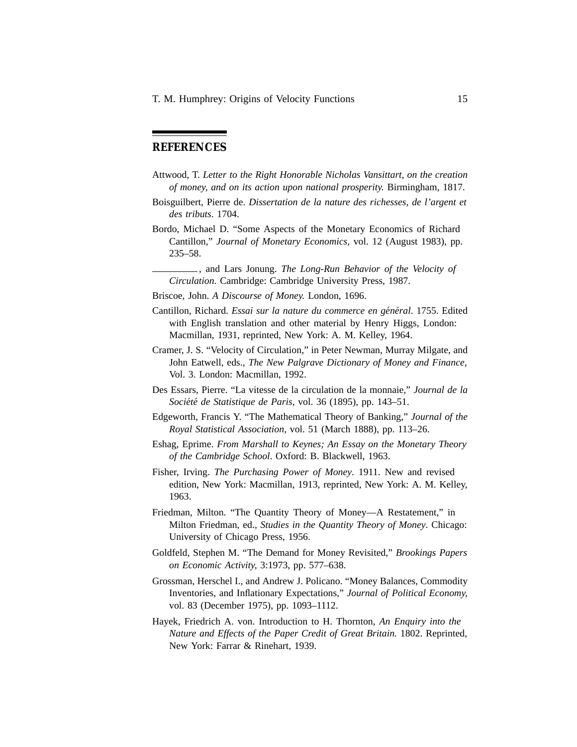## REFERENCES

Attwood, T. *Letter to the Right Honorable Nicholas Vansittart, on the creation of money, and on its action upon national prosperity.* Birmingham, 1817.

Boisguilbert, Pierre de. *Dissertation de la nature des richesses, de l'argent et des tributs*. 1704.

Bordo, Michael D. "Some Aspects of the Monetary Economics of Richard Cantillon," *Journal of Monetary Economics,* vol. 12 (August 1983), pp. 235–58.

_________, and Lars Jonung. *The Long-Run Behavior of the Velocity of Circulation.* Cambridge: Cambridge University Press, 1987.

Briscoe, John. *A Discourse of Money.* London, 1696.

Cantillon, Richard. *Essai sur la nature du commerce en général*. 1755. Edited with English translation and other material by Henry Higgs, London: Macmillan, 1931, reprinted, New York: A. M. Kelley, 1964.

Cramer, J. S. "Velocity of Circulation," in Peter Newman, Murray Milgate, and John Eatwell, eds., *The New Palgrave Dictionary of Money and Finance,* Vol. 3. London: Macmillan, 1992.

Des Essars, Pierre. "La vitesse de la circulation de la monnaie," *Journal de la Société de Statistique de Paris,* vol. 36 (1895), pp. 143–51.

Edgeworth, Francis Y. "The Mathematical Theory of Banking," *Journal of the Royal Statistical Association,* vol. 51 (March 1888), pp. 113–26.

Eshag, Eprime. *From Marshall to Keynes; An Essay on the Monetary Theory of the Cambridge School*. Oxford: B. Blackwell, 1963.

Fisher, Irving. *The Purchasing Power of Money*. 1911. New and revised edition, New York: Macmillan, 1913, reprinted, New York: A. M. Kelley, 1963.

Friedman, Milton. "The Quantity Theory of Money—A Restatement," in Milton Friedman, ed., *Studies in the Quantity Theory of Money*. Chicago: University of Chicago Press, 1956.

Goldfeld, Stephen M. "The Demand for Money Revisited," *Brookings Papers on Economic Activity,* 3:1973, pp. 577–638.

Grossman, Herschel I., and Andrew J. Policano. "Money Balances, Commodity Inventories, and Inflationary Expectations," *Journal of Political Economy,* vol. 83 (December 1975), pp. 1093–1112.

Hayek, Friedrich A. von. Introduction to H. Thornton, *An Enquiry into the Nature and Effects of the Paper Credit of Great Britain.* 1802. Reprinted, New York: Farrar & Rinehart, 1939.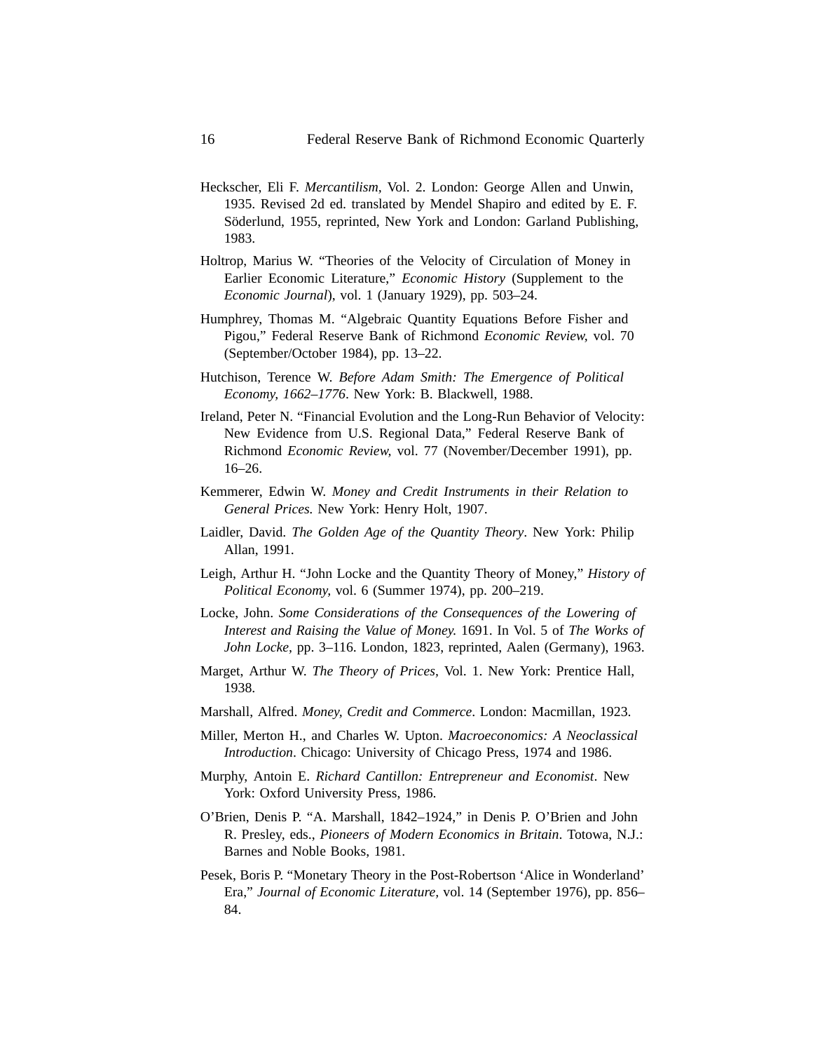Heckscher, Eli F. *Mercantilism*, Vol. 2. London: George Allen and Unwin, 1935. Revised 2d ed. translated by Mendel Shapiro and edited by E. F. Söderlund, 1955, reprinted, New York and London: Garland Publishing, 1983.

Holtrop, Marius W. "Theories of the Velocity of Circulation of Money in Earlier Economic Literature," *Economic History* (Supplement to the *Economic Journal*), vol. 1 (January 1929), pp. 503–24.

Humphrey, Thomas M. "Algebraic Quantity Equations Before Fisher and Pigou," Federal Reserve Bank of Richmond *Economic Review*, vol. 70 (September/October 1984), pp. 13–22.

Hutchison, Terence W. *Before Adam Smith: The Emergence of Political Economy, 1662–1776*. New York: B. Blackwell, 1988.

Ireland, Peter N. "Financial Evolution and the Long-Run Behavior of Velocity: New Evidence from U.S. Regional Data," Federal Reserve Bank of Richmond *Economic Review*, vol. 77 (November/December 1991), pp. 16–26.

Kemmerer, Edwin W. *Money and Credit Instruments in their Relation to General Prices*. New York: Henry Holt, 1907.

Laidler, David. *The Golden Age of the Quantity Theory*. New York: Philip Allan, 1991.

Leigh, Arthur H. "John Locke and the Quantity Theory of Money," *History of Political Economy*, vol. 6 (Summer 1974), pp. 200–219.

Locke, John. *Some Considerations of the Consequences of the Lowering of Interest and Raising the Value of Money*. 1691. In Vol. 5 of *The Works of John Locke*, pp. 3–116. London, 1823, reprinted, Aalen (Germany), 1963.

Marget, Arthur W. *The Theory of Prices*, Vol. 1. New York: Prentice Hall, 1938.

Marshall, Alfred. *Money, Credit and Commerce*. London: Macmillan, 1923.

Miller, Merton H., and Charles W. Upton. *Macroeconomics: A Neoclassical Introduction*. Chicago: University of Chicago Press, 1974 and 1986.

Murphy, Antoin E. *Richard Cantillon: Entrepreneur and Economist*. New York: Oxford University Press, 1986.

O'Brien, Denis P. "A. Marshall, 1842–1924," in Denis P. O'Brien and John R. Presley, eds., *Pioneers of Modern Economics in Britain*. Totowa, N.J.: Barnes and Noble Books, 1981.

Pesek, Boris P. "Monetary Theory in the Post-Robertson 'Alice in Wonderland' Era," *Journal of Economic Literature*, vol. 14 (September 1976), pp. 856–84.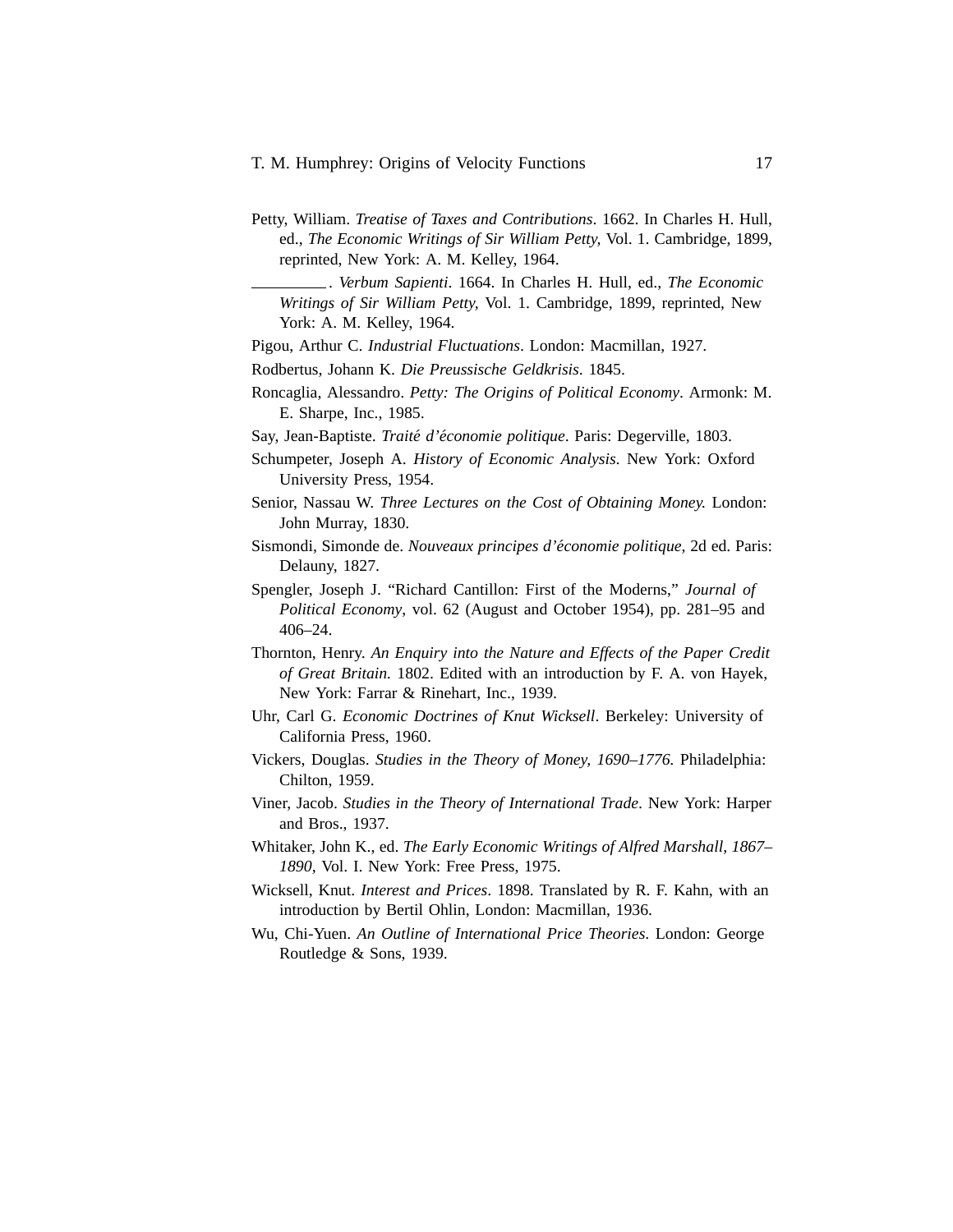Petty, William. *Treatise of Taxes and Contributions*. 1662. In Charles H. Hull, ed., *The Economic Writings of Sir William Petty,* Vol. 1. Cambridge, 1899, reprinted, New York: A. M. Kelley, 1964.

\_\_\_\_\_\_\_\_\_. *Verbum Sapienti*. 1664. In Charles H. Hull, ed., *The Economic Writings of Sir William Petty*, Vol. 1. Cambridge, 1899, reprinted, New York: A. M. Kelley, 1964.

Pigou, Arthur C. *Industrial Fluctuations*. London: Macmillan, 1927.

Rodbertus, Johann K. *Die Preussische Geldkrisis*. 1845.

Roncaglia, Alessandro. *Petty: The Origins of Political Economy*. Armonk: M. E. Sharpe, Inc., 1985.

Say, Jean-Baptiste. *Traité d'économie politique*. Paris: Degerville, 1803.

Schumpeter, Joseph A. *History of Economic Analysis*. New York: Oxford University Press, 1954.

Senior, Nassau W. *Three Lectures on the Cost of Obtaining Money.* London: John Murray, 1830.

Sismondi, Simonde de. *Nouveaux principes d'économie politique,* 2d ed. Paris: Delauny, 1827.

Spengler, Joseph J. "Richard Cantillon: First of the Moderns," *Journal of Political Economy*, vol. 62 (August and October 1954), pp. 281–95 and 406–24.

Thornton, Henry. *An Enquiry into the Nature and Effects of the Paper Credit of Great Britain.* 1802. Edited with an introduction by F. A. von Hayek, New York: Farrar & Rinehart, Inc., 1939.

Uhr, Carl G. *Economic Doctrines of Knut Wicksell*. Berkeley: University of California Press, 1960.

Vickers, Douglas. *Studies in the Theory of Money, 1690–1776.* Philadelphia: Chilton, 1959.

Viner, Jacob. *Studies in the Theory of International Trade*. New York: Harper and Bros., 1937.

Whitaker, John K., ed. *The Early Economic Writings of Alfred Marshall, 1867–1890,* Vol. I. New York: Free Press, 1975.

Wicksell, Knut. *Interest and Prices*. 1898. Translated by R. F. Kahn, with an introduction by Bertil Ohlin, London: Macmillan, 1936.

Wu, Chi-Yuen. *An Outline of International Price Theories*. London: George Routledge & Sons, 1939.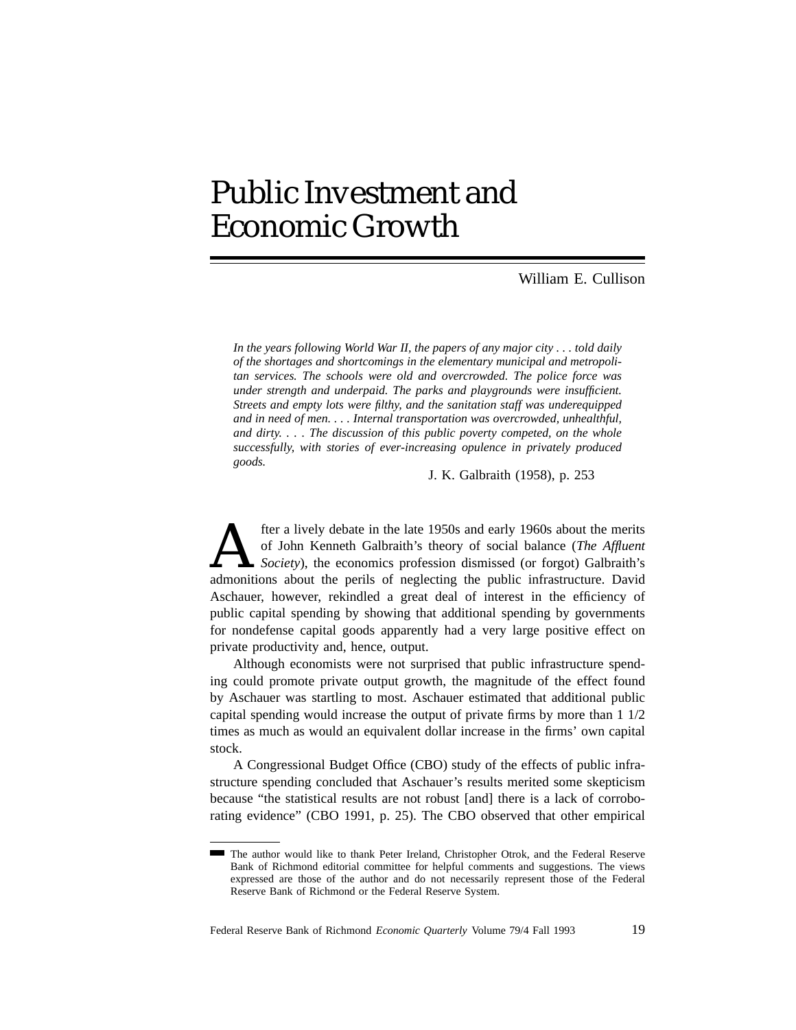# Public Investment and Economic Growth

William E. Cullison

*In the years following World War II, the papers of any major city . . . told daily of the shortages and shortcomings in the elementary municipal and metropolitan services. The schools were old and overcrowded. The police force was under strength and underpaid. The parks and playgrounds were insufficient. Streets and empty lots were filthy, and the sanitation staff was underequipped and in need of men. . . . Internal transportation was overcrowded, unhealthful, and dirty. . . . The discussion of this public poverty competed, on the whole successfully, with stories of ever-increasing opulence in privately produced goods.*

J. K. Galbraith (1958), p. 253

After a lively debate in the late 1950s and early 1960s about the merits of John Kenneth Galbraith's theory of social balance (*The Affluent Society*), the economics profession dismissed (or forgot) Galbraith's admonitions about the perils of neglecting the public infrastructure. David Aschauer, however, rekindled a great deal of interest in the efficiency of public capital spending by showing that additional spending by governments for nondefense capital goods apparently had a very large positive effect on private productivity and, hence, output.

Although economists were not surprised that public infrastructure spending could promote private output growth, the magnitude of the effect found by Aschauer was startling to most. Aschauer estimated that additional public capital spending would increase the output of private firms by more than 1 1/2 times as much as would an equivalent dollar increase in the firms' own capital stock.

A Congressional Budget Office (CBO) study of the effects of public infrastructure spending concluded that Aschauer's results merited some skepticism because "the statistical results are not robust [and] there is a lack of corroborating evidence" (CBO 1991, p. 25). The CBO observed that other empirical

The author would like to thank Peter Ireland, Christopher Otrok, and the Federal Reserve Bank of Richmond editorial committee for helpful comments and suggestions. The views expressed are those of the author and do not necessarily represent those of the Federal Reserve Bank of Richmond or the Federal Reserve System.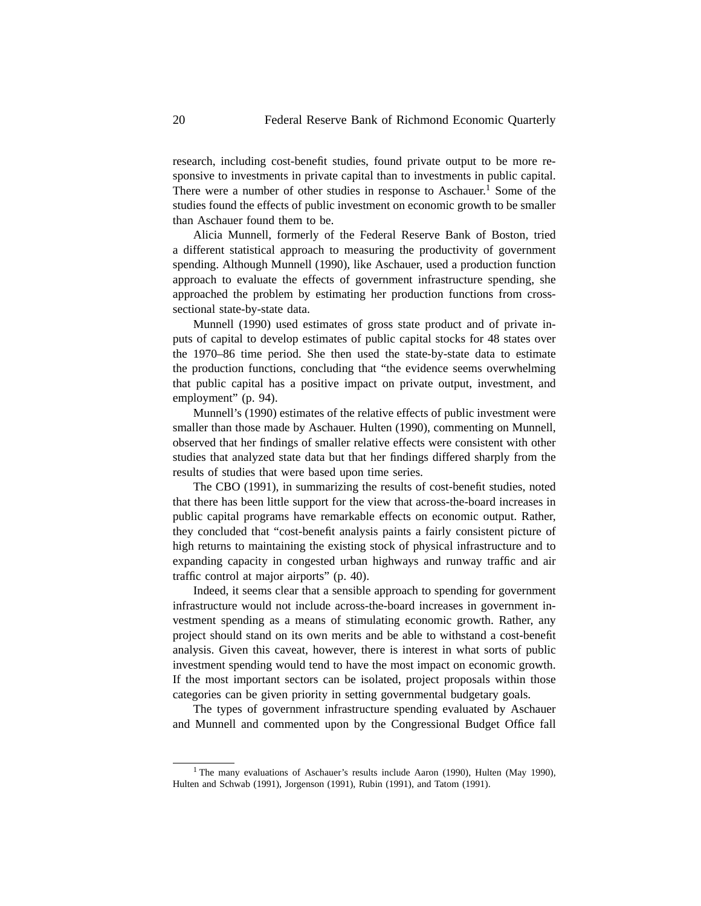research, including cost-benefit studies, found private output to be more responsive to investments in private capital than to investments in public capital. There were a number of other studies in response to Aschauer.[1] Some of the studies found the effects of public investment on economic growth to be smaller than Aschauer found them to be.

Alicia Munnell, formerly of the Federal Reserve Bank of Boston, tried a different statistical approach to measuring the productivity of government spending. Although Munnell (1990), like Aschauer, used a production function approach to evaluate the effects of government infrastructure spending, she approached the problem by estimating her production functions from cross-sectional state-by-state data.

Munnell (1990) used estimates of gross state product and of private inputs of capital to develop estimates of public capital stocks for 48 states over the 1970–86 time period. She then used the state-by-state data to estimate the production functions, concluding that "the evidence seems overwhelming that public capital has a positive impact on private output, investment, and employment" (p. 94).

Munnell's (1990) estimates of the relative effects of public investment were smaller than those made by Aschauer. Hulten (1990), commenting on Munnell, observed that her findings of smaller relative effects were consistent with other studies that analyzed state data but that her findings differed sharply from the results of studies that were based upon time series.

The CBO (1991), in summarizing the results of cost-benefit studies, noted that there has been little support for the view that across-the-board increases in public capital programs have remarkable effects on economic output. Rather, they concluded that "cost-benefit analysis paints a fairly consistent picture of high returns to maintaining the existing stock of physical infrastructure and to expanding capacity in congested urban highways and runway traffic and air traffic control at major airports" (p. 40).

Indeed, it seems clear that a sensible approach to spending for government infrastructure would not include across-the-board increases in government investment spending as a means of stimulating economic growth. Rather, any project should stand on its own merits and be able to withstand a cost-benefit analysis. Given this caveat, however, there is interest in what sorts of public investment spending would tend to have the most impact on economic growth. If the most important sectors can be isolated, project proposals within those categories can be given priority in setting governmental budgetary goals.

The types of government infrastructure spending evaluated by Aschauer and Munnell and commented upon by the Congressional Budget Office fall

---

[1] The many evaluations of Aschauer's results include Aaron (1990), Hulten (May 1990), Hulten and Schwab (1991), Jorgenson (1991), Rubin (1991), and Tatom (1991).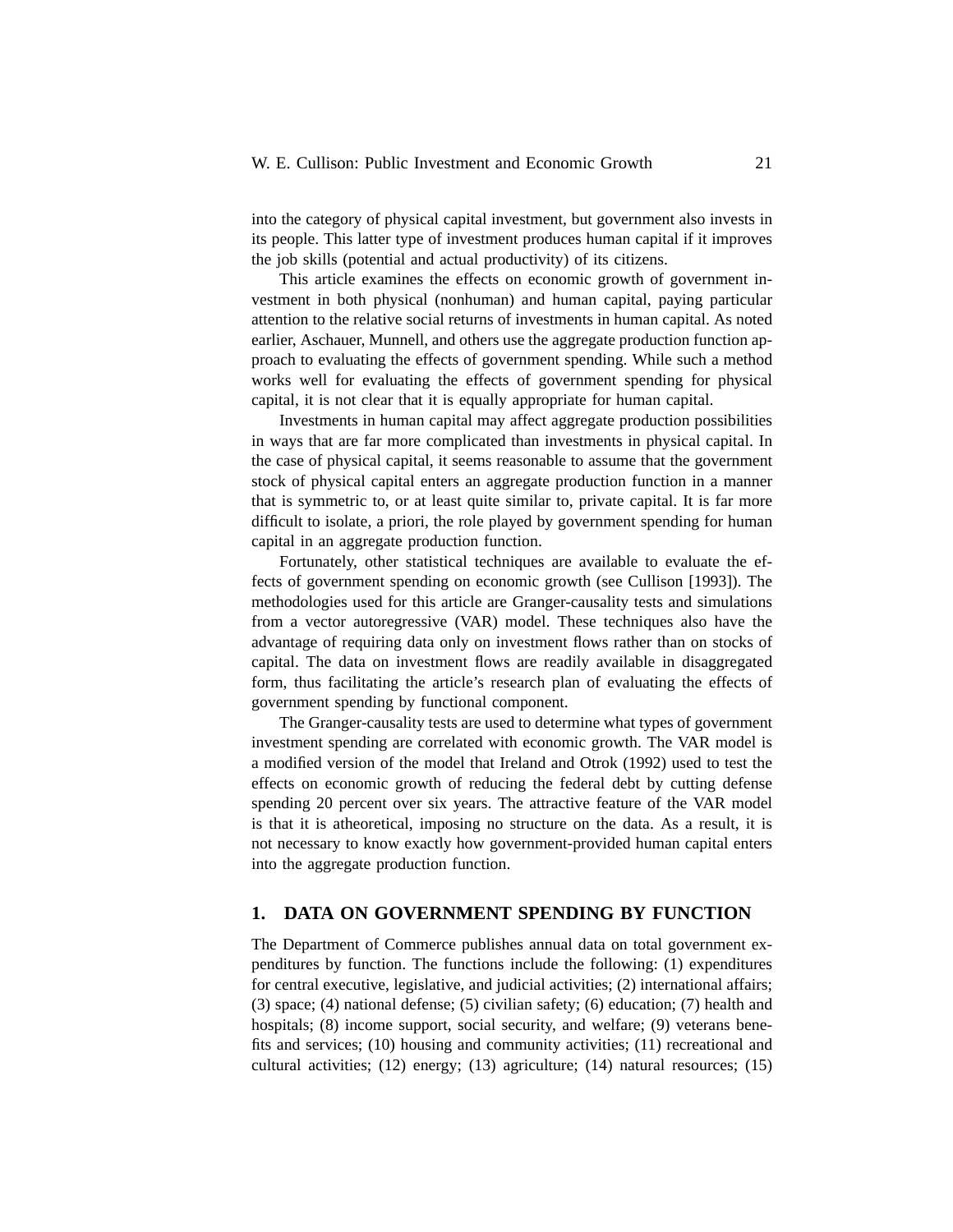into the category of physical capital investment, but government also invests in its people. This latter type of investment produces human capital if it improves the job skills (potential and actual productivity) of its citizens.

This article examines the effects on economic growth of government investment in both physical (nonhuman) and human capital, paying particular attention to the relative social returns of investments in human capital. As noted earlier, Aschauer, Munnell, and others use the aggregate production function approach to evaluating the effects of government spending. While such a method works well for evaluating the effects of government spending for physical capital, it is not clear that it is equally appropriate for human capital.

Investments in human capital may affect aggregate production possibilities in ways that are far more complicated than investments in physical capital. In the case of physical capital, it seems reasonable to assume that the government stock of physical capital enters an aggregate production function in a manner that is symmetric to, or at least quite similar to, private capital. It is far more difficult to isolate, a priori, the role played by government spending for human capital in an aggregate production function.

Fortunately, other statistical techniques are available to evaluate the effects of government spending on economic growth (see Cullison [1993]). The methodologies used for this article are Granger-causality tests and simulations from a vector autoregressive (VAR) model. These techniques also have the advantage of requiring data only on investment flows rather than on stocks of capital. The data on investment flows are readily available in disaggregated form, thus facilitating the article's research plan of evaluating the effects of government spending by functional component.

The Granger-causality tests are used to determine what types of government investment spending are correlated with economic growth. The VAR model is a modified version of the model that Ireland and Otrok (1992) used to test the effects on economic growth of reducing the federal debt by cutting defense spending 20 percent over six years. The attractive feature of the VAR model is that it is atheoretical, imposing no structure on the data. As a result, it is not necessary to know exactly how government-provided human capital enters into the aggregate production function.

## 1. DATA ON GOVERNMENT SPENDING BY FUNCTION

The Department of Commerce publishes annual data on total government expenditures by function. The functions include the following: (1) expenditures for central executive, legislative, and judicial activities; (2) international affairs; (3) space; (4) national defense; (5) civilian safety; (6) education; (7) health and hospitals; (8) income support, social security, and welfare; (9) veterans benefits and services; (10) housing and community activities; (11) recreational and cultural activities; (12) energy; (13) agriculture; (14) natural resources; (15)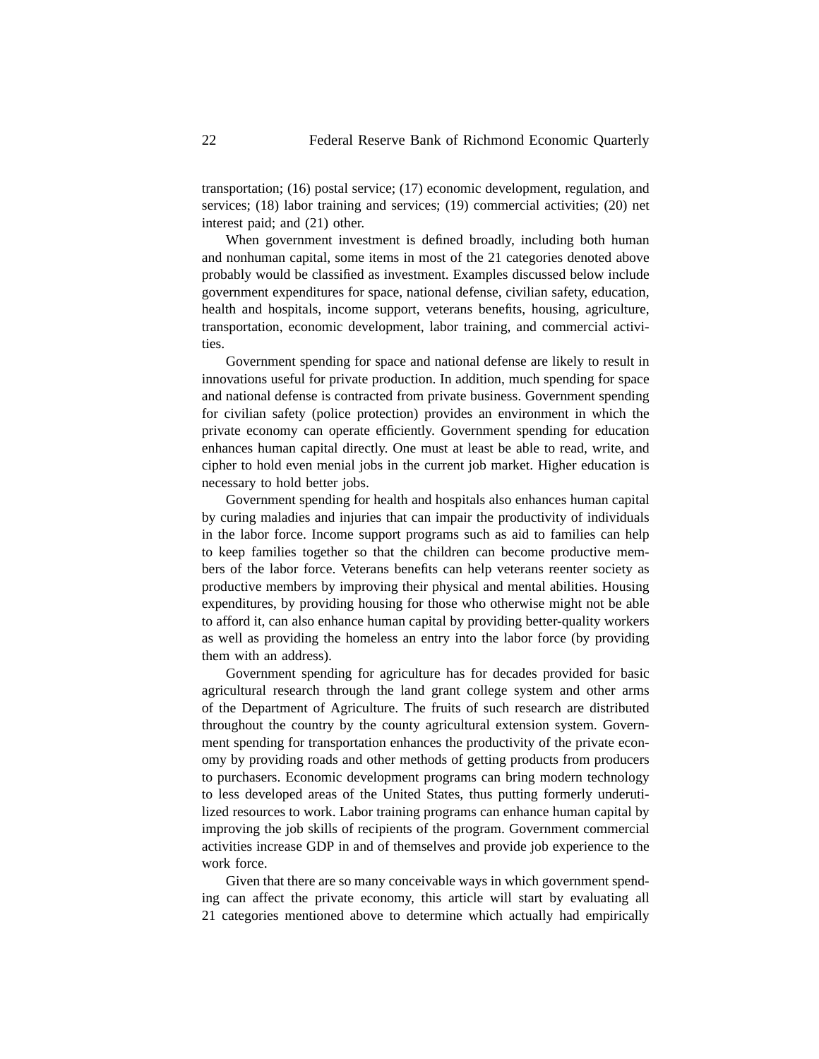transportation; (16) postal service; (17) economic development, regulation, and services; (18) labor training and services; (19) commercial activities; (20) net interest paid; and (21) other.

When government investment is defined broadly, including both human and nonhuman capital, some items in most of the 21 categories denoted above probably would be classified as investment. Examples discussed below include government expenditures for space, national defense, civilian safety, education, health and hospitals, income support, veterans benefits, housing, agriculture, transportation, economic development, labor training, and commercial activities.

Government spending for space and national defense are likely to result in innovations useful for private production. In addition, much spending for space and national defense is contracted from private business. Government spending for civilian safety (police protection) provides an environment in which the private economy can operate efficiently. Government spending for education enhances human capital directly. One must at least be able to read, write, and cipher to hold even menial jobs in the current job market. Higher education is necessary to hold better jobs.

Government spending for health and hospitals also enhances human capital by curing maladies and injuries that can impair the productivity of individuals in the labor force. Income support programs such as aid to families can help to keep families together so that the children can become productive members of the labor force. Veterans benefits can help veterans reenter society as productive members by improving their physical and mental abilities. Housing expenditures, by providing housing for those who otherwise might not be able to afford it, can also enhance human capital by providing better-quality workers as well as providing the homeless an entry into the labor force (by providing them with an address).

Government spending for agriculture has for decades provided for basic agricultural research through the land grant college system and other arms of the Department of Agriculture. The fruits of such research are distributed throughout the country by the county agricultural extension system. Government spending for transportation enhances the productivity of the private economy by providing roads and other methods of getting products from producers to purchasers. Economic development programs can bring modern technology to less developed areas of the United States, thus putting formerly underutilized resources to work. Labor training programs can enhance human capital by improving the job skills of recipients of the program. Government commercial activities increase GDP in and of themselves and provide job experience to the work force.

Given that there are so many conceivable ways in which government spending can affect the private economy, this article will start by evaluating all 21 categories mentioned above to determine which actually had empirically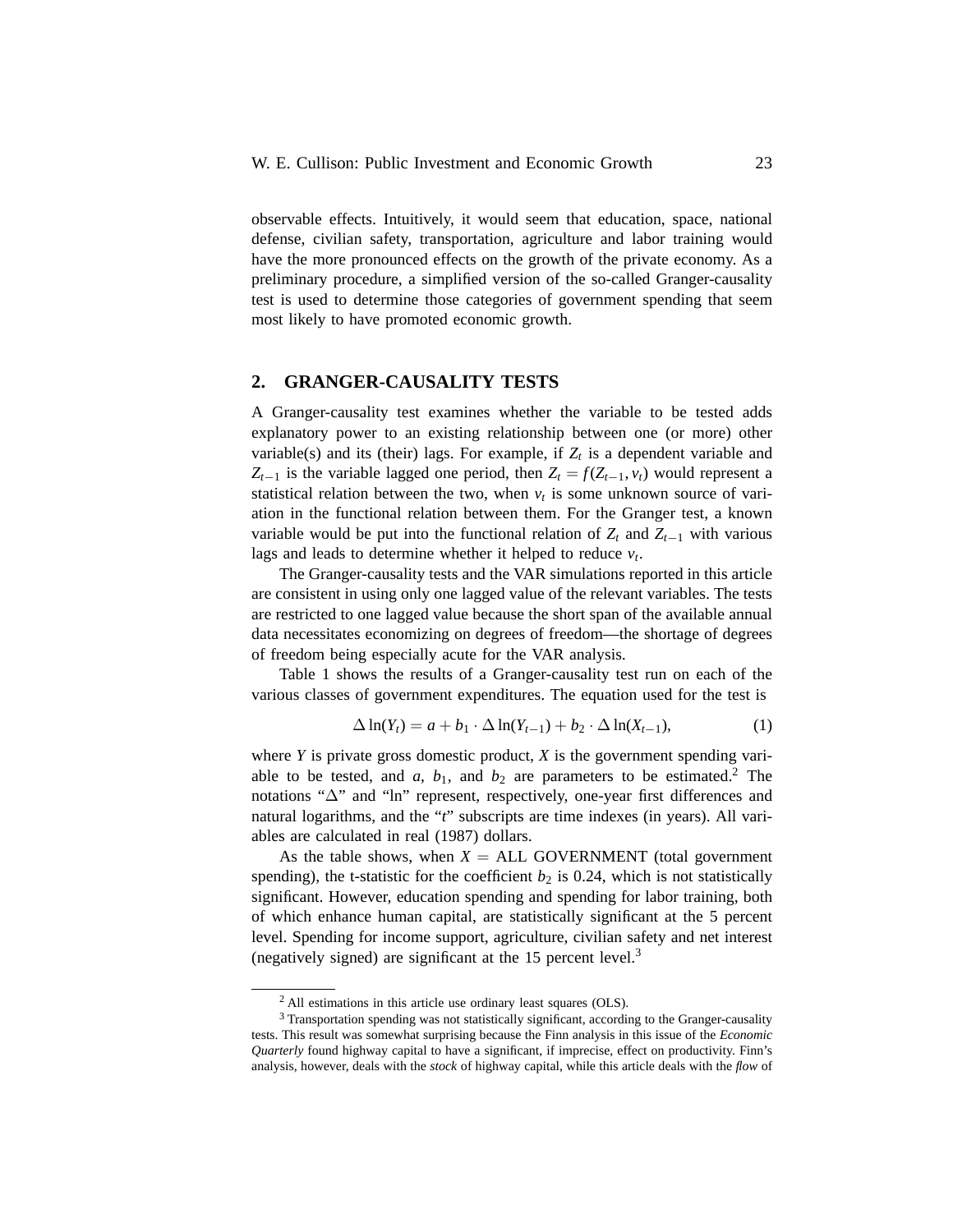observable effects. Intuitively, it would seem that education, space, national defense, civilian safety, transportation, agriculture and labor training would have the more pronounced effects on the growth of the private economy. As a preliminary procedure, a simplified version of the so-called Granger-causality test is used to determine those categories of government spending that seem most likely to have promoted economic growth.

## 2. GRANGER-CAUSALITY TESTS

A Granger-causality test examines whether the variable to be tested adds explanatory power to an existing relationship between one (or more) other variable(s) and its (their) lags. For example, if $Z_t$ is a dependent variable and $Z_{t-1}$ is the variable lagged one period, then $Z_t = f(Z_{t-1}, v_t)$ would represent a statistical relation between the two, when $v_t$ is some unknown source of variation in the functional relation between them. For the Granger test, a known variable would be put into the functional relation of $Z_t$ and $Z_{t-1}$ with various lags and leads to determine whether it helped to reduce $v_t$.

The Granger-causality tests and the VAR simulations reported in this article are consistent in using only one lagged value of the relevant variables. The tests are restricted to one lagged value because the short span of the available annual data necessitates economizing on degrees of freedom—the shortage of degrees of freedom being especially acute for the VAR analysis.

Table 1 shows the results of a Granger-causality test run on each of the various classes of government expenditures. The equation used for the test is

$$\Delta \ln(Y_t) = a + b_1 \cdot \Delta \ln(Y_{t-1}) + b_2 \cdot \Delta \ln(X_{t-1}), \tag{1}$$

where $Y$ is private gross domestic product, $X$ is the government spending variable to be tested, and $a$, $b_1$, and $b_2$ are parameters to be estimated.[2] The notations "$\Delta$" and "ln" represent, respectively, one-year first differences and natural logarithms, and the "$t$" subscripts are time indexes (in years). All variables are calculated in real (1987) dollars.

As the table shows, when $X$ = ALL GOVERNMENT (total government spending), the t-statistic for the coefficient $b_2$ is 0.24, which is not statistically significant. However, education spending and spending for labor training, both of which enhance human capital, are statistically significant at the 5 percent level. Spending for income support, agriculture, civilian safety and net interest (negatively signed) are significant at the 15 percent level.[3]

---

[2] All estimations in this article use ordinary least squares (OLS).

[3] Transportation spending was not statistically significant, according to the Granger-causality tests. This result was somewhat surprising because the Finn analysis in this issue of the *Economic Quarterly* found highway capital to have a significant, if imprecise, effect on productivity. Finn's analysis, however, deals with the *stock* of highway capital, while this article deals with the *flow* of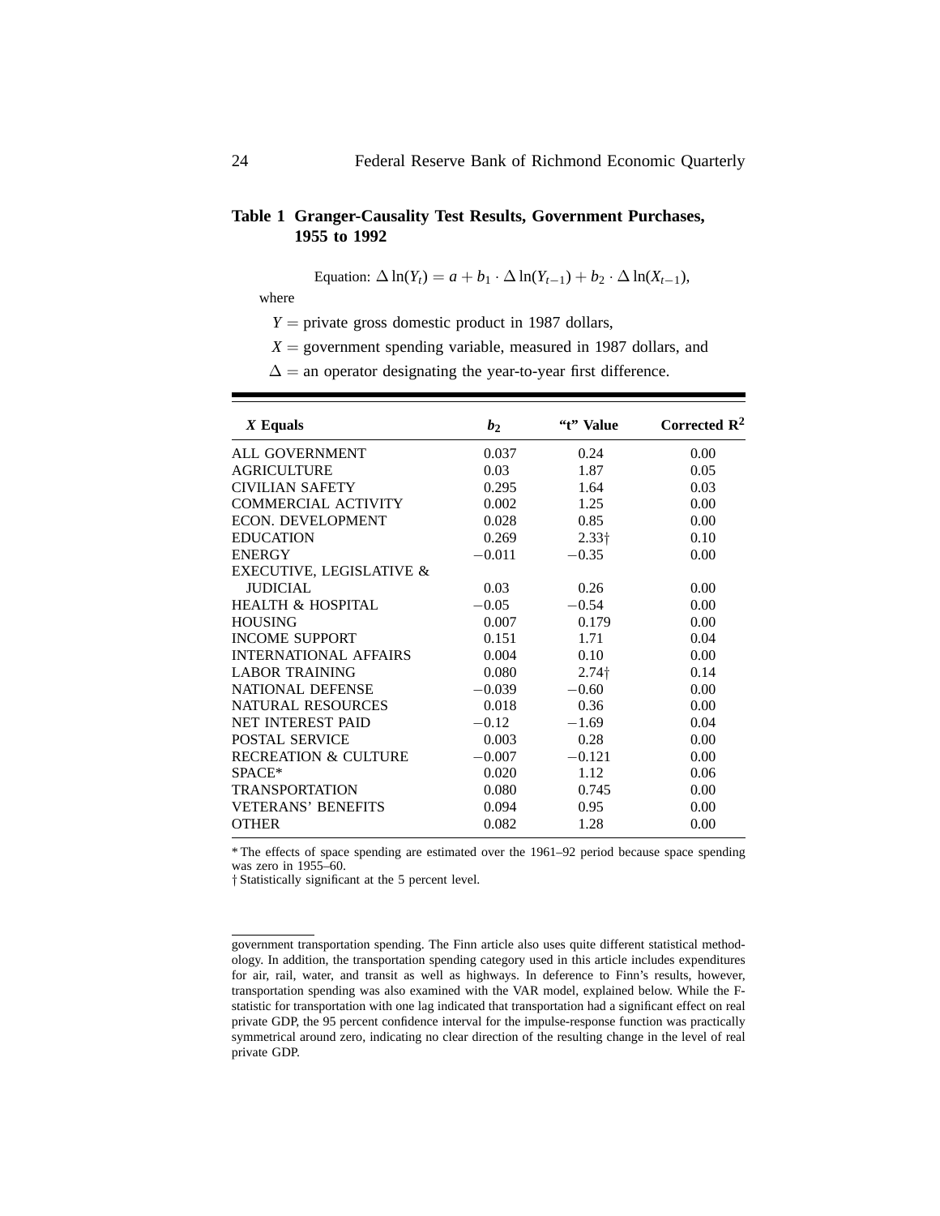**Table 1 Granger-Causality Test Results, Government Purchases, 1955 to 1992**

Equation: $\Delta \ln(Y_t) = a + b_1 \cdot \Delta \ln(Y_{t-1}) + b_2 \cdot \Delta \ln(X_{t-1})$,

where

$Y$ = private gross domestic product in 1987 dollars,

$X$ = government spending variable, measured in 1987 dollars, and

$\Delta$ = an operator designating the year-to-year first difference.

| *X* Equals | $b_2$ | "t" Value | Corrected $R^2$ |
|---|---|---|---|
| ALL GOVERNMENT | 0.037 | 0.24 | 0.00 |
| AGRICULTURE | 0.03 | 1.87 | 0.05 |
| CIVILIAN SAFETY | 0.295 | 1.64 | 0.03 |
| COMMERCIAL ACTIVITY | 0.002 | 1.25 | 0.00 |
| ECON. DEVELOPMENT | 0.028 | 0.85 | 0.00 |
| EDUCATION | 0.269 | 2.33† | 0.10 |
| ENERGY | −0.011 | −0.35 | 0.00 |
| EXECUTIVE, LEGISLATIVE & JUDICIAL | 0.03 | 0.26 | 0.00 |
| HEALTH & HOSPITAL | −0.05 | −0.54 | 0.00 |
| HOUSING | 0.007 | 0.179 | 0.00 |
| INCOME SUPPORT | 0.151 | 1.71 | 0.04 |
| INTERNATIONAL AFFAIRS | 0.004 | 0.10 | 0.00 |
| LABOR TRAINING | 0.080 | 2.74† | 0.14 |
| NATIONAL DEFENSE | −0.039 | −0.60 | 0.00 |
| NATURAL RESOURCES | 0.018 | 0.36 | 0.00 |
| NET INTEREST PAID | −0.12 | −1.69 | 0.04 |
| POSTAL SERVICE | 0.003 | 0.28 | 0.00 |
| RECREATION & CULTURE | −0.007 | −0.121 | 0.00 |
| SPACE* | 0.020 | 1.12 | 0.06 |
| TRANSPORTATION | 0.080 | 0.745 | 0.00 |
| VETERANS' BENEFITS | 0.094 | 0.95 | 0.00 |
| OTHER | 0.082 | 1.28 | 0.00 |

* The effects of space spending are estimated over the 1961–92 period because space spending was zero in 1955–60.

† Statistically significant at the 5 percent level.

---

government transportation spending. The Finn article also uses quite different statistical methodology. In addition, the transportation spending category used in this article includes expenditures for air, rail, water, and transit as well as highways. In deference to Finn's results, however, transportation spending was also examined with the VAR model, explained below. While the F-statistic for transportation with one lag indicated that transportation had a significant effect on real private GDP, the 95 percent confidence interval for the impulse-response function was practically symmetrical around zero, indicating no clear direction of the resulting change in the level of real private GDP.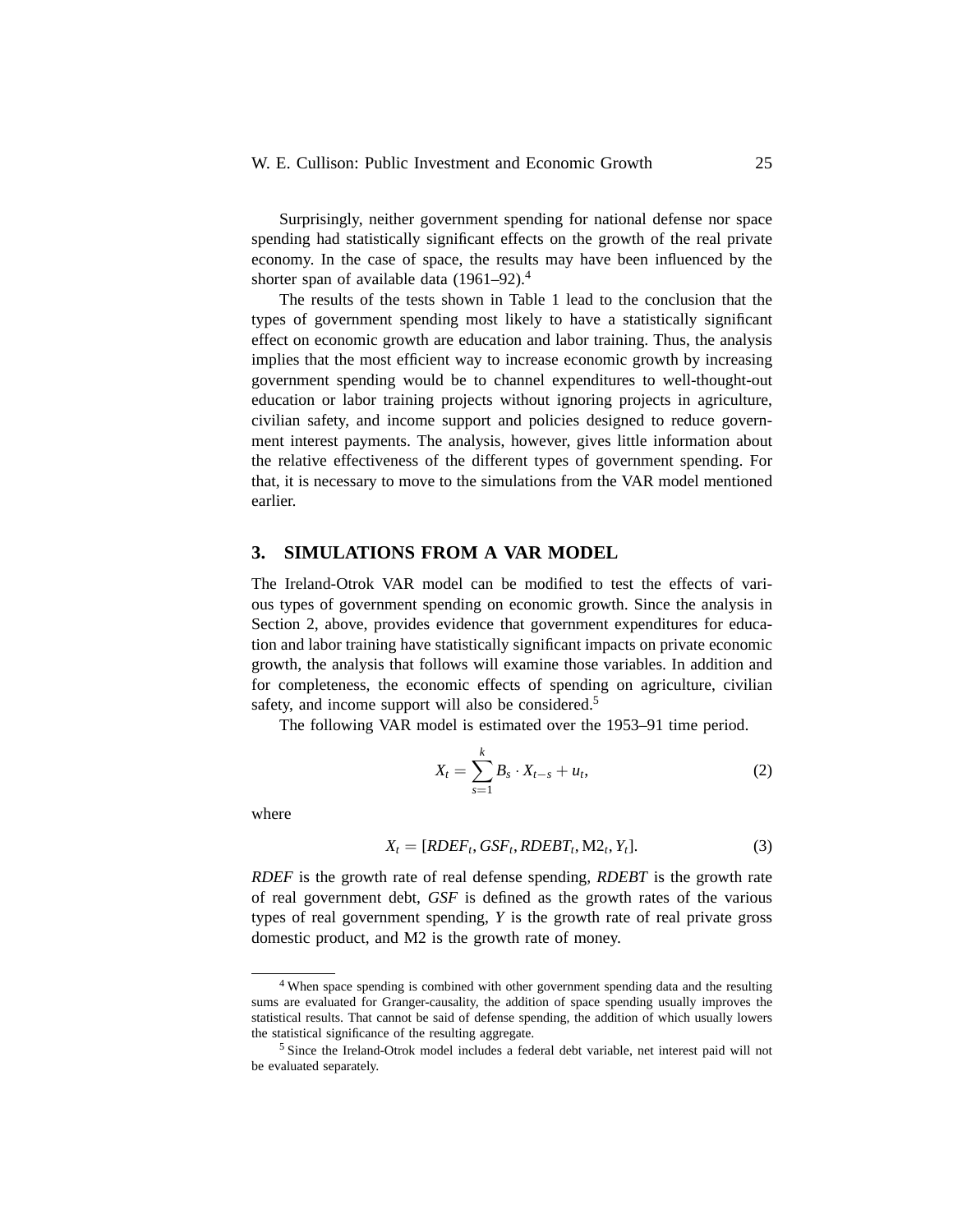Surprisingly, neither government spending for national defense nor space spending had statistically significant effects on the growth of the real private economy. In the case of space, the results may have been influenced by the shorter span of available data (1961–92).[4]

The results of the tests shown in Table 1 lead to the conclusion that the types of government spending most likely to have a statistically significant effect on economic growth are education and labor training. Thus, the analysis implies that the most efficient way to increase economic growth by increasing government spending would be to channel expenditures to well-thought-out education or labor training projects without ignoring projects in agriculture, civilian safety, and income support and policies designed to reduce government interest payments. The analysis, however, gives little information about the relative effectiveness of the different types of government spending. For that, it is necessary to move to the simulations from the VAR model mentioned earlier.

## 3. SIMULATIONS FROM A VAR MODEL

The Ireland-Otrok VAR model can be modified to test the effects of various types of government spending on economic growth. Since the analysis in Section 2, above, provides evidence that government expenditures for education and labor training have statistically significant impacts on private economic growth, the analysis that follows will examine those variables. In addition and for completeness, the economic effects of spending on agriculture, civilian safety, and income support will also be considered.[5]

The following VAR model is estimated over the 1953–91 time period.

$$X_t = \sum_{s=1}^{k} B_s \cdot X_{t-s} + u_t, \tag{2}$$

where

$$X_t = [RDEF_t, GSF_t, RDEBT_t, \mathrm{M2}_t, Y_t]. \tag{3}$$

*RDEF* is the growth rate of real defense spending, *RDEBT* is the growth rate of real government debt, *GSF* is defined as the growth rates of the various types of real government spending, *Y* is the growth rate of real private gross domestic product, and M2 is the growth rate of money.

[4] When space spending is combined with other government spending data and the resulting sums are evaluated for Granger-causality, the addition of space spending usually improves the statistical results. That cannot be said of defense spending, the addition of which usually lowers the statistical significance of the resulting aggregate.

[5] Since the Ireland-Otrok model includes a federal debt variable, net interest paid will not be evaluated separately.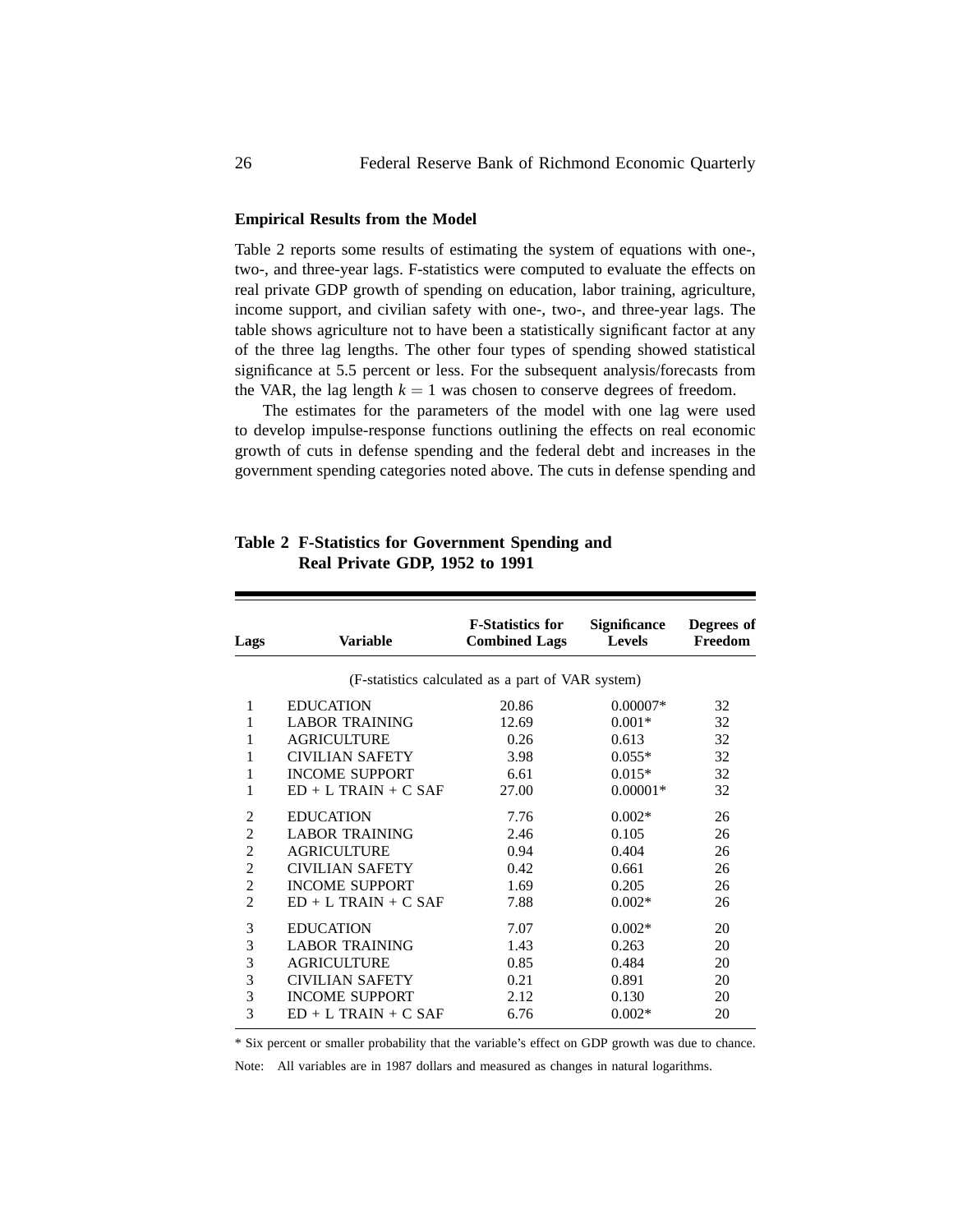### Empirical Results from the Model

Table 2 reports some results of estimating the system of equations with one-, two-, and three-year lags. F-statistics were computed to evaluate the effects on real private GDP growth of spending on education, labor training, agriculture, income support, and civilian safety with one-, two-, and three-year lags. The table shows agriculture not to have been a statistically significant factor at any of the three lag lengths. The other four types of spending showed statistical significance at 5.5 percent or less. For the subsequent analysis/forecasts from the VAR, the lag length $k = 1$ was chosen to conserve degrees of freedom.

The estimates for the parameters of the model with one lag were used to develop impulse-response functions outlining the effects on real economic growth of cuts in defense spending and the federal debt and increases in the government spending categories noted above. The cuts in defense spending and

**Table 2 F-Statistics for Government Spending and Real Private GDP, 1952 to 1991**

| Lags | Variable | F-Statistics for Combined Lags | Significance Levels | Degrees of Freedom |
|---|---|---|---|---|
| | (F-statistics calculated as a part of VAR system) | | | |
| 1 | EDUCATION | 20.86 | 0.00007* | 32 |
| 1 | LABOR TRAINING | 12.69 | 0.001* | 32 |
| 1 | AGRICULTURE | 0.26 | 0.613 | 32 |
| 1 | CIVILIAN SAFETY | 3.98 | 0.055* | 32 |
| 1 | INCOME SUPPORT | 6.61 | 0.015* | 32 |
| 1 | ED + L TRAIN + C SAF | 27.00 | 0.00001* | 32 |
| 2 | EDUCATION | 7.76 | 0.002* | 26 |
| 2 | LABOR TRAINING | 2.46 | 0.105 | 26 |
| 2 | AGRICULTURE | 0.94 | 0.404 | 26 |
| 2 | CIVILIAN SAFETY | 0.42 | 0.661 | 26 |
| 2 | INCOME SUPPORT | 1.69 | 0.205 | 26 |
| 2 | ED + L TRAIN + C SAF | 7.88 | 0.002* | 26 |
| 3 | EDUCATION | 7.07 | 0.002* | 20 |
| 3 | LABOR TRAINING | 1.43 | 0.263 | 20 |
| 3 | AGRICULTURE | 0.85 | 0.484 | 20 |
| 3 | CIVILIAN SAFETY | 0.21 | 0.891 | 20 |
| 3 | INCOME SUPPORT | 2.12 | 0.130 | 20 |
| 3 | ED + L TRAIN + C SAF | 6.76 | 0.002* | 20 |

* Six percent or smaller probability that the variable's effect on GDP growth was due to chance.

Note: All variables are in 1987 dollars and measured as changes in natural logarithms.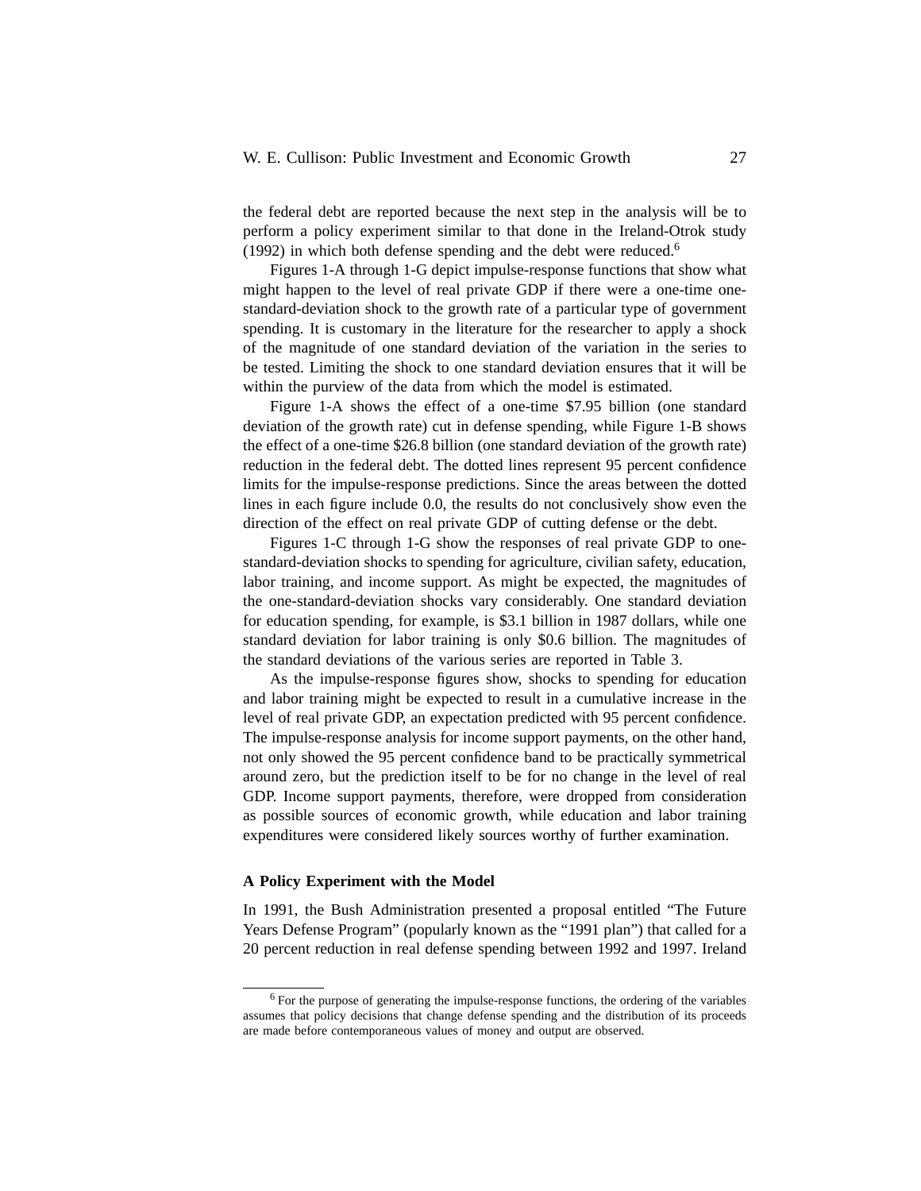the federal debt are reported because the next step in the analysis will be to perform a policy experiment similar to that done in the Ireland-Otrok study (1992) in which both defense spending and the debt were reduced.[6]

Figures 1-A through 1-G depict impulse-response functions that show what might happen to the level of real private GDP if there were a one-time one-standard-deviation shock to the growth rate of a particular type of government spending. It is customary in the literature for the researcher to apply a shock of the magnitude of one standard deviation of the variation in the series to be tested. Limiting the shock to one standard deviation ensures that it will be within the purview of the data from which the model is estimated.

Figure 1-A shows the effect of a one-time $7.95 billion (one standard deviation of the growth rate) cut in defense spending, while Figure 1-B shows the effect of a one-time $26.8 billion (one standard deviation of the growth rate) reduction in the federal debt. The dotted lines represent 95 percent confidence limits for the impulse-response predictions. Since the areas between the dotted lines in each figure include 0.0, the results do not conclusively show even the direction of the effect on real private GDP of cutting defense or the debt.

Figures 1-C through 1-G show the responses of real private GDP to one-standard-deviation shocks to spending for agriculture, civilian safety, education, labor training, and income support. As might be expected, the magnitudes of the one-standard-deviation shocks vary considerably. One standard deviation for education spending, for example, is $3.1 billion in 1987 dollars, while one standard deviation for labor training is only $0.6 billion. The magnitudes of the standard deviations of the various series are reported in Table 3.

As the impulse-response figures show, shocks to spending for education and labor training might be expected to result in a cumulative increase in the level of real private GDP, an expectation predicted with 95 percent confidence. The impulse-response analysis for income support payments, on the other hand, not only showed the 95 percent confidence band to be practically symmetrical around zero, but the prediction itself to be for no change in the level of real GDP. Income support payments, therefore, were dropped from consideration as possible sources of economic growth, while education and labor training expenditures were considered likely sources worthy of further examination.

### A Policy Experiment with the Model

In 1991, the Bush Administration presented a proposal entitled "The Future Years Defense Program" (popularly known as the "1991 plan") that called for a 20 percent reduction in real defense spending between 1992 and 1997. Ireland

[6] For the purpose of generating the impulse-response functions, the ordering of the variables assumes that policy decisions that change defense spending and the distribution of its proceeds are made before contemporaneous values of money and output are observed.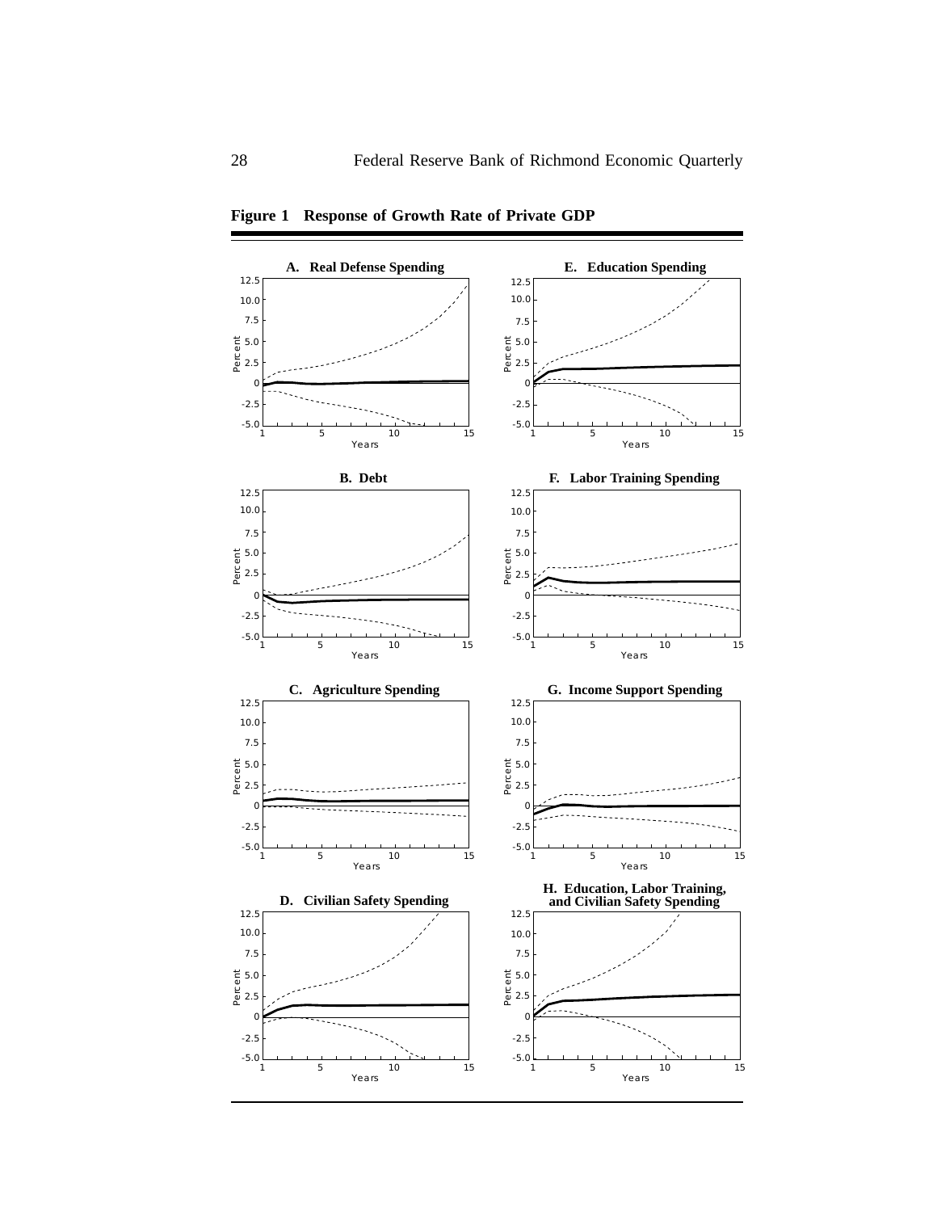**Figure 1 Response of Growth Rate of Private GDP**

A. Real Defense Spending

B. Debt

C. Agriculture Spending

D. Civilian Safety Spending

E. Education Spending

F. Labor Training Spending

G. Income Support Spending

H. Education, Labor Training, and Civilian Safety Spending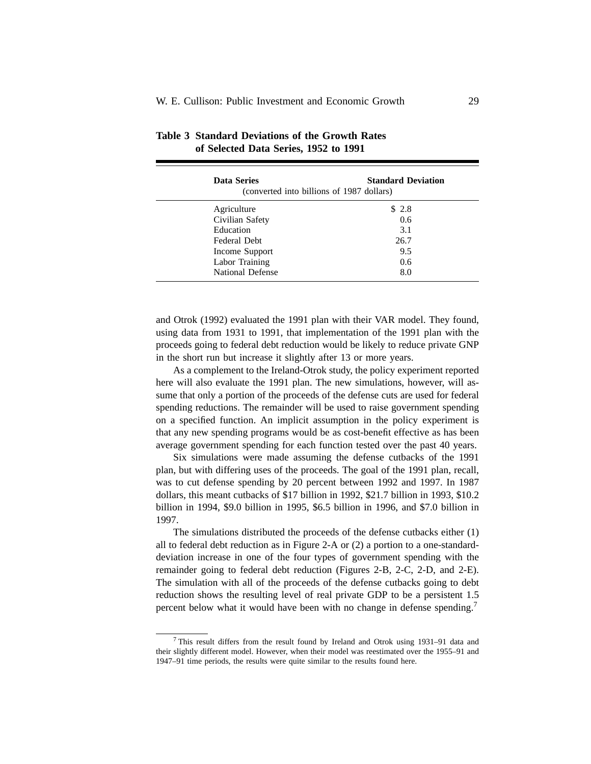**Table 3 Standard Deviations of the Growth Rates of Selected Data Series, 1952 to 1991**

| Data Series | Standard Deviation |
|---|---|
| (converted into billions of 1987 dollars) | |
| Agriculture | $ 2.8 |
| Civilian Safety | 0.6 |
| Education | 3.1 |
| Federal Debt | 26.7 |
| Income Support | 9.5 |
| Labor Training | 0.6 |
| National Defense | 8.0 |

and Otrok (1992) evaluated the 1991 plan with their VAR model. They found, using data from 1931 to 1991, that implementation of the 1991 plan with the proceeds going to federal debt reduction would be likely to reduce private GNP in the short run but increase it slightly after 13 or more years.

As a complement to the Ireland-Otrok study, the policy experiment reported here will also evaluate the 1991 plan. The new simulations, however, will assume that only a portion of the proceeds of the defense cuts are used for federal spending reductions. The remainder will be used to raise government spending on a specified function. An implicit assumption in the policy experiment is that any new spending programs would be as cost-benefit effective as has been average government spending for each function tested over the past 40 years.

Six simulations were made assuming the defense cutbacks of the 1991 plan, but with differing uses of the proceeds. The goal of the 1991 plan, recall, was to cut defense spending by 20 percent between 1992 and 1997. In 1987 dollars, this meant cutbacks of $17 billion in 1992, $21.7 billion in 1993, $10.2 billion in 1994, $9.0 billion in 1995, $6.5 billion in 1996, and $7.0 billion in 1997.

The simulations distributed the proceeds of the defense cutbacks either (1) all to federal debt reduction as in Figure 2-A or (2) a portion to a one-standard-deviation increase in one of the four types of government spending with the remainder going to federal debt reduction (Figures 2-B, 2-C, 2-D, and 2-E). The simulation with all of the proceeds of the defense cutbacks going to debt reduction shows the resulting level of real private GDP to be a persistent 1.5 percent below what it would have been with no change in defense spending.[7]

[7] This result differs from the result found by Ireland and Otrok using 1931–91 data and their slightly different model. However, when their model was reestimated over the 1955–91 and 1947–91 time periods, the results were quite similar to the results found here.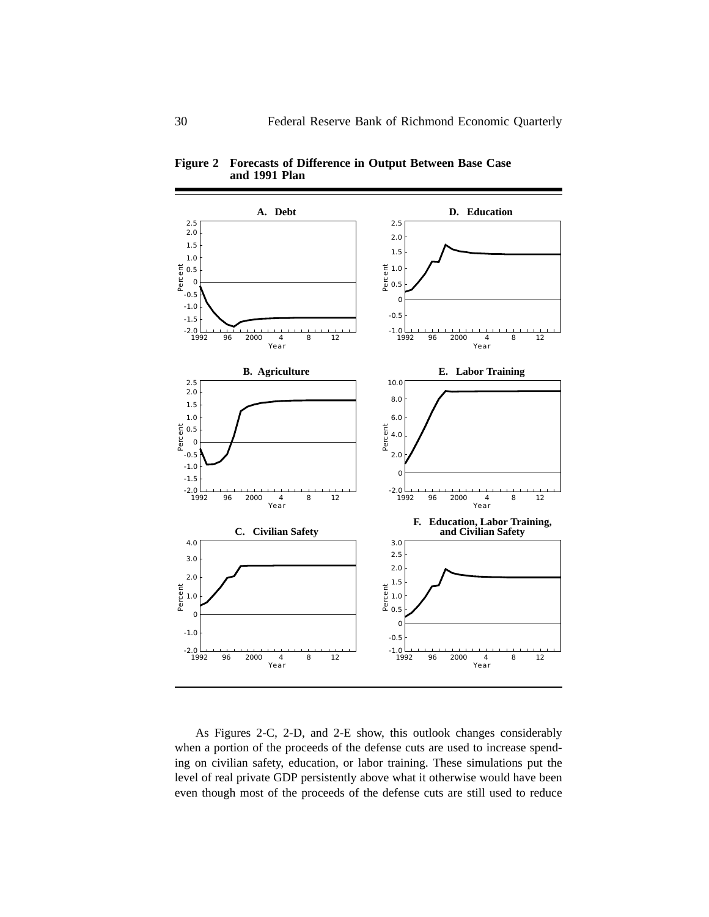**Figure 2 Forecasts of Difference in Output Between Base Case and 1991 Plan**

As Figures 2-C, 2-D, and 2-E show, this outlook changes considerably when a portion of the proceeds of the defense cuts are used to increase spending on civilian safety, education, or labor training. These simulations put the level of real private GDP persistently above what it otherwise would have been even though most of the proceeds of the defense cuts are still used to reduce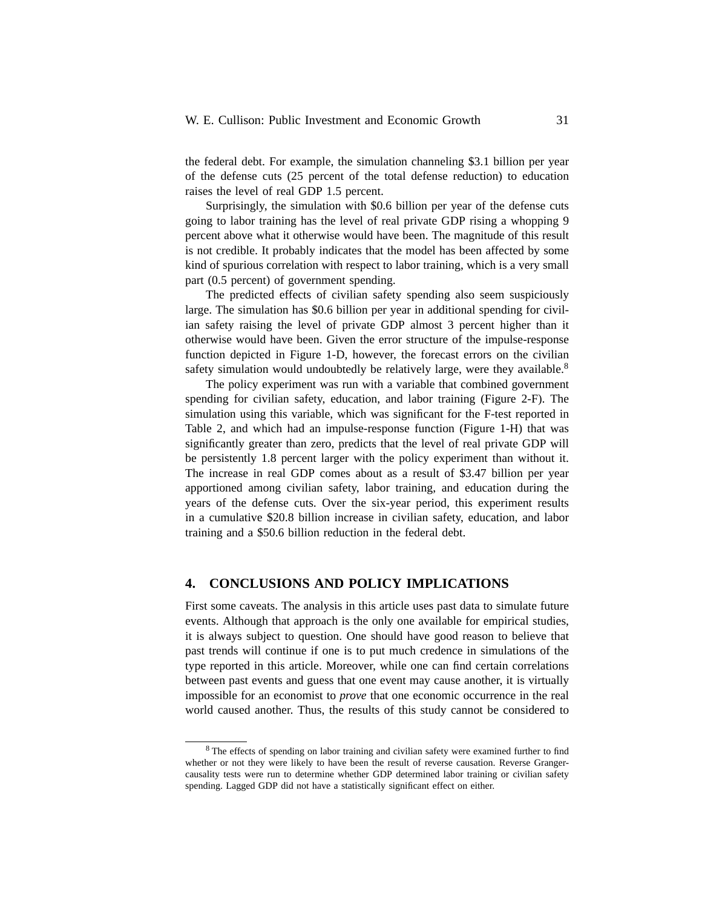the federal debt. For example, the simulation channeling \$3.1 billion per year of the defense cuts (25 percent of the total defense reduction) to education raises the level of real GDP 1.5 percent.

Surprisingly, the simulation with \$0.6 billion per year of the defense cuts going to labor training has the level of real private GDP rising a whopping 9 percent above what it otherwise would have been. The magnitude of this result is not credible. It probably indicates that the model has been affected by some kind of spurious correlation with respect to labor training, which is a very small part (0.5 percent) of government spending.

The predicted effects of civilian safety spending also seem suspiciously large. The simulation has \$0.6 billion per year in additional spending for civilian safety raising the level of private GDP almost 3 percent higher than it otherwise would have been. Given the error structure of the impulse-response function depicted in Figure 1-D, however, the forecast errors on the civilian safety simulation would undoubtedly be relatively large, were they available.[8]

The policy experiment was run with a variable that combined government spending for civilian safety, education, and labor training (Figure 2-F). The simulation using this variable, which was significant for the F-test reported in Table 2, and which had an impulse-response function (Figure 1-H) that was significantly greater than zero, predicts that the level of real private GDP will be persistently 1.8 percent larger with the policy experiment than without it. The increase in real GDP comes about as a result of \$3.47 billion per year apportioned among civilian safety, labor training, and education during the years of the defense cuts. Over the six-year period, this experiment results in a cumulative \$20.8 billion increase in civilian safety, education, and labor training and a \$50.6 billion reduction in the federal debt.

## 4. CONCLUSIONS AND POLICY IMPLICATIONS

First some caveats. The analysis in this article uses past data to simulate future events. Although that approach is the only one available for empirical studies, it is always subject to question. One should have good reason to believe that past trends will continue if one is to put much credence in simulations of the type reported in this article. Moreover, while one can find certain correlations between past events and guess that one event may cause another, it is virtually impossible for an economist to *prove* that one economic occurrence in the real world caused another. Thus, the results of this study cannot be considered to

[8] The effects of spending on labor training and civilian safety were examined further to find whether or not they were likely to have been the result of reverse causation. Reverse Granger-causality tests were run to determine whether GDP determined labor training or civilian safety spending. Lagged GDP did not have a statistically significant effect on either.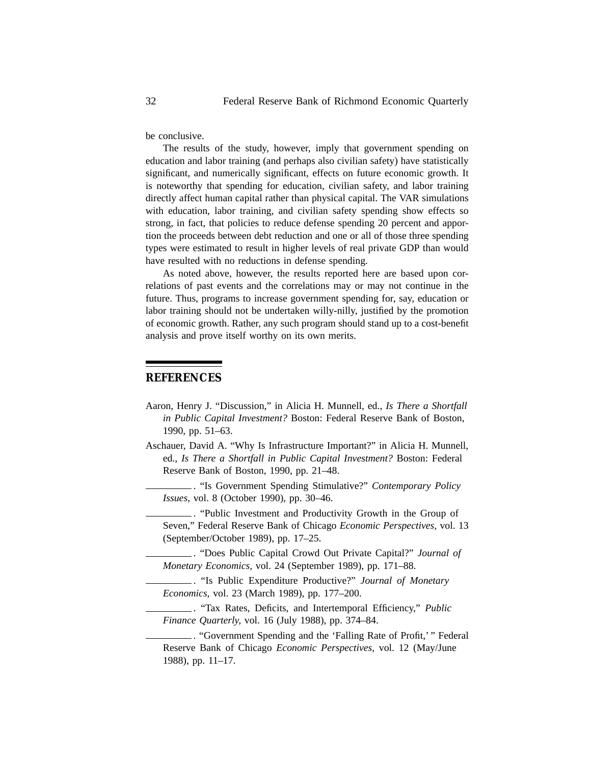be conclusive.

The results of the study, however, imply that government spending on education and labor training (and perhaps also civilian safety) have statistically significant, and numerically significant, effects on future economic growth. It is noteworthy that spending for education, civilian safety, and labor training directly affect human capital rather than physical capital. The VAR simulations with education, labor training, and civilian safety spending show effects so strong, in fact, that policies to reduce defense spending 20 percent and apportion the proceeds between debt reduction and one or all of those three spending types were estimated to result in higher levels of real private GDP than would have resulted with no reductions in defense spending.

As noted above, however, the results reported here are based upon correlations of past events and the correlations may or may not continue in the future. Thus, programs to increase government spending for, say, education or labor training should not be undertaken willy-nilly, justified by the promotion of economic growth. Rather, any such program should stand up to a cost-benefit analysis and prove itself worthy on its own merits.

## REFERENCES

Aaron, Henry J. "Discussion," in Alicia H. Munnell, ed., *Is There a Shortfall in Public Capital Investment?* Boston: Federal Reserve Bank of Boston, 1990, pp. 51–63.

Aschauer, David A. "Why Is Infrastructure Important?" in Alicia H. Munnell, ed., *Is There a Shortfall in Public Capital Investment?* Boston: Federal Reserve Bank of Boston, 1990, pp. 21–48.

\_\_\_\_\_\_\_\_\_. "Is Government Spending Stimulative?" *Contemporary Policy Issues*, vol. 8 (October 1990), pp. 30–46.

\_\_\_\_\_\_\_\_\_. "Public Investment and Productivity Growth in the Group of Seven," Federal Reserve Bank of Chicago *Economic Perspectives*, vol. 13 (September/October 1989), pp. 17–25.

\_\_\_\_\_\_\_\_\_. "Does Public Capital Crowd Out Private Capital?" *Journal of Monetary Economics*, vol. 24 (September 1989), pp. 171–88.

\_\_\_\_\_\_\_\_\_. "Is Public Expenditure Productive?" *Journal of Monetary Economics*, vol. 23 (March 1989), pp. 177–200.

\_\_\_\_\_\_\_\_\_. "Tax Rates, Deficits, and Intertemporal Efficiency," *Public Finance Quarterly*, vol. 16 (July 1988), pp. 374–84.

\_\_\_\_\_\_\_\_\_. "Government Spending and the 'Falling Rate of Profit,' " Federal Reserve Bank of Chicago *Economic Perspectives*, vol. 12 (May/June 1988), pp. 11–17.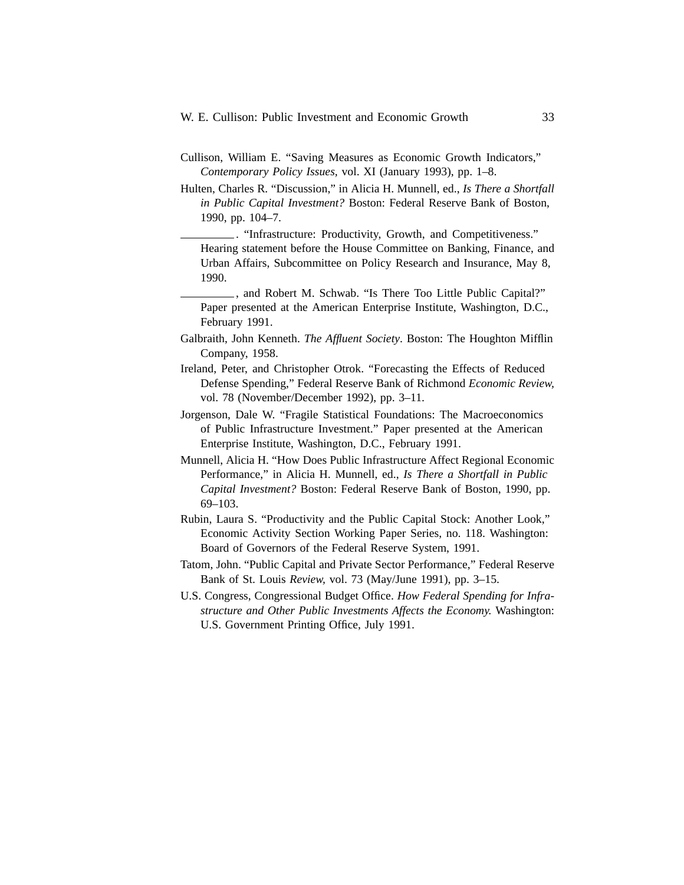Cullison, William E. "Saving Measures as Economic Growth Indicators," *Contemporary Policy Issues*, vol. XI (January 1993), pp. 1–8.

Hulten, Charles R. "Discussion," in Alicia H. Munnell, ed., *Is There a Shortfall in Public Capital Investment?* Boston: Federal Reserve Bank of Boston, 1990, pp. 104–7.

_________. "Infrastructure: Productivity, Growth, and Competitiveness." Hearing statement before the House Committee on Banking, Finance, and Urban Affairs, Subcommittee on Policy Research and Insurance, May 8, 1990.

_________, and Robert M. Schwab. "Is There Too Little Public Capital?" Paper presented at the American Enterprise Institute, Washington, D.C., February 1991.

Galbraith, John Kenneth. *The Affluent Society*. Boston: The Houghton Mifflin Company, 1958.

Ireland, Peter, and Christopher Otrok. "Forecasting the Effects of Reduced Defense Spending," Federal Reserve Bank of Richmond *Economic Review*, vol. 78 (November/December 1992), pp. 3–11.

Jorgenson, Dale W. "Fragile Statistical Foundations: The Macroeconomics of Public Infrastructure Investment." Paper presented at the American Enterprise Institute, Washington, D.C., February 1991.

Munnell, Alicia H. "How Does Public Infrastructure Affect Regional Economic Performance," in Alicia H. Munnell, ed., *Is There a Shortfall in Public Capital Investment?* Boston: Federal Reserve Bank of Boston, 1990, pp. 69–103.

Rubin, Laura S. "Productivity and the Public Capital Stock: Another Look," Economic Activity Section Working Paper Series, no. 118. Washington: Board of Governors of the Federal Reserve System, 1991.

Tatom, John. "Public Capital and Private Sector Performance," Federal Reserve Bank of St. Louis *Review*, vol. 73 (May/June 1991), pp. 3–15.

U.S. Congress, Congressional Budget Office. *How Federal Spending for Infrastructure and Other Public Investments Affects the Economy.* Washington: U.S. Government Printing Office, July 1991.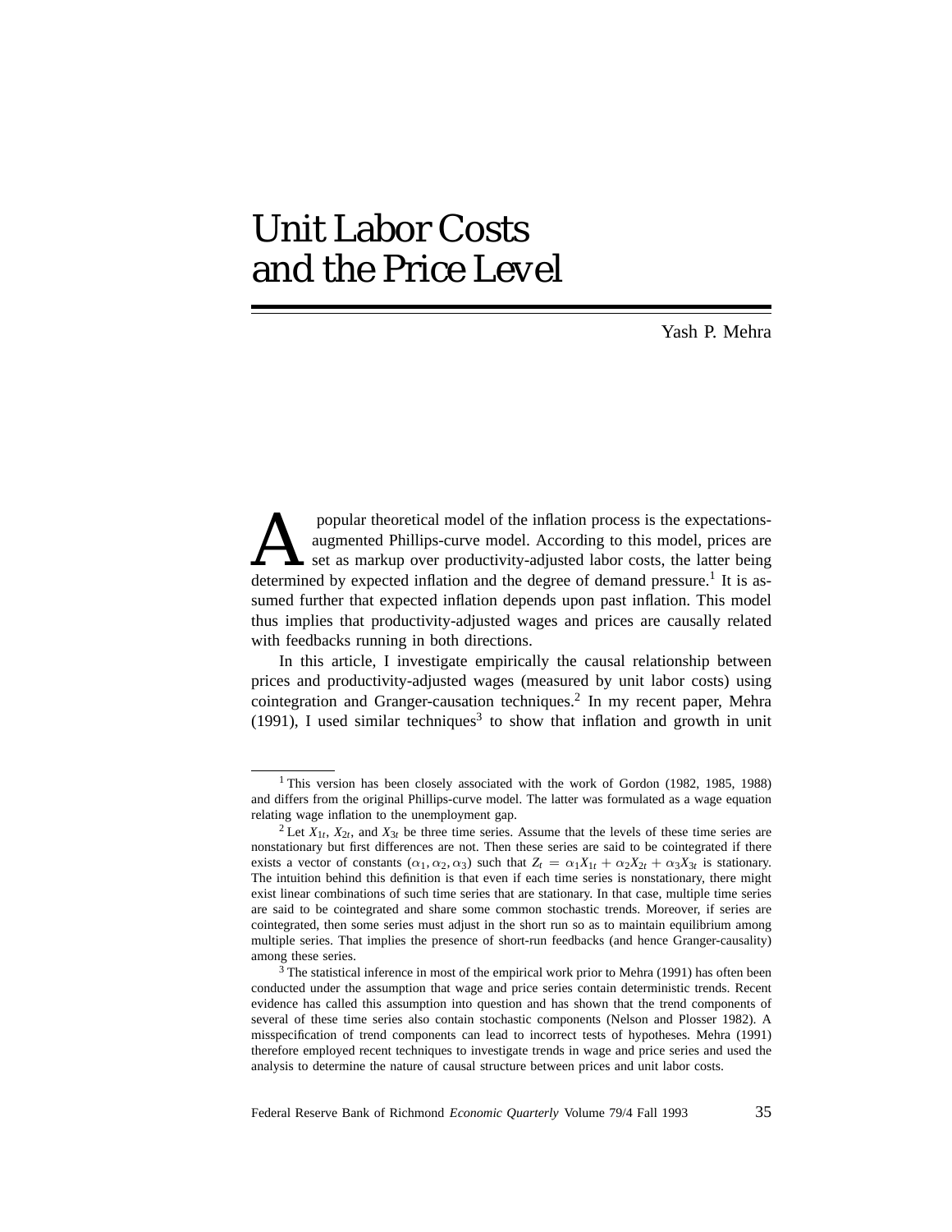// Unit Labor Costs and the Price Level
# Unit Labor Costs and the Price Level

Yash P. Mehra

A popular theoretical model of the inflation process is the expectations-augmented Phillips-curve model. According to this model, prices are set as markup over productivity-adjusted labor costs, the latter being determined by expected inflation and the degree of demand pressure.[1] It is assumed further that expected inflation depends upon past inflation. This model thus implies that productivity-adjusted wages and prices are causally related with feedbacks running in both directions.

In this article, I investigate empirically the causal relationship between prices and productivity-adjusted wages (measured by unit labor costs) using cointegration and Granger-causation techniques.[2] In my recent paper, Mehra (1991), I used similar techniques[3] to show that inflation and growth in unit

[1] This version has been closely associated with the work of Gordon (1982, 1985, 1988) and differs from the original Phillips-curve model. The latter was formulated as a wage equation relating wage inflation to the unemployment gap.

[2] Let $X_{1t}$, $X_{2t}$, and $X_{3t}$ be three time series. Assume that the levels of these time series are nonstationary but first differences are not. Then these series are said to be cointegrated if there exists a vector of constants $(\alpha_1, \alpha_2, \alpha_3)$ such that $Z_t = \alpha_1 X_{1t} + \alpha_2 X_{2t} + \alpha_3 X_{3t}$ is stationary. The intuition behind this definition is that even if each time series is nonstationary, there might exist linear combinations of such time series that are stationary. In that case, multiple time series are said to be cointegrated and share some common stochastic trends. Moreover, if series are cointegrated, then some series must adjust in the short run so as to maintain equilibrium among multiple series. That implies the presence of short-run feedbacks (and hence Granger-causality) among these series.

[3] The statistical inference in most of the empirical work prior to Mehra (1991) has often been conducted under the assumption that wage and price series contain deterministic trends. Recent evidence has called this assumption into question and has shown that the trend components of several of these time series also contain stochastic components (Nelson and Plosser 1982). A misspecification of trend components can lead to incorrect tests of hypotheses. Mehra (1991) therefore employed recent techniques to investigate trends in wage and price series and used the analysis to determine the nature of causal structure between prices and unit labor costs.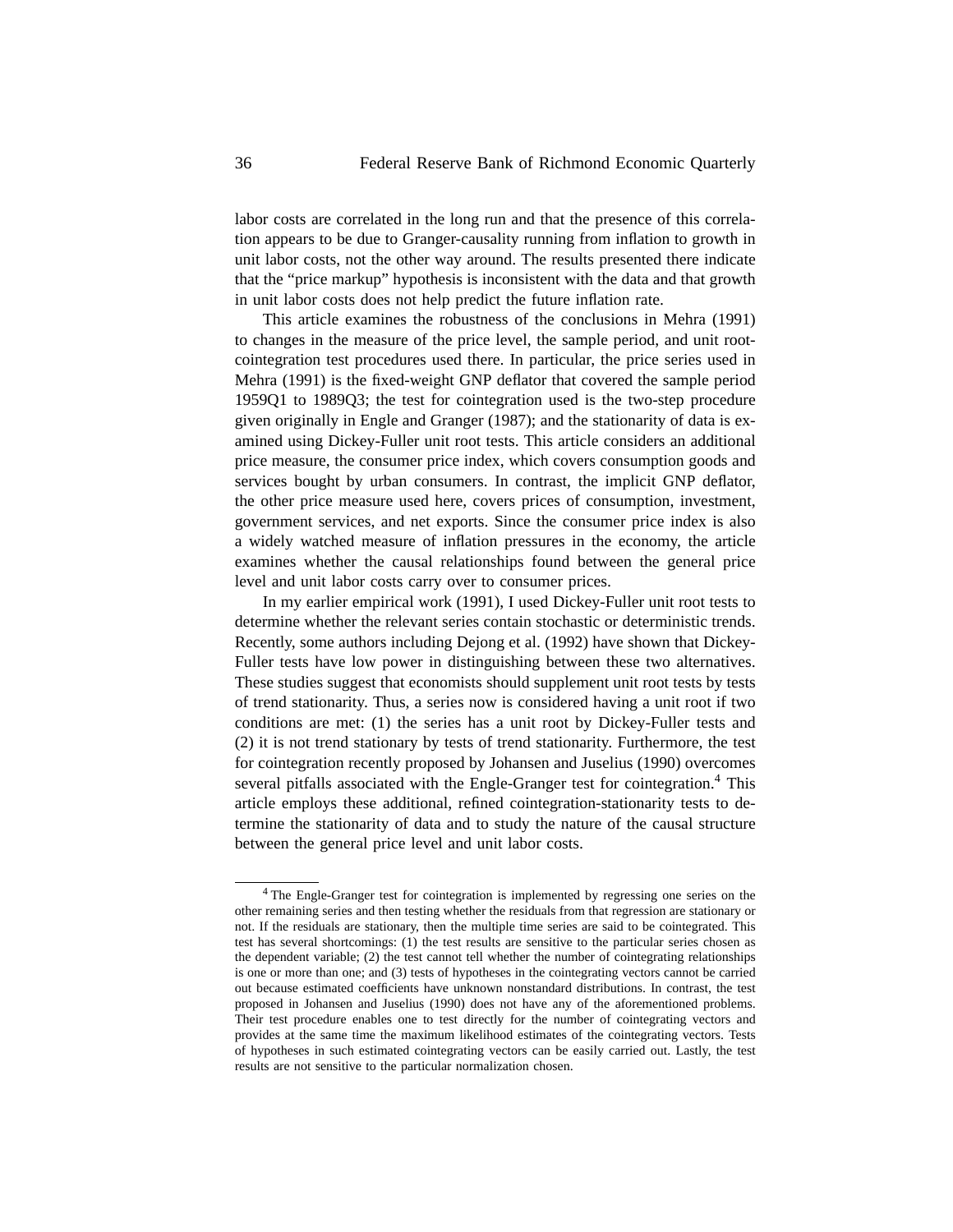labor costs are correlated in the long run and that the presence of this correlation appears to be due to Granger-causality running from inflation to growth in unit labor costs, not the other way around. The results presented there indicate that the "price markup" hypothesis is inconsistent with the data and that growth in unit labor costs does not help predict the future inflation rate.

This article examines the robustness of the conclusions in Mehra (1991) to changes in the measure of the price level, the sample period, and unit root-cointegration test procedures used there. In particular, the price series used in Mehra (1991) is the fixed-weight GNP deflator that covered the sample period 1959Q1 to 1989Q3; the test for cointegration used is the two-step procedure given originally in Engle and Granger (1987); and the stationarity of data is examined using Dickey-Fuller unit root tests. This article considers an additional price measure, the consumer price index, which covers consumption goods and services bought by urban consumers. In contrast, the implicit GNP deflator, the other price measure used here, covers prices of consumption, investment, government services, and net exports. Since the consumer price index is also a widely watched measure of inflation pressures in the economy, the article examines whether the causal relationships found between the general price level and unit labor costs carry over to consumer prices.

In my earlier empirical work (1991), I used Dickey-Fuller unit root tests to determine whether the relevant series contain stochastic or deterministic trends. Recently, some authors including Dejong et al. (1992) have shown that Dickey-Fuller tests have low power in distinguishing between these two alternatives. These studies suggest that economists should supplement unit root tests by tests of trend stationarity. Thus, a series now is considered having a unit root if two conditions are met: (1) the series has a unit root by Dickey-Fuller tests and (2) it is not trend stationary by tests of trend stationarity. Furthermore, the test for cointegration recently proposed by Johansen and Juselius (1990) overcomes several pitfalls associated with the Engle-Granger test for cointegration.[4] This article employs these additional, refined cointegration-stationarity tests to determine the stationarity of data and to study the nature of the causal structure between the general price level and unit labor costs.

---

[4] The Engle-Granger test for cointegration is implemented by regressing one series on the other remaining series and then testing whether the residuals from that regression are stationary or not. If the residuals are stationary, then the multiple time series are said to be cointegrated. This test has several shortcomings: (1) the test results are sensitive to the particular series chosen as the dependent variable; (2) the test cannot tell whether the number of cointegrating relationships is one or more than one; and (3) tests of hypotheses in the cointegrating vectors cannot be carried out because estimated coefficients have unknown nonstandard distributions. In contrast, the test proposed in Johansen and Juselius (1990) does not have any of the aforementioned problems. Their test procedure enables one to test directly for the number of cointegrating vectors and provides at the same time the maximum likelihood estimates of the cointegrating vectors. Tests of hypotheses in such estimated cointegrating vectors can be easily carried out. Lastly, the test results are not sensitive to the particular normalization chosen.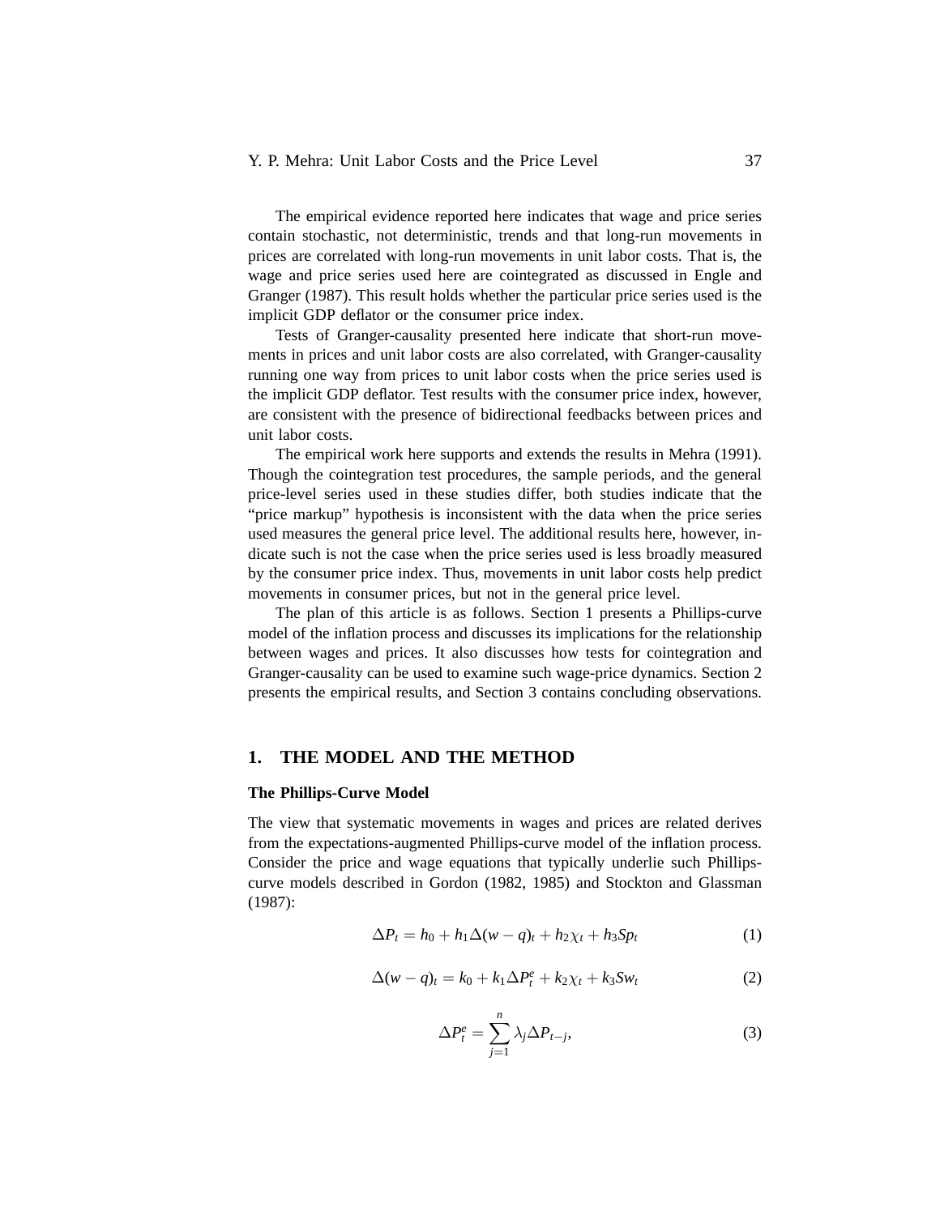The empirical evidence reported here indicates that wage and price series contain stochastic, not deterministic, trends and that long-run movements in prices are correlated with long-run movements in unit labor costs. That is, the wage and price series used here are cointegrated as discussed in Engle and Granger (1987). This result holds whether the particular price series used is the implicit GDP deflator or the consumer price index.

Tests of Granger-causality presented here indicate that short-run movements in prices and unit labor costs are also correlated, with Granger-causality running one way from prices to unit labor costs when the price series used is the implicit GDP deflator. Test results with the consumer price index, however, are consistent with the presence of bidirectional feedbacks between prices and unit labor costs.

The empirical work here supports and extends the results in Mehra (1991). Though the cointegration test procedures, the sample periods, and the general price-level series used in these studies differ, both studies indicate that the "price markup" hypothesis is inconsistent with the data when the price series used measures the general price level. The additional results here, however, indicate such is not the case when the price series used is less broadly measured by the consumer price index. Thus, movements in unit labor costs help predict movements in consumer prices, but not in the general price level.

The plan of this article is as follows. Section 1 presents a Phillips-curve model of the inflation process and discusses its implications for the relationship between wages and prices. It also discusses how tests for cointegration and Granger-causality can be used to examine such wage-price dynamics. Section 2 presents the empirical results, and Section 3 contains concluding observations.

## 1. THE MODEL AND THE METHOD

### The Phillips-Curve Model

The view that systematic movements in wages and prices are related derives from the expectations-augmented Phillips-curve model of the inflation process. Consider the price and wage equations that typically underlie such Phillips-curve models described in Gordon (1982, 1985) and Stockton and Glassman (1987):

$$\Delta P_t = h_0 + h_1 \Delta(w - q)_t + h_2 \chi_t + h_3 Sp_t \qquad (1)$$

$$\Delta(w - q)_t = k_0 + k_1 \Delta P_t^e + k_2 \chi_t + k_3 Sw_t \qquad (2)$$

$$\Delta P_t^e = \sum_{j=1}^{n} \lambda_j \Delta P_{t-j}, \qquad (3)$$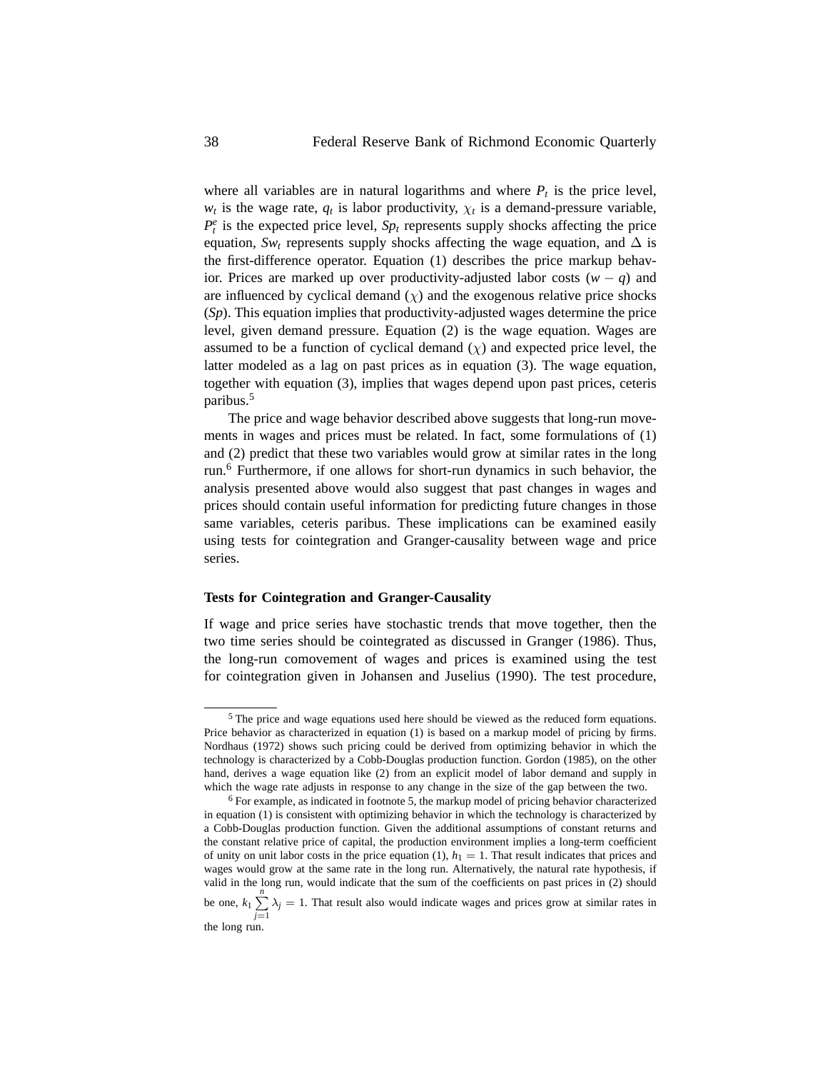where all variables are in natural logarithms and where $P_t$ is the price level, $w_t$ is the wage rate, $q_t$ is labor productivity, $\chi_t$ is a demand-pressure variable, $P_t^e$ is the expected price level, $Sp_t$ represents supply shocks affecting the price equation, $Sw_t$ represents supply shocks affecting the wage equation, and $\Delta$ is the first-difference operator. Equation (1) describes the price markup behavior. Prices are marked up over productivity-adjusted labor costs ($w - q$) and are influenced by cyclical demand ($\chi$) and the exogenous relative price shocks ($Sp$). This equation implies that productivity-adjusted wages determine the price level, given demand pressure. Equation (2) is the wage equation. Wages are assumed to be a function of cyclical demand ($\chi$) and expected price level, the latter modeled as a lag on past prices as in equation (3). The wage equation, together with equation (3), implies that wages depend upon past prices, ceteris paribus.[5]

The price and wage behavior described above suggests that long-run movements in wages and prices must be related. In fact, some formulations of (1) and (2) predict that these two variables would grow at similar rates in the long run.[6] Furthermore, if one allows for short-run dynamics in such behavior, the analysis presented above would also suggest that past changes in wages and prices should contain useful information for predicting future changes in those same variables, ceteris paribus. These implications can be examined easily using tests for cointegration and Granger-causality between wage and price series.

### Tests for Cointegration and Granger-Causality

If wage and price series have stochastic trends that move together, then the two time series should be cointegrated as discussed in Granger (1986). Thus, the long-run comovement of wages and prices is examined using the test for cointegration given in Johansen and Juselius (1990). The test procedure,

---

[5] The price and wage equations used here should be viewed as the reduced form equations. Price behavior as characterized in equation (1) is based on a markup model of pricing by firms. Nordhaus (1972) shows such pricing could be derived from optimizing behavior in which the technology is characterized by a Cobb-Douglas production function. Gordon (1985), on the other hand, derives a wage equation like (2) from an explicit model of labor demand and supply in which the wage rate adjusts in response to any change in the size of the gap between the two.

[6] For example, as indicated in footnote 5, the markup model of pricing behavior characterized in equation (1) is consistent with optimizing behavior in which the technology is characterized by a Cobb-Douglas production function. Given the additional assumptions of constant returns and the constant relative price of capital, the production environment implies a long-term coefficient of unity on unit labor costs in the price equation (1), $h_1 = 1$. That result indicates that prices and wages would grow at the same rate in the long run. Alternatively, the natural rate hypothesis, if valid in the long run, would indicate that the sum of the coefficients on past prices in (2) should be one, $k_1 \sum_{j=1}^{n} \lambda_j = 1$. That result also would indicate wages and prices grow at similar rates in the long run.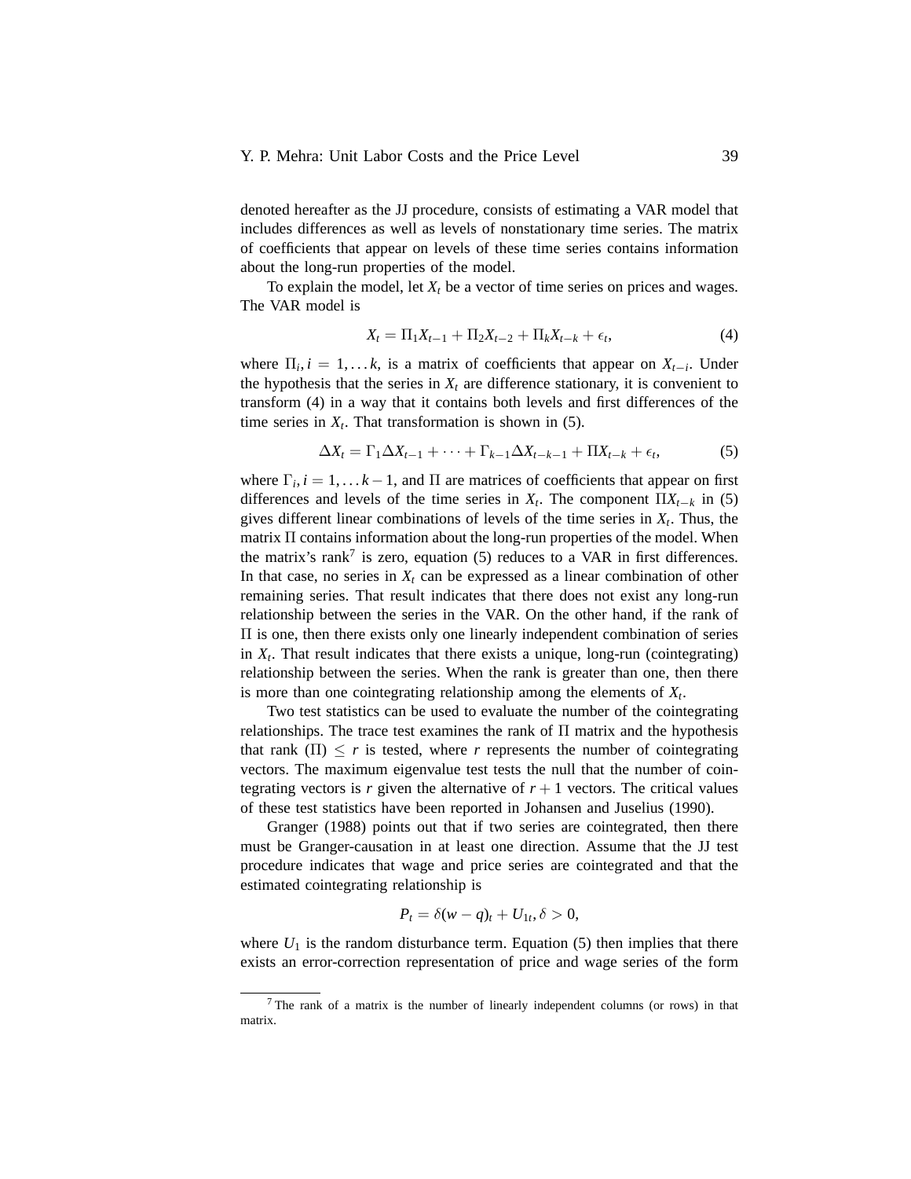denoted hereafter as the JJ procedure, consists of estimating a VAR model that includes differences as well as levels of nonstationary time series. The matrix of coefficients that appear on levels of these time series contains information about the long-run properties of the model.

To explain the model, let $X_t$ be a vector of time series on prices and wages. The VAR model is

$$X_t = \Pi_1 X_{t-1} + \Pi_2 X_{t-2} + \Pi_k X_{t-k} + \epsilon_t, \tag{4}$$

where $\Pi_i, i = 1, \ldots k$, is a matrix of coefficients that appear on $X_{t-i}$. Under the hypothesis that the series in $X_t$ are difference stationary, it is convenient to transform (4) in a way that it contains both levels and first differences of the time series in $X_t$. That transformation is shown in (5).

$$\Delta X_t = \Gamma_1 \Delta X_{t-1} + \cdots + \Gamma_{k-1} \Delta X_{t-k-1} + \Pi X_{t-k} + \epsilon_t, \tag{5}$$

where $\Gamma_i, i = 1, \ldots k-1$, and $\Pi$ are matrices of coefficients that appear on first differences and levels of the time series in $X_t$. The component $\Pi X_{t-k}$ in (5) gives different linear combinations of levels of the time series in $X_t$. Thus, the matrix $\Pi$ contains information about the long-run properties of the model. When the matrix's rank[7] is zero, equation (5) reduces to a VAR in first differences. In that case, no series in $X_t$ can be expressed as a linear combination of other remaining series. That result indicates that there does not exist any long-run relationship between the series in the VAR. On the other hand, if the rank of $\Pi$ is one, then there exists only one linearly independent combination of series in $X_t$. That result indicates that there exists a unique, long-run (cointegrating) relationship between the series. When the rank is greater than one, then there is more than one cointegrating relationship among the elements of $X_t$.

Two test statistics can be used to evaluate the number of the cointegrating relationships. The trace test examines the rank of $\Pi$ matrix and the hypothesis that rank $(\Pi) \leq r$ is tested, where $r$ represents the number of cointegrating vectors. The maximum eigenvalue test tests the null that the number of cointegrating vectors is $r$ given the alternative of $r + 1$ vectors. The critical values of these test statistics have been reported in Johansen and Juselius (1990).

Granger (1988) points out that if two series are cointegrated, then there must be Granger-causation in at least one direction. Assume that the JJ test procedure indicates that wage and price series are cointegrated and that the estimated cointegrating relationship is

$$P_t = \delta(w - q)_t + U_{1t}, \delta > 0,$$

where $U_1$ is the random disturbance term. Equation (5) then implies that there exists an error-correction representation of price and wage series of the form

[7] The rank of a matrix is the number of linearly independent columns (or rows) in that matrix.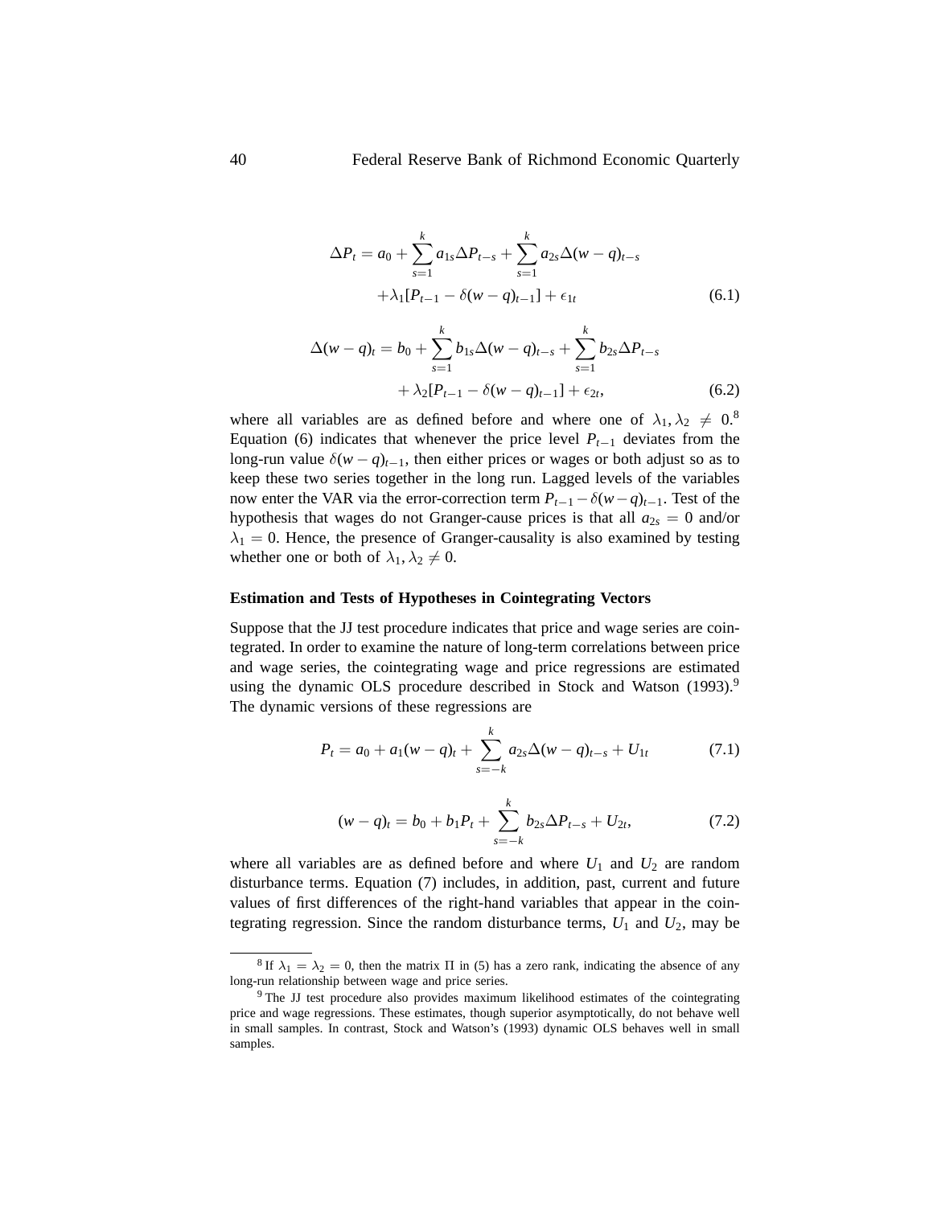$$\Delta P_t = a_0 + \sum_{s=1}^{k} a_{1s} \Delta P_{t-s} + \sum_{s=1}^{k} a_{2s} \Delta (w-q)_{t-s} + \lambda_1 [P_{t-1} - \delta (w-q)_{t-1}] + \epsilon_{1t} \tag{6.1}$$

$$\Delta (w-q)_t = b_0 + \sum_{s=1}^{k} b_{1s} \Delta (w-q)_{t-s} + \sum_{s=1}^{k} b_{2s} \Delta P_{t-s} + \lambda_2 [P_{t-1} - \delta (w-q)_{t-1}] + \epsilon_{2t}, \tag{6.2}$$

where all variables are as defined before and where one of $\lambda_1, \lambda_2 \neq 0$.[8] Equation (6) indicates that whenever the price level $P_{t-1}$ deviates from the long-run value $\delta(w-q)_{t-1}$, then either prices or wages or both adjust so as to keep these two series together in the long run. Lagged levels of the variables now enter the VAR via the error-correction term $P_{t-1} - \delta(w-q)_{t-1}$. Test of the hypothesis that wages do not Granger-cause prices is that all $a_{2s} = 0$ and/or $\lambda_1 = 0$. Hence, the presence of Granger-causality is also examined by testing whether one or both of $\lambda_1, \lambda_2 \neq 0$.

### Estimation and Tests of Hypotheses in Cointegrating Vectors

Suppose that the JJ test procedure indicates that price and wage series are cointegrated. In order to examine the nature of long-term correlations between price and wage series, the cointegrating wage and price regressions are estimated using the dynamic OLS procedure described in Stock and Watson (1993).[9] The dynamic versions of these regressions are

$$P_t = a_0 + a_1 (w-q)_t + \sum_{s=-k}^{k} a_{2s} \Delta (w-q)_{t-s} + U_{1t} \tag{7.1}$$

$$(w-q)_t = b_0 + b_1 P_t + \sum_{s=-k}^{k} b_{2s} \Delta P_{t-s} + U_{2t}, \tag{7.2}$$

where all variables are as defined before and where $U_1$ and $U_2$ are random disturbance terms. Equation (7) includes, in addition, past, current and future values of first differences of the right-hand variables that appear in the cointegrating regression. Since the random disturbance terms, $U_1$ and $U_2$, may be

---

[8] If $\lambda_1 = \lambda_2 = 0$, then the matrix $\Pi$ in (5) has a zero rank, indicating the absence of any long-run relationship between wage and price series.

[9] The JJ test procedure also provides maximum likelihood estimates of the cointegrating price and wage regressions. These estimates, though superior asymptotically, do not behave well in small samples. In contrast, Stock and Watson's (1993) dynamic OLS behaves well in small samples.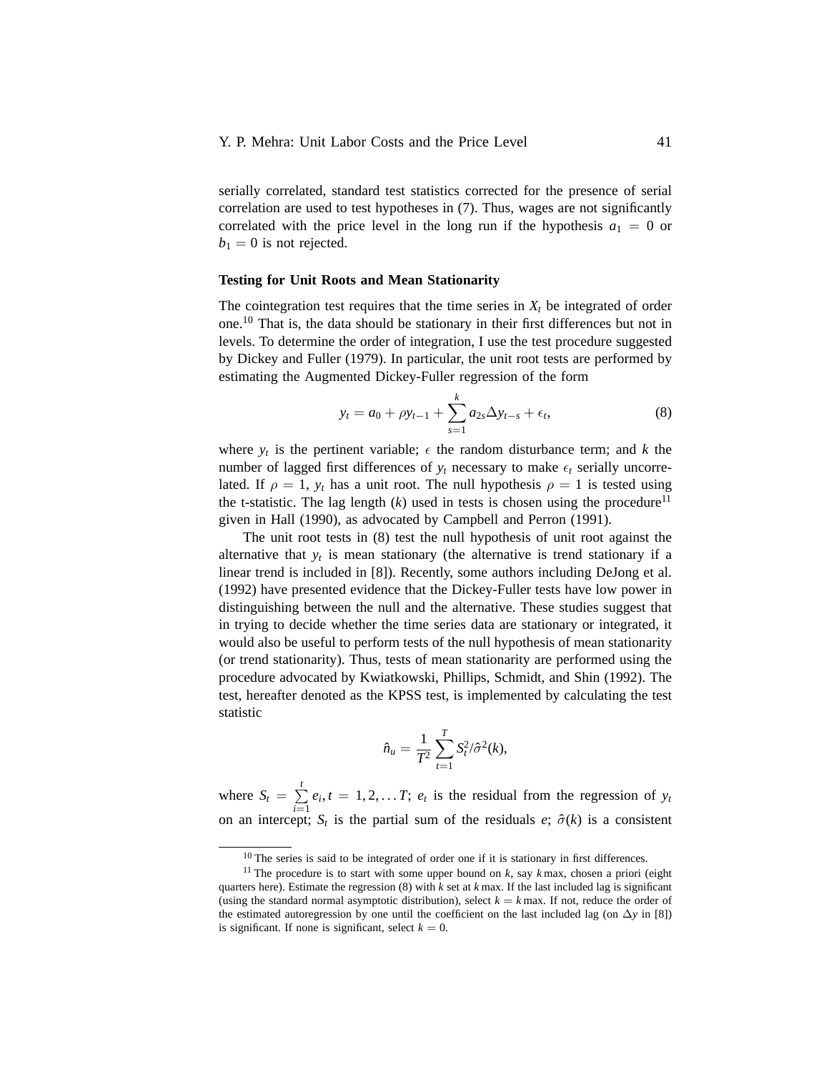serially correlated, standard test statistics corrected for the presence of serial correlation are used to test hypotheses in (7). Thus, wages are not significantly correlated with the price level in the long run if the hypothesis $a_1 = 0$ or $b_1 = 0$ is not rejected.

### Testing for Unit Roots and Mean Stationarity

The cointegration test requires that the time series in $X_t$ be integrated of order one.[10] That is, the data should be stationary in their first differences but not in levels. To determine the order of integration, I use the test procedure suggested by Dickey and Fuller (1979). In particular, the unit root tests are performed by estimating the Augmented Dickey-Fuller regression of the form

$$y_t = a_0 + \rho y_{t-1} + \sum_{s=1}^{k} a_{2s} \Delta y_{t-s} + \epsilon_t, \tag{8}$$

where $y_t$ is the pertinent variable; $\epsilon$ the random disturbance term; and $k$ the number of lagged first differences of $y_t$ necessary to make $\epsilon_t$ serially uncorrelated. If $\rho = 1$, $y_t$ has a unit root. The null hypothesis $\rho = 1$ is tested using the t-statistic. The lag length ($k$) used in tests is chosen using the procedure[11] given in Hall (1990), as advocated by Campbell and Perron (1991).

The unit root tests in (8) test the null hypothesis of unit root against the alternative that $y_t$ is mean stationary (the alternative is trend stationary if a linear trend is included in [8]). Recently, some authors including DeJong et al. (1992) have presented evidence that the Dickey-Fuller tests have low power in distinguishing between the null and the alternative. These studies suggest that in trying to decide whether the time series data are stationary or integrated, it would also be useful to perform tests of the null hypothesis of mean stationarity (or trend stationarity). Thus, tests of mean stationarity are performed using the procedure advocated by Kwiatkowski, Phillips, Schmidt, and Shin (1992). The test, hereafter denoted as the KPSS test, is implemented by calculating the test statistic

$$\hat{n}_u = \frac{1}{T^2} \sum_{t=1}^{T} S_t^2 / \hat{\sigma}^2(k),$$

where $S_t = \sum_{i=1}^{t} e_i, t = 1, 2, \ldots T$; $e_t$ is the residual from the regression of $y_t$ on an intercept; $S_t$ is the partial sum of the residuals $e$; $\hat{\sigma}(k)$ is a consistent

---

[10] The series is said to be integrated of order one if it is stationary in first differences.

[11] The procedure is to start with some upper bound on $k$, say $k\,\text{max}$, chosen a priori (eight quarters here). Estimate the regression (8) with $k$ set at $k\,\text{max}$. If the last included lag is significant (using the standard normal asymptotic distribution), select $k = k\,\text{max}$. If not, reduce the order of the estimated autoregression by one until the coefficient on the last included lag (on $\Delta y$ in [8]) is significant. If none is significant, select $k = 0$.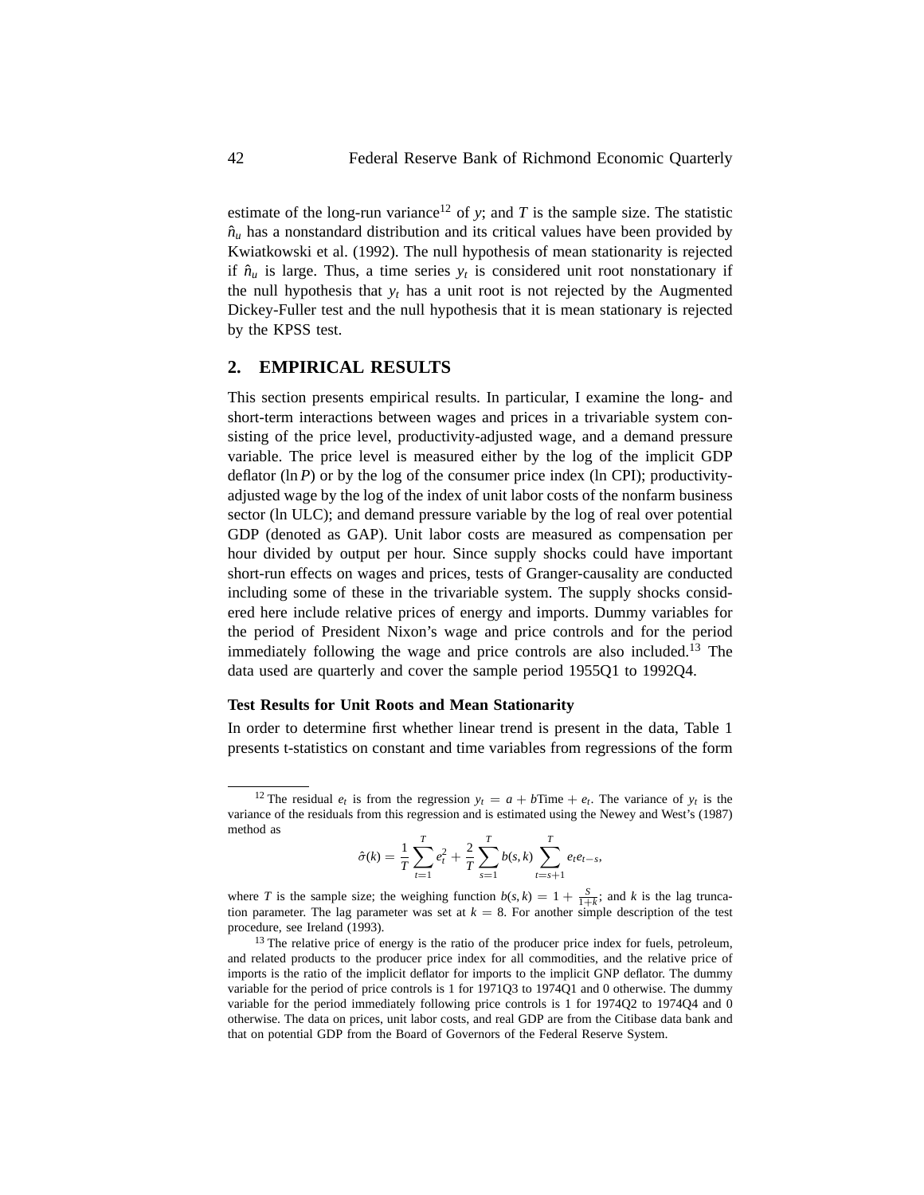estimate of the long-run variance[12] of $y$; and $T$ is the sample size. The statistic $\hat{n}_u$ has a nonstandard distribution and its critical values have been provided by Kwiatkowski et al. (1992). The null hypothesis of mean stationarity is rejected if $\hat{n}_u$ is large. Thus, a time series $y_t$ is considered unit root nonstationary if the null hypothesis that $y_t$ has a unit root is not rejected by the Augmented Dickey-Fuller test and the null hypothesis that it is mean stationary is rejected by the KPSS test.

## 2. EMPIRICAL RESULTS

This section presents empirical results. In particular, I examine the long- and short-term interactions between wages and prices in a trivariable system consisting of the price level, productivity-adjusted wage, and a demand pressure variable. The price level is measured either by the log of the implicit GDP deflator ($\ln P$) or by the log of the consumer price index (ln CPI); productivity-adjusted wage by the log of the index of unit labor costs of the nonfarm business sector (ln ULC); and demand pressure variable by the log of real over potential GDP (denoted as GAP). Unit labor costs are measured as compensation per hour divided by output per hour. Since supply shocks could have important short-run effects on wages and prices, tests of Granger-causality are conducted including some of these in the trivariable system. The supply shocks considered here include relative prices of energy and imports. Dummy variables for the period of President Nixon's wage and price controls and for the period immediately following the wage and price controls are also included.[13] The data used are quarterly and cover the sample period 1955Q1 to 1992Q4.

### Test Results for Unit Roots and Mean Stationarity

In order to determine first whether linear trend is present in the data, Table 1 presents t-statistics on constant and time variables from regressions of the form

---

[12] The residual $e_t$ is from the regression $y_t = a + b\text{Time} + e_t$. The variance of $y_t$ is the variance of the residuals from this regression and is estimated using the Newey and West's (1987) method as

$$\hat{\sigma}(k) = \frac{1}{T}\sum_{t=1}^{T} e_t^2 + \frac{2}{T}\sum_{s=1}^{T} b(s,k) \sum_{t=s+1}^{T} e_t e_{t-s},$$

where $T$ is the sample size; the weighing function $b(s,k) = 1 + \frac{S}{1+k}$; and $k$ is the lag truncation parameter. The lag parameter was set at $k = 8$. For another simple description of the test procedure, see Ireland (1993).

[13] The relative price of energy is the ratio of the producer price index for fuels, petroleum, and related products to the producer price index for all commodities, and the relative price of imports is the ratio of the implicit deflator for imports to the implicit GNP deflator. The dummy variable for the period of price controls is 1 for 1971Q3 to 1974Q1 and 0 otherwise. The dummy variable for the period immediately following price controls is 1 for 1974Q2 to 1974Q4 and 0 otherwise. The data on prices, unit labor costs, and real GDP are from the Citibase data bank and that on potential GDP from the Board of Governors of the Federal Reserve System.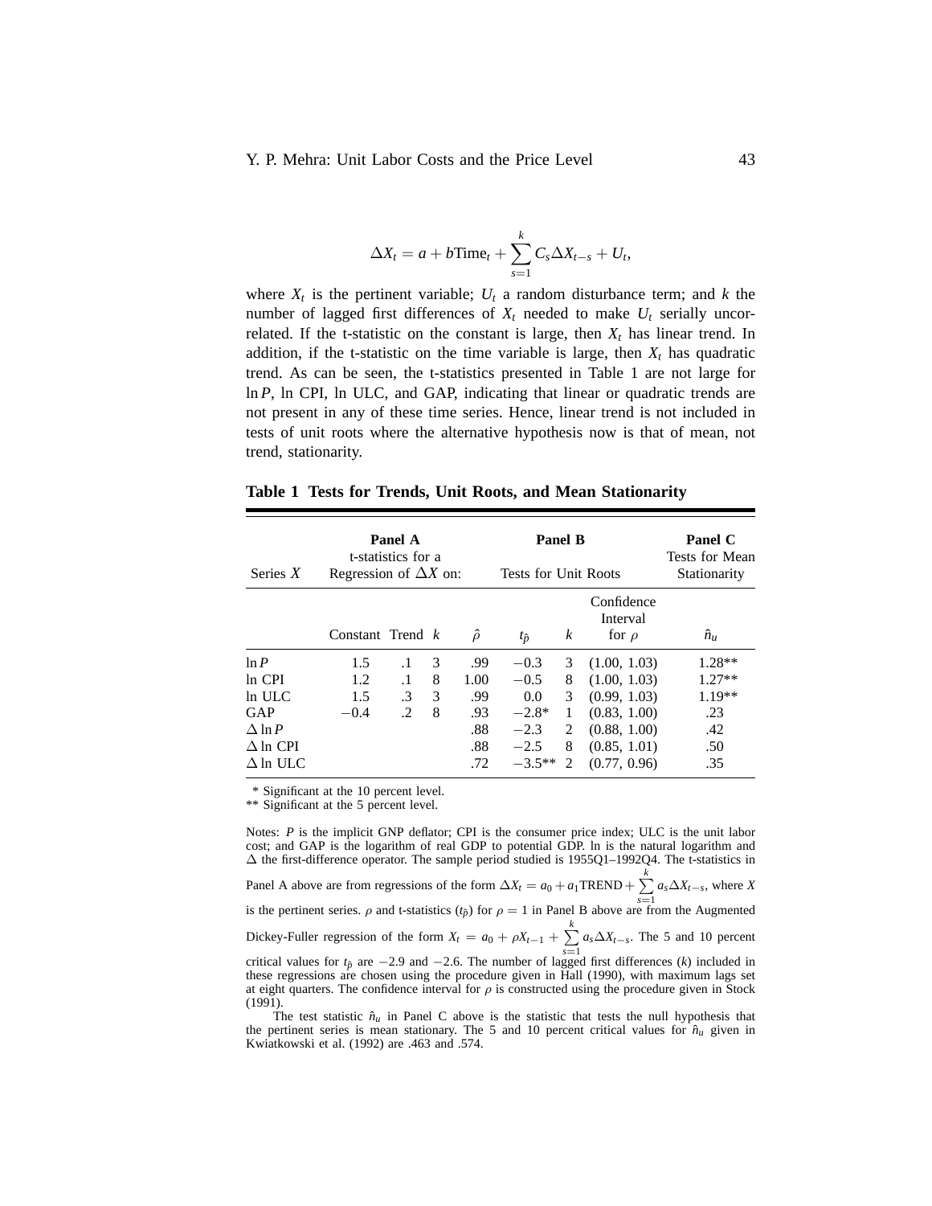$$\Delta X_t = a + b\text{Time}_t + \sum_{s=1}^{k} C_s \Delta X_{t-s} + U_t,$$

where $X_t$ is the pertinent variable; $U_t$ a random disturbance term; and $k$ the number of lagged first differences of $X_t$ needed to make $U_t$ serially uncorrelated. If the t-statistic on the constant is large, then $X_t$ has linear trend. In addition, if the t-statistic on the time variable is large, then $X_t$ has quadratic trend. As can be seen, the t-statistics presented in Table 1 are not large for $\ln P$, ln CPI, ln ULC, and GAP, indicating that linear or quadratic trends are not present in any of these time series. Hence, linear trend is not included in tests of unit roots where the alternative hypothesis now is that of mean, not trend, stationarity.

**Table 1 Tests for Trends, Unit Roots, and Mean Stationarity**

| Series $X$ | **Panel A** t-statistics for a Regression of $\Delta X$ on: | | | **Panel B** Tests for Unit Roots | | | | **Panel C** Tests for Mean Stationarity |
|---|---|---|---|---|---|---|---|---|
| | Constant | Trend | $k$ | $\hat{\rho}$ | $t_{\hat{\rho}}$ | $k$ | Confidence Interval for $\rho$ | $\hat{n}_u$ |
| $\ln P$ | 1.5 | .1 | 3 | .99 | −0.3 | 3 | (1.00, 1.03) | 1.28** |
| ln CPI | 1.2 | .1 | 8 | 1.00 | −0.5 | 8 | (1.00, 1.03) | 1.27** |
| ln ULC | 1.5 | .3 | 3 | .99 | 0.0 | 3 | (0.99, 1.03) | 1.19** |
| GAP | −0.4 | .2 | 8 | .93 | −2.8* | 1 | (0.83, 1.00) | .23 |
| $\Delta \ln P$ | | | | .88 | −2.3 | 2 | (0.88, 1.00) | .42 |
| $\Delta$ ln CPI | | | | .88 | −2.5 | 8 | (0.85, 1.01) | .50 |
| $\Delta$ ln ULC | | | | .72 | −3.5** | 2 | (0.77, 0.96) | .35 |

\* Significant at the 10 percent level.
\*\* Significant at the 5 percent level.

Notes: $P$ is the implicit GNP deflator; CPI is the consumer price index; ULC is the unit labor cost; and GAP is the logarithm of real GDP to potential GDP. ln is the natural logarithm and $\Delta$ the first-difference operator. The sample period studied is 1955Q1–1992Q4. The t-statistics in Panel A above are from regressions of the form $\Delta X_t = a_0 + a_1\text{TREND} + \sum_{s=1}^{k} a_s \Delta X_{t-s}$, where $X$ is the pertinent series. $\rho$ and t-statistics ($t_{\hat{\rho}}$) for $\rho = 1$ in Panel B above are from the Augmented Dickey-Fuller regression of the form $X_t = a_0 + \rho X_{t-1} + \sum_{s=1}^{k} a_s \Delta X_{t-s}$. The 5 and 10 percent critical values for $t_{\hat{\rho}}$ are −2.9 and −2.6. The number of lagged first differences ($k$) included in these regressions are chosen using the procedure given in Hall (1990), with maximum lags set at eight quarters. The confidence interval for $\rho$ is constructed using the procedure given in Stock (1991).

The test statistic $\hat{n}_u$ in Panel C above is the statistic that tests the null hypothesis that the pertinent series is mean stationary. The 5 and 10 percent critical values for $\hat{n}_u$ given in Kwiatkowski et al. (1992) are .463 and .574.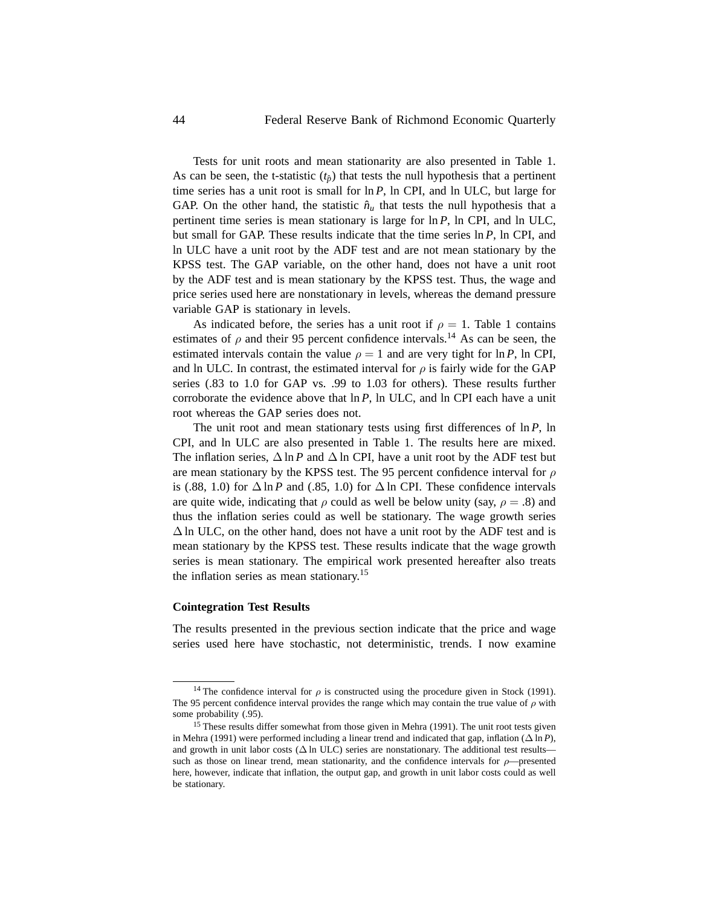Tests for unit roots and mean stationarity are also presented in Table 1. As can be seen, the t-statistic ($t_{\hat{\rho}}$) that tests the null hypothesis that a pertinent time series has a unit root is small for $\ln P$, ln CPI, and ln ULC, but large for GAP. On the other hand, the statistic $\hat{n}_u$ that tests the null hypothesis that a pertinent time series is mean stationary is large for $\ln P$, ln CPI, and ln ULC, but small for GAP. These results indicate that the time series $\ln P$, ln CPI, and ln ULC have a unit root by the ADF test and are not mean stationary by the KPSS test. The GAP variable, on the other hand, does not have a unit root by the ADF test and is mean stationary by the KPSS test. Thus, the wage and price series used here are nonstationary in levels, whereas the demand pressure variable GAP is stationary in levels.

As indicated before, the series has a unit root if $\rho = 1$. Table 1 contains estimates of $\rho$ and their 95 percent confidence intervals.[14] As can be seen, the estimated intervals contain the value $\rho = 1$ and are very tight for $\ln P$, ln CPI, and ln ULC. In contrast, the estimated interval for $\rho$ is fairly wide for the GAP series (.83 to 1.0 for GAP vs. .99 to 1.03 for others). These results further corroborate the evidence above that $\ln P$, ln ULC, and ln CPI each have a unit root whereas the GAP series does not.

The unit root and mean stationary tests using first differences of $\ln P$, ln CPI, and ln ULC are also presented in Table 1. The results here are mixed. The inflation series, $\Delta \ln P$ and $\Delta$ ln CPI, have a unit root by the ADF test but are mean stationary by the KPSS test. The 95 percent confidence interval for $\rho$ is (.88, 1.0) for $\Delta \ln P$ and (.85, 1.0) for $\Delta$ ln CPI. These confidence intervals are quite wide, indicating that $\rho$ could as well be below unity (say, $\rho = .8$) and thus the inflation series could as well be stationary. The wage growth series $\Delta$ ln ULC, on the other hand, does not have a unit root by the ADF test and is mean stationary by the KPSS test. These results indicate that the wage growth series is mean stationary. The empirical work presented hereafter also treats the inflation series as mean stationary.[15]

### Cointegration Test Results

The results presented in the previous section indicate that the price and wage series used here have stochastic, not deterministic, trends. I now examine

---

[14] The confidence interval for $\rho$ is constructed using the procedure given in Stock (1991). The 95 percent confidence interval provides the range which may contain the true value of $\rho$ with some probability (.95).

[15] These results differ somewhat from those given in Mehra (1991). The unit root tests given in Mehra (1991) were performed including a linear trend and indicated that gap, inflation ($\Delta \ln P$), and growth in unit labor costs ($\Delta$ ln ULC) series are nonstationary. The additional test results—such as those on linear trend, mean stationarity, and the confidence intervals for $\rho$—presented here, however, indicate that inflation, the output gap, and growth in unit labor costs could as well be stationary.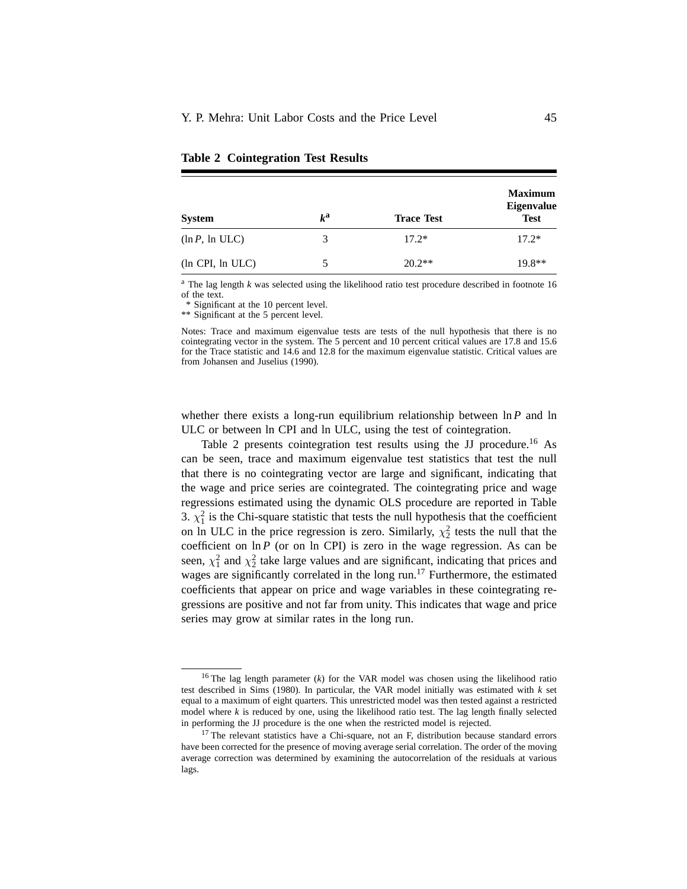**Table 2 Cointegration Test Results**

| System | $k^a$ | Trace Test | Maximum Eigenvalue Test |
|---|---|---|---|
| ($\ln P$, ln ULC) | 3 | 17.2* | 17.2* |
| (ln CPI, ln ULC) | 5 | 20.2** | 19.8** |

[a] The lag length $k$ was selected using the likelihood ratio test procedure described in footnote 16 of the text.
 * Significant at the 10 percent level.
** Significant at the 5 percent level.

Notes: Trace and maximum eigenvalue tests are tests of the null hypothesis that there is no cointegrating vector in the system. The 5 percent and 10 percent critical values are 17.8 and 15.6 for the Trace statistic and 14.6 and 12.8 for the maximum eigenvalue statistic. Critical values are from Johansen and Juselius (1990).

whether there exists a long-run equilibrium relationship between $\ln P$ and ln ULC or between ln CPI and ln ULC, using the test of cointegration.

Table 2 presents cointegration test results using the JJ procedure.[16] As can be seen, trace and maximum eigenvalue test statistics that test the null that there is no cointegrating vector are large and significant, indicating that the wage and price series are cointegrated. The cointegrating price and wage regressions estimated using the dynamic OLS procedure are reported in Table 3. $\chi^2_1$ is the Chi-square statistic that tests the null hypothesis that the coefficient on ln ULC in the price regression is zero. Similarly, $\chi^2_2$ tests the null that the coefficient on $\ln P$ (or on ln CPI) is zero in the wage regression. As can be seen, $\chi^2_1$ and $\chi^2_2$ take large values and are significant, indicating that prices and wages are significantly correlated in the long run.[17] Furthermore, the estimated coefficients that appear on price and wage variables in these cointegrating regressions are positive and not far from unity. This indicates that wage and price series may grow at similar rates in the long run.

[16] The lag length parameter ($k$) for the VAR model was chosen using the likelihood ratio test described in Sims (1980). In particular, the VAR model initially was estimated with $k$ set equal to a maximum of eight quarters. This unrestricted model was then tested against a restricted model where $k$ is reduced by one, using the likelihood ratio test. The lag length finally selected in performing the JJ procedure is the one when the restricted model is rejected.

[17] The relevant statistics have a Chi-square, not an F, distribution because standard errors have been corrected for the presence of moving average serial correlation. The order of the moving average correction was determined by examining the autocorrelation of the residuals at various lags.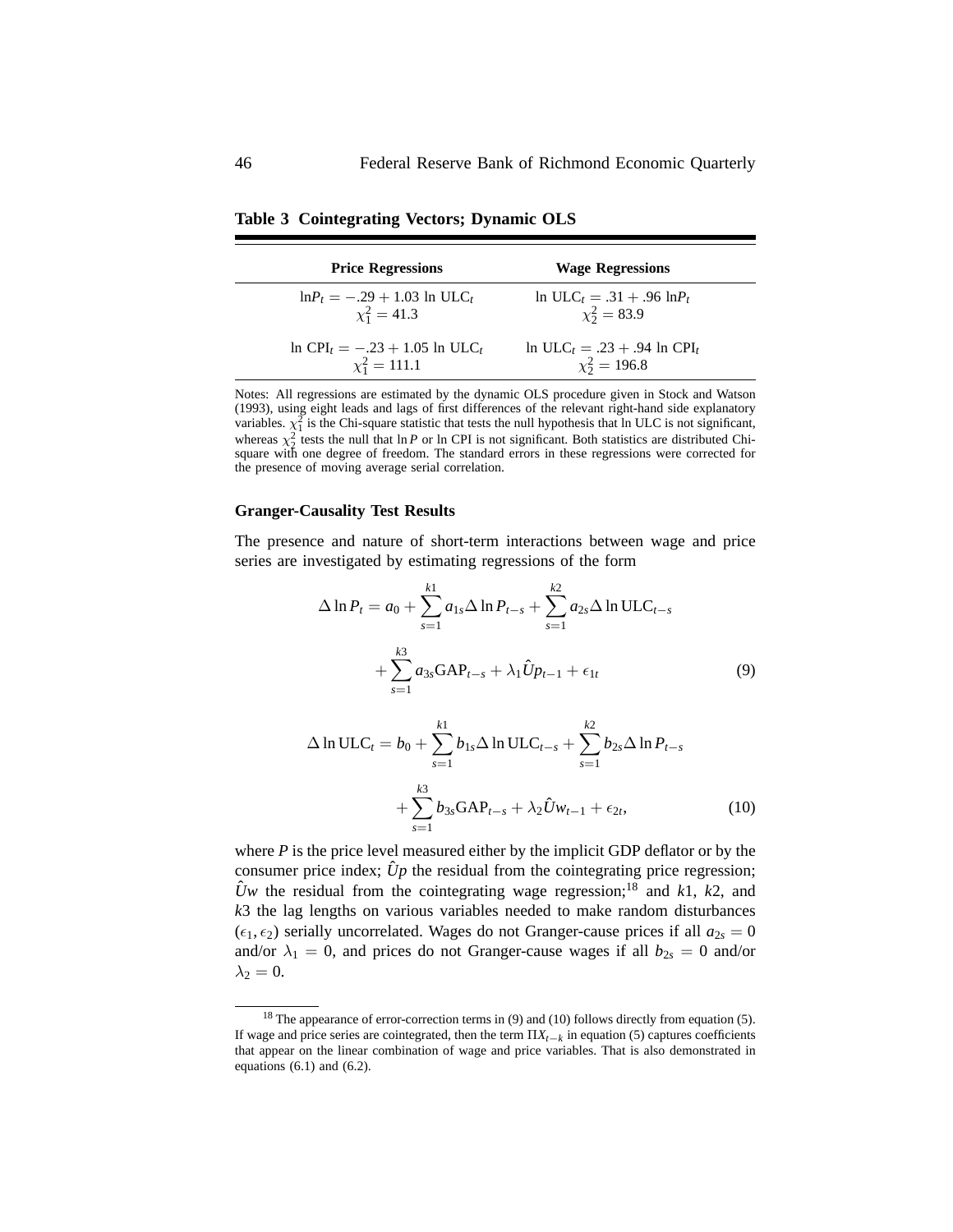**Table 3 Cointegrating Vectors; Dynamic OLS**

| Price Regressions | Wage Regressions |
|---|---|
| $\ln P_t = -.29 + 1.03 \ln \text{ULC}_t$<br>$\chi_1^2 = 41.3$ | $\ln \text{ULC}_t = .31 + .96 \ln P_t$<br>$\chi_2^2 = 83.9$ |
| $\ln \text{CPI}_t = -.23 + 1.05 \ln \text{ULC}_t$<br>$\chi_1^2 = 111.1$ | $\ln \text{ULC}_t = .23 + .94 \ln \text{CPI}_t$<br>$\chi_2^2 = 196.8$ |

Notes: All regressions are estimated by the dynamic OLS procedure given in Stock and Watson (1993), using eight leads and lags of first differences of the relevant right-hand side explanatory variables. $\chi_1^2$ is the Chi-square statistic that tests the null hypothesis that ln ULC is not significant, whereas $\chi_2^2$ tests the null that $\ln P$ or ln CPI is not significant. Both statistics are distributed Chi-square with one degree of freedom. The standard errors in these regressions were corrected for the presence of moving average serial correlation.

### Granger-Causality Test Results

The presence and nature of short-term interactions between wage and price series are investigated by estimating regressions of the form

$$\Delta \ln P_t = a_0 + \sum_{s=1}^{k1} a_{1s} \Delta \ln P_{t-s} + \sum_{s=1}^{k2} a_{2s} \Delta \ln \text{ULC}_{t-s} + \sum_{s=1}^{k3} a_{3s} \text{GAP}_{t-s} + \lambda_1 \hat{U}p_{t-1} + \epsilon_{1t} \tag{9}$$

$$\Delta \ln \text{ULC}_t = b_0 + \sum_{s=1}^{k1} b_{1s} \Delta \ln \text{ULC}_{t-s} + \sum_{s=1}^{k2} b_{2s} \Delta \ln P_{t-s} + \sum_{s=1}^{k3} b_{3s} \text{GAP}_{t-s} + \lambda_2 \hat{U}w_{t-1} + \epsilon_{2t}, \tag{10}$$

where $P$ is the price level measured either by the implicit GDP deflator or by the consumer price index; $\hat{U}p$ the residual from the cointegrating price regression; $\hat{U}w$ the residual from the cointegrating wage regression;[18] and $k1$, $k2$, and $k3$ the lag lengths on various variables needed to make random disturbances $(\epsilon_1, \epsilon_2)$ serially uncorrelated. Wages do not Granger-cause prices if all $a_{2s} = 0$ and/or $\lambda_1 = 0$, and prices do not Granger-cause wages if all $b_{2s} = 0$ and/or $\lambda_2 = 0$.

[18] The appearance of error-correction terms in (9) and (10) follows directly from equation (5). If wage and price series are cointegrated, then the term $\Pi X_{t-k}$ in equation (5) captures coefficients that appear on the linear combination of wage and price variables. That is also demonstrated in equations (6.1) and (6.2).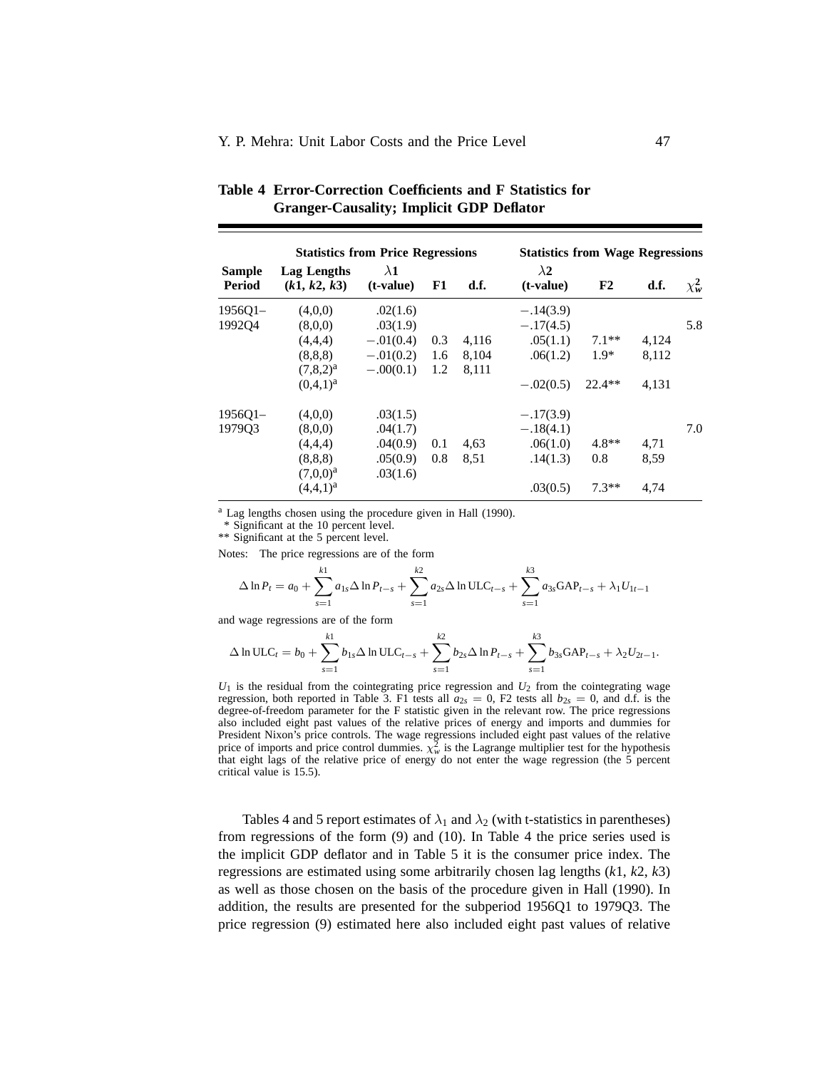**Table 4 Error-Correction Coefficients and F Statistics for Granger-Causality; Implicit GDP Deflator**

| | Statistics from Price Regressions | | | | Statistics from Wage Regressions | | | |
|---|---|---|---|---|---|---|---|---|
| **Sample Period** | **Lag Lengths ($k1$, $k2$, $k3$)** | **$\lambda 1$ (t-value)** | **F1** | **d.f.** | **$\lambda 2$ (t-value)** | **F2** | **d.f.** | $\chi^2_w$ |
| 1956Q1–1992Q4 | (4,0,0) | .02(1.6) | | | −.14(3.9) | | | |
| | (8,0,0) | .03(1.9) | | | −.17(4.5) | | | 5.8 |
| | (4,4,4) | −.01(0.4) | 0.3 | 4,116 | .05(1.1) | 7.1** | 4,124 | |
| | (8,8,8) | −.01(0.2) | 1.6 | 8,104 | .06(1.2) | 1.9* | 8,112 | |
| | (7,8,2)[a] | −.00(0.1) | 1.2 | 8,111 | | | | |
| | (0,4,1)[a] | | | | −.02(0.5) | 22.4** | 4,131 | |
| 1956Q1–1979Q3 | (4,0,0) | .03(1.5) | | | −.17(3.9) | | | |
| | (8,0,0) | .04(1.7) | | | −.18(4.1) | | | 7.0 |
| | (4,4,4) | .04(0.9) | 0.1 | 4,63 | .06(1.0) | 4.8** | 4,71 | |
| | (8,8,8) | .05(0.9) | 0.8 | 8,51 | .14(1.3) | 0.8 | 8,59 | |
| | (7,0,0)[a] | .03(1.6) | | | | | | |
| | (4,4,1)[a] | | | | .03(0.5) | 7.3** | 4,74 | |

[a] Lag lengths chosen using the procedure given in Hall (1990).
\* Significant at the 10 percent level.
\*\* Significant at the 5 percent level.

Notes: The price regressions are of the form

$$\Delta \ln P_t = a_0 + \sum_{s=1}^{k1} a_{1s} \Delta \ln P_{t-s} + \sum_{s=1}^{k2} a_{2s} \Delta \ln \text{ULC}_{t-s} + \sum_{s=1}^{k3} a_{3s} \text{GAP}_{t-s} + \lambda_1 U_{1t-1}$$

and wage regressions are of the form

$$\Delta \ln \text{ULC}_t = b_0 + \sum_{s=1}^{k1} b_{1s} \Delta \ln \text{ULC}_{t-s} + \sum_{s=1}^{k2} b_{2s} \Delta \ln P_{t-s} + \sum_{s=1}^{k3} b_{3s} \text{GAP}_{t-s} + \lambda_2 U_{2t-1}.$$

$U_1$ is the residual from the cointegrating price regression and $U_2$ from the cointegrating wage regression, both reported in Table 3. F1 tests all $a_{2s} = 0$, F2 tests all $b_{2s} = 0$, and d.f. is the degree-of-freedom parameter for the F statistic given in the relevant row. The price regressions also included eight past values of the relative prices of energy and imports and dummies for President Nixon's price controls. The wage regressions included eight past values of the relative price of imports and price control dummies. $\chi^2_w$ is the Lagrange multiplier test for the hypothesis that eight lags of the relative price of energy do not enter the wage regression (the 5 percent critical value is 15.5).

Tables 4 and 5 report estimates of $\lambda_1$ and $\lambda_2$ (with t-statistics in parentheses) from regressions of the form (9) and (10). In Table 4 the price series used is the implicit GDP deflator and in Table 5 it is the consumer price index. The regressions are estimated using some arbitrarily chosen lag lengths ($k1$, $k2$, $k3$) as well as those chosen on the basis of the procedure given in Hall (1990). In addition, the results are presented for the subperiod 1956Q1 to 1979Q3. The price regression (9) estimated here also included eight past values of relative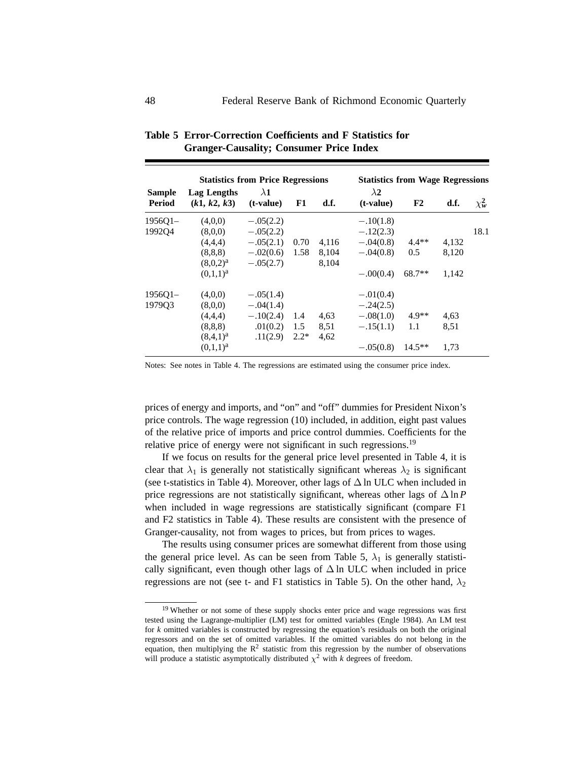**Table 5 Error-Correction Coefficients and F Statistics for Granger-Causality; Consumer Price Index**

| | Statistics from Price Regressions | | | | Statistics from Wage Regressions | | | |
|---|---|---|---|---|---|---|---|---|
| Sample Period | Lag Lengths ($k1$, $k2$, $k3$) | $\lambda 1$ (t-value) | F1 | d.f. | $\lambda 2$ (t-value) | F2 | d.f. | $\chi^2_w$ |
| 1956Q1–1992Q4 | (4,0,0) | −.05(2.2) | | | −.10(1.8) | | | |
| | (8,0,0) | −.05(2.2) | | | −.12(2.3) | | | 18.1 |
| | (4,4,4) | −.05(2.1) | 0.70 | 4,116 | −.04(0.8) | 4.4** | 4,132 | |
| | (8,8,8) | −.02(0.6) | 1.58 | 8,104 | −.04(0.8) | 0.5 | 8,120 | |
| | (8,0,2)[a] | −.05(2.7) | | 8,104 | | | | |
| | (0,1,1)[a] | | | | −.00(0.4) | 68.7** | 1,142 | |
| 1956Q1–1979Q3 | (4,0,0) | −.05(1.4) | | | −.01(0.4) | | | |
| | (8,0,0) | −.04(1.4) | | | −.24(2.5) | | | |
| | (4,4,4) | −.10(2.4) | 1.4 | 4,63 | −.08(1.0) | 4.9** | 4,63 | |
| | (8,8,8) | .01(0.2) | 1.5 | 8,51 | −.15(1.1) | 1.1 | 8,51 | |
| | (8,4,1)[a] | .11(2.9) | 2.2* | 4,62 | | | | |
| | (0,1,1)[a] | | | | −.05(0.8) | 14.5** | 1,73 | |

Notes: See notes in Table 4. The regressions are estimated using the consumer price index.

prices of energy and imports, and "on" and "off" dummies for President Nixon's price controls. The wage regression (10) included, in addition, eight past values of the relative price of imports and price control dummies. Coefficients for the relative price of energy were not significant in such regressions.[19]

If we focus on results for the general price level presented in Table 4, it is clear that $\lambda_1$ is generally not statistically significant whereas $\lambda_2$ is significant (see t-statistics in Table 4). Moreover, other lags of $\Delta \ln$ ULC when included in price regressions are not statistically significant, whereas other lags of $\Delta \ln P$ when included in wage regressions are statistically significant (compare F1 and F2 statistics in Table 4). These results are consistent with the presence of Granger-causality, not from wages to prices, but from prices to wages.

The results using consumer prices are somewhat different from those using the general price level. As can be seen from Table 5, $\lambda_1$ is generally statistically significant, even though other lags of $\Delta \ln$ ULC when included in price regressions are not (see t- and F1 statistics in Table 5). On the other hand, $\lambda_2$

[19] Whether or not some of these supply shocks enter price and wage regressions was first tested using the Lagrange-multiplier (LM) test for omitted variables (Engle 1984). An LM test for $k$ omitted variables is constructed by regressing the equation's residuals on both the original regressors and on the set of omitted variables. If the omitted variables do not belong in the equation, then multiplying the $R^2$ statistic from this regression by the number of observations will produce a statistic asymptotically distributed $\chi^2$ with $k$ degrees of freedom.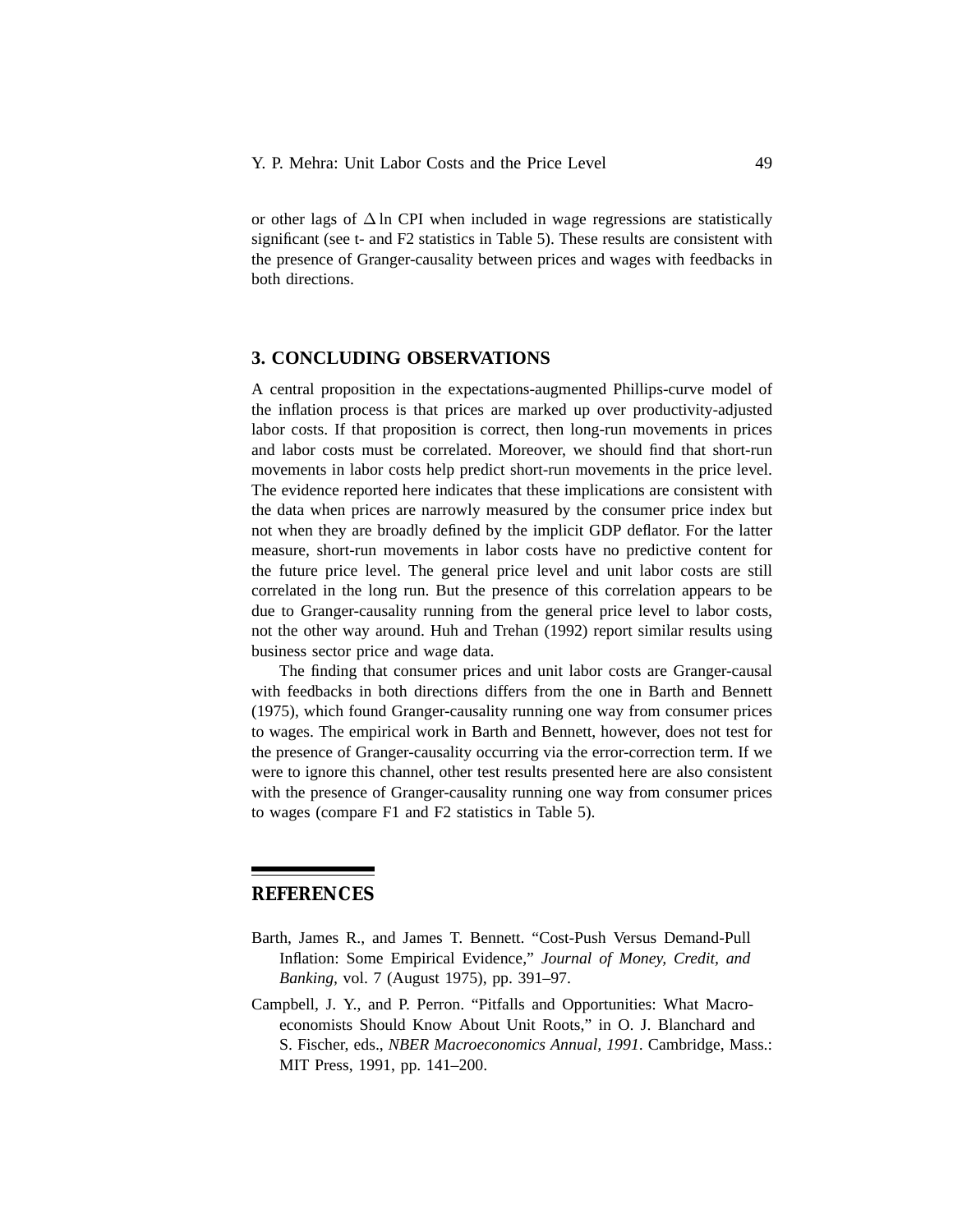or other lags of $\Delta \ln$ CPI when included in wage regressions are statistically significant (see t- and F2 statistics in Table 5). These results are consistent with the presence of Granger-causality between prices and wages with feedbacks in both directions.

## 3. CONCLUDING OBSERVATIONS

A central proposition in the expectations-augmented Phillips-curve model of the inflation process is that prices are marked up over productivity-adjusted labor costs. If that proposition is correct, then long-run movements in prices and labor costs must be correlated. Moreover, we should find that short-run movements in labor costs help predict short-run movements in the price level. The evidence reported here indicates that these implications are consistent with the data when prices are narrowly measured by the consumer price index but not when they are broadly defined by the implicit GDP deflator. For the latter measure, short-run movements in labor costs have no predictive content for the future price level. The general price level and unit labor costs are still correlated in the long run. But the presence of this correlation appears to be due to Granger-causality running from the general price level to labor costs, not the other way around. Huh and Trehan (1992) report similar results using business sector price and wage data.

The finding that consumer prices and unit labor costs are Granger-causal with feedbacks in both directions differs from the one in Barth and Bennett (1975), which found Granger-causality running one way from consumer prices to wages. The empirical work in Barth and Bennett, however, does not test for the presence of Granger-causality occurring via the error-correction term. If we were to ignore this channel, other test results presented here are also consistent with the presence of Granger-causality running one way from consumer prices to wages (compare F1 and F2 statistics in Table 5).

## REFERENCES

Barth, James R., and James T. Bennett. "Cost-Push Versus Demand-Pull Inflation: Some Empirical Evidence," *Journal of Money, Credit, and Banking*, vol. 7 (August 1975), pp. 391–97.

Campbell, J. Y., and P. Perron. "Pitfalls and Opportunities: What Macroeconomists Should Know About Unit Roots," in O. J. Blanchard and S. Fischer, eds., *NBER Macroeconomics Annual, 1991*. Cambridge, Mass.: MIT Press, 1991, pp. 141–200.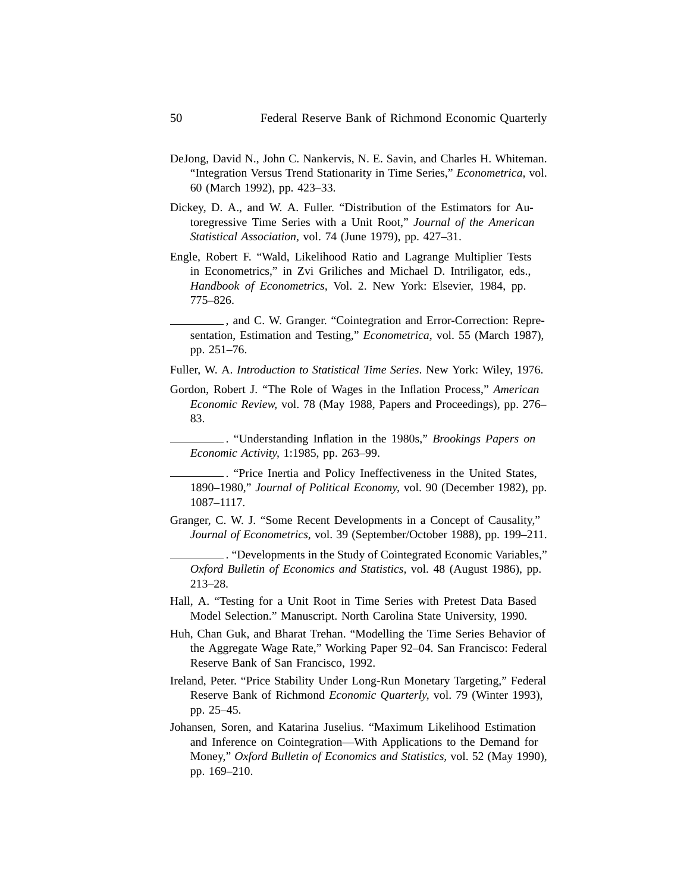DeJong, David N., John C. Nankervis, N. E. Savin, and Charles H. Whiteman. "Integration Versus Trend Stationarity in Time Series," *Econometrica*, vol. 60 (March 1992), pp. 423–33.

Dickey, D. A., and W. A. Fuller. "Distribution of the Estimators for Autoregressive Time Series with a Unit Root," *Journal of the American Statistical Association*, vol. 74 (June 1979), pp. 427–31.

Engle, Robert F. "Wald, Likelihood Ratio and Lagrange Multiplier Tests in Econometrics," in Zvi Griliches and Michael D. Intriligator, eds., *Handbook of Econometrics*, Vol. 2. New York: Elsevier, 1984, pp. 775–826.

_________, and C. W. Granger. "Cointegration and Error-Correction: Representation, Estimation and Testing," *Econometrica*, vol. 55 (March 1987), pp. 251–76.

Fuller, W. A. *Introduction to Statistical Time Series*. New York: Wiley, 1976.

Gordon, Robert J. "The Role of Wages in the Inflation Process," *American Economic Review*, vol. 78 (May 1988, Papers and Proceedings), pp. 276–83.

_________. "Understanding Inflation in the 1980s," *Brookings Papers on Economic Activity*, 1:1985, pp. 263–99.

_________. "Price Inertia and Policy Ineffectiveness in the United States, 1890–1980," *Journal of Political Economy*, vol. 90 (December 1982), pp. 1087–1117.

Granger, C. W. J. "Some Recent Developments in a Concept of Causality," *Journal of Econometrics*, vol. 39 (September/October 1988), pp. 199–211.

_________. "Developments in the Study of Cointegrated Economic Variables," *Oxford Bulletin of Economics and Statistics*, vol. 48 (August 1986), pp. 213–28.

Hall, A. "Testing for a Unit Root in Time Series with Pretest Data Based Model Selection." Manuscript. North Carolina State University, 1990.

Huh, Chan Guk, and Bharat Trehan. "Modelling the Time Series Behavior of the Aggregate Wage Rate," Working Paper 92–04. San Francisco: Federal Reserve Bank of San Francisco, 1992.

Ireland, Peter. "Price Stability Under Long-Run Monetary Targeting," Federal Reserve Bank of Richmond *Economic Quarterly*, vol. 79 (Winter 1993), pp. 25–45.

Johansen, Soren, and Katarina Juselius. "Maximum Likelihood Estimation and Inference on Cointegration—With Applications to the Demand for Money," *Oxford Bulletin of Economics and Statistics*, vol. 52 (May 1990), pp. 169–210.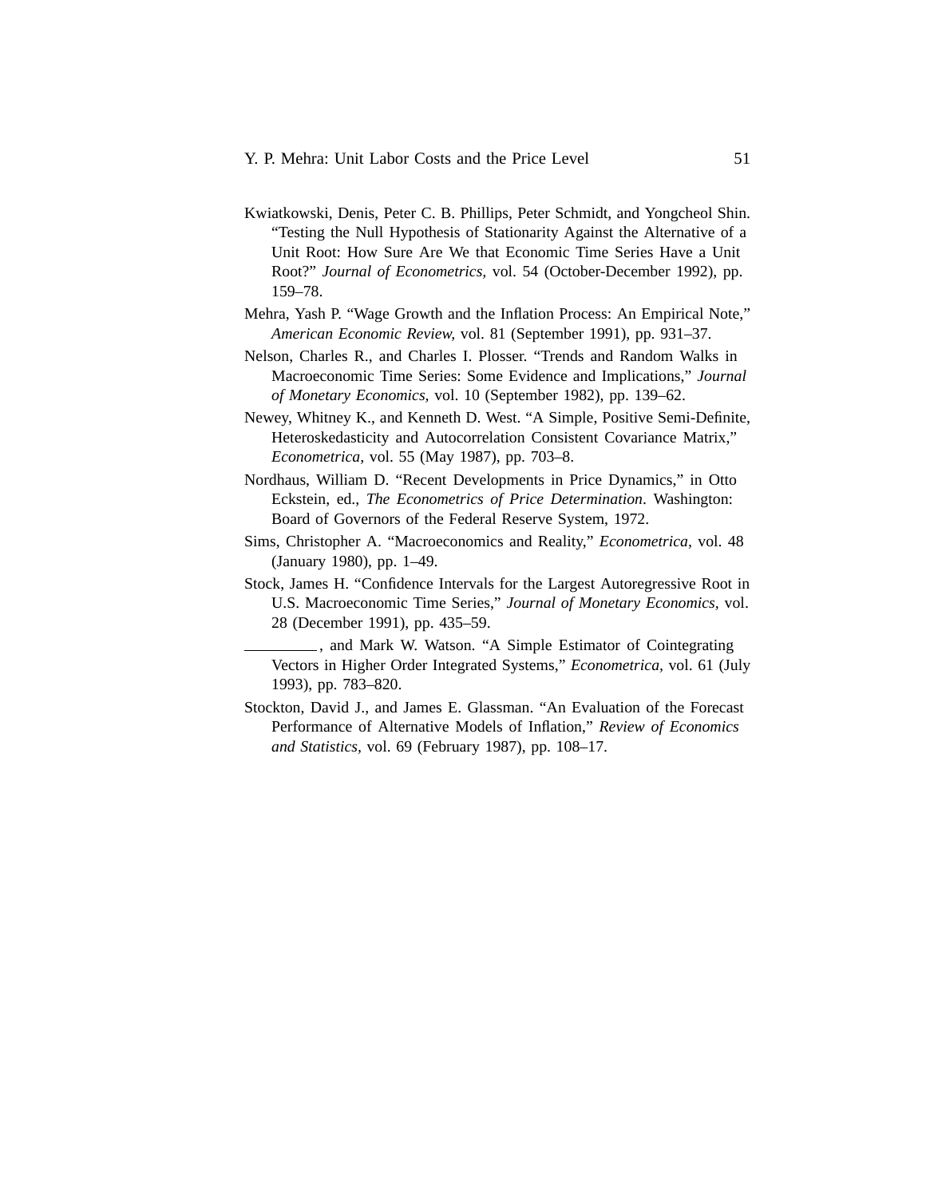Kwiatkowski, Denis, Peter C. B. Phillips, Peter Schmidt, and Yongcheol Shin. "Testing the Null Hypothesis of Stationarity Against the Alternative of a Unit Root: How Sure Are We that Economic Time Series Have a Unit Root?" *Journal of Econometrics*, vol. 54 (October-December 1992), pp. 159–78.

Mehra, Yash P. "Wage Growth and the Inflation Process: An Empirical Note," *American Economic Review*, vol. 81 (September 1991), pp. 931–37.

Nelson, Charles R., and Charles I. Plosser. "Trends and Random Walks in Macroeconomic Time Series: Some Evidence and Implications," *Journal of Monetary Economics*, vol. 10 (September 1982), pp. 139–62.

Newey, Whitney K., and Kenneth D. West. "A Simple, Positive Semi-Definite, Heteroskedasticity and Autocorrelation Consistent Covariance Matrix," *Econometrica*, vol. 55 (May 1987), pp. 703–8.

Nordhaus, William D. "Recent Developments in Price Dynamics," in Otto Eckstein, ed., *The Econometrics of Price Determination*. Washington: Board of Governors of the Federal Reserve System, 1972.

Sims, Christopher A. "Macroeconomics and Reality," *Econometrica*, vol. 48 (January 1980), pp. 1–49.

Stock, James H. "Confidence Intervals for the Largest Autoregressive Root in U.S. Macroeconomic Time Series," *Journal of Monetary Economics*, vol. 28 (December 1991), pp. 435–59.

\_\_\_\_\_\_\_\_\_, and Mark W. Watson. "A Simple Estimator of Cointegrating Vectors in Higher Order Integrated Systems," *Econometrica*, vol. 61 (July 1993), pp. 783–820.

Stockton, David J., and James E. Glassman. "An Evaluation of the Forecast Performance of Alternative Models of Inflation," *Review of Economics and Statistics*, vol. 69 (February 1987), pp. 108–17.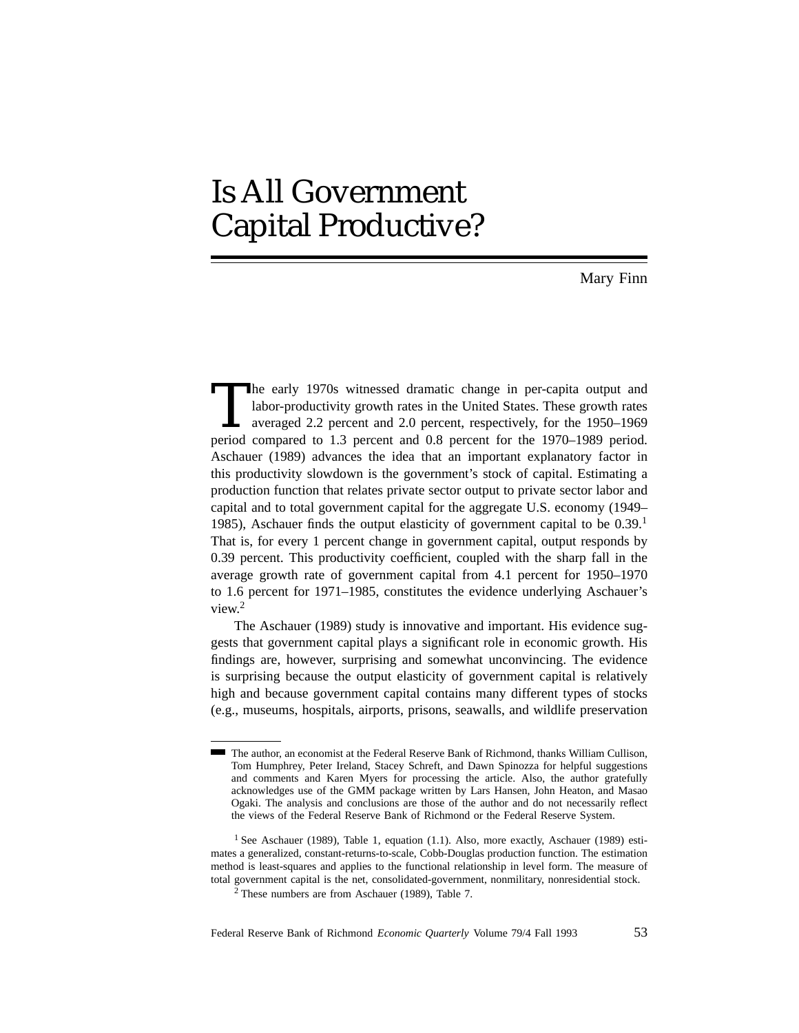# Is All Government Capital Productive?

Mary Finn

The early 1970s witnessed dramatic change in per-capita output and labor-productivity growth rates in the United States. These growth rates averaged 2.2 percent and 2.0 percent, respectively, for the 1950–1969 period compared to 1.3 percent and 0.8 percent for the 1970–1989 period. Aschauer (1989) advances the idea that an important explanatory factor in this productivity slowdown is the government's stock of capital. Estimating a production function that relates private sector output to private sector labor and capital and to total government capital for the aggregate U.S. economy (1949–1985), Aschauer finds the output elasticity of government capital to be 0.39.[1] That is, for every 1 percent change in government capital, output responds by 0.39 percent. This productivity coefficient, coupled with the sharp fall in the average growth rate of government capital from 4.1 percent for 1950–1970 to 1.6 percent for 1971–1985, constitutes the evidence underlying Aschauer's view.[2]

The Aschauer (1989) study is innovative and important. His evidence suggests that government capital plays a significant role in economic growth. His findings are, however, surprising and somewhat unconvincing. The evidence is surprising because the output elasticity of government capital is relatively high and because government capital contains many different types of stocks (e.g., museums, hospitals, airports, prisons, seawalls, and wildlife preservation

---

The author, an economist at the Federal Reserve Bank of Richmond, thanks William Cullison, Tom Humphrey, Peter Ireland, Stacey Schreft, and Dawn Spinozza for helpful suggestions and comments and Karen Myers for processing the article. Also, the author gratefully acknowledges use of the GMM package written by Lars Hansen, John Heaton, and Masao Ogaki. The analysis and conclusions are those of the author and do not necessarily reflect the views of the Federal Reserve Bank of Richmond or the Federal Reserve System.

[1] See Aschauer (1989), Table 1, equation (1.1). Also, more exactly, Aschauer (1989) estimates a generalized, constant-returns-to-scale, Cobb-Douglas production function. The estimation method is least-squares and applies to the functional relationship in level form. The measure of total government capital is the net, consolidated-government, nonmilitary, nonresidential stock.

[2] These numbers are from Aschauer (1989), Table 7.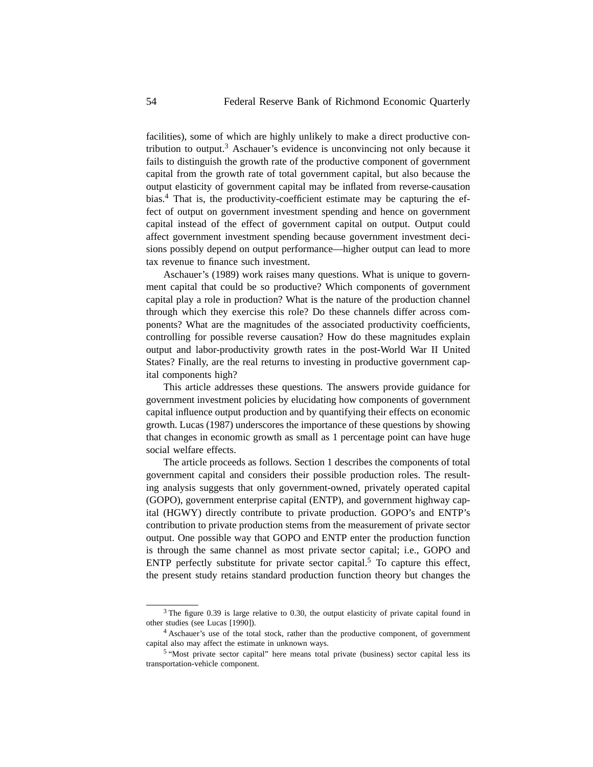facilities), some of which are highly unlikely to make a direct productive contribution to output.[3] Aschauer's evidence is unconvincing not only because it fails to distinguish the growth rate of the productive component of government capital from the growth rate of total government capital, but also because the output elasticity of government capital may be inflated from reverse-causation bias.[4] That is, the productivity-coefficient estimate may be capturing the effect of output on government investment spending and hence on government capital instead of the effect of government capital on output. Output could affect government investment spending because government investment decisions possibly depend on output performance—higher output can lead to more tax revenue to finance such investment.

Aschauer's (1989) work raises many questions. What is unique to government capital that could be so productive? Which components of government capital play a role in production? What is the nature of the production channel through which they exercise this role? Do these channels differ across components? What are the magnitudes of the associated productivity coefficients, controlling for possible reverse causation? How do these magnitudes explain output and labor-productivity growth rates in the post-World War II United States? Finally, are the real returns to investing in productive government capital components high?

This article addresses these questions. The answers provide guidance for government investment policies by elucidating how components of government capital influence output production and by quantifying their effects on economic growth. Lucas (1987) underscores the importance of these questions by showing that changes in economic growth as small as 1 percentage point can have huge social welfare effects.

The article proceeds as follows. Section 1 describes the components of total government capital and considers their possible production roles. The resulting analysis suggests that only government-owned, privately operated capital (GOPO), government enterprise capital (ENTP), and government highway capital (HGWY) directly contribute to private production. GOPO's and ENTP's contribution to private production stems from the measurement of private sector output. One possible way that GOPO and ENTP enter the production function is through the same channel as most private sector capital; i.e., GOPO and ENTP perfectly substitute for private sector capital.[5] To capture this effect, the present study retains standard production function theory but changes the

---

[3] The figure 0.39 is large relative to 0.30, the output elasticity of private capital found in other studies (see Lucas [1990]).

[4] Aschauer's use of the total stock, rather than the productive component, of government capital also may affect the estimate in unknown ways.

[5] "Most private sector capital" here means total private (business) sector capital less its transportation-vehicle component.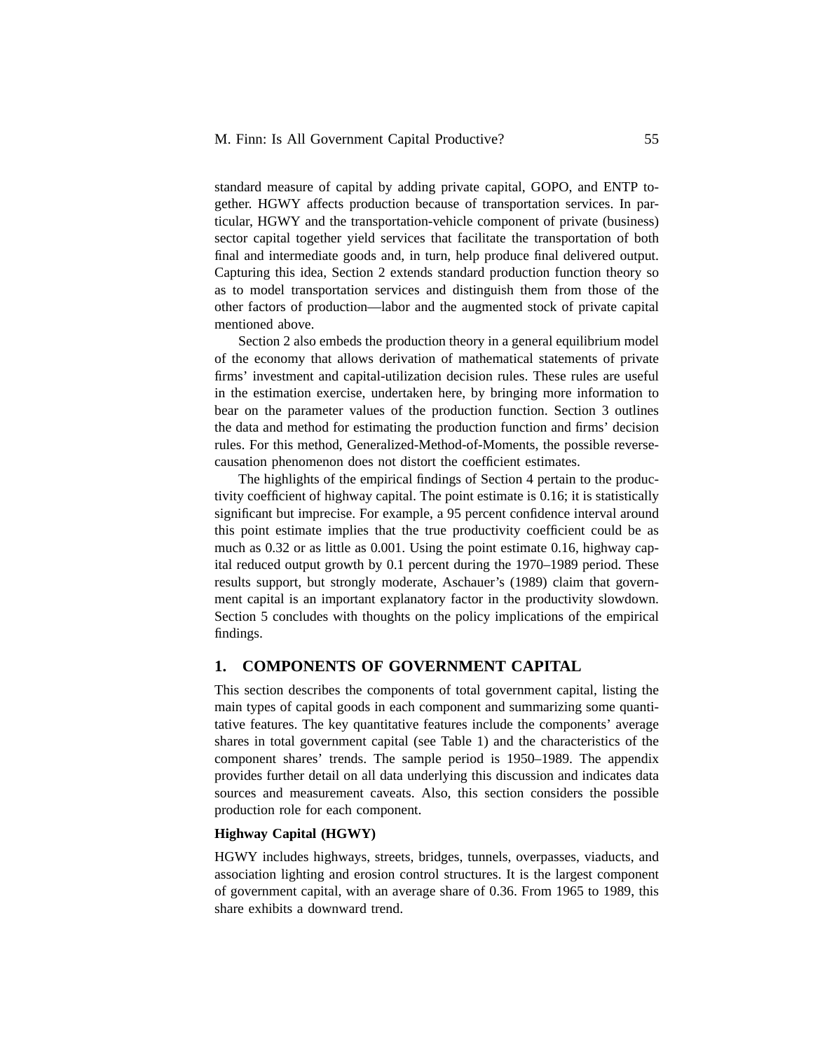standard measure of capital by adding private capital, GOPO, and ENTP together. HGWY affects production because of transportation services. In particular, HGWY and the transportation-vehicle component of private (business) sector capital together yield services that facilitate the transportation of both final and intermediate goods and, in turn, help produce final delivered output. Capturing this idea, Section 2 extends standard production function theory so as to model transportation services and distinguish them from those of the other factors of production—labor and the augmented stock of private capital mentioned above.

Section 2 also embeds the production theory in a general equilibrium model of the economy that allows derivation of mathematical statements of private firms' investment and capital-utilization decision rules. These rules are useful in the estimation exercise, undertaken here, by bringing more information to bear on the parameter values of the production function. Section 3 outlines the data and method for estimating the production function and firms' decision rules. For this method, Generalized-Method-of-Moments, the possible reverse-causation phenomenon does not distort the coefficient estimates.

The highlights of the empirical findings of Section 4 pertain to the productivity coefficient of highway capital. The point estimate is 0.16; it is statistically significant but imprecise. For example, a 95 percent confidence interval around this point estimate implies that the true productivity coefficient could be as much as 0.32 or as little as 0.001. Using the point estimate 0.16, highway capital reduced output growth by 0.1 percent during the 1970–1989 period. These results support, but strongly moderate, Aschauer's (1989) claim that government capital is an important explanatory factor in the productivity slowdown. Section 5 concludes with thoughts on the policy implications of the empirical findings.

## 1. COMPONENTS OF GOVERNMENT CAPITAL

This section describes the components of total government capital, listing the main types of capital goods in each component and summarizing some quantitative features. The key quantitative features include the components' average shares in total government capital (see Table 1) and the characteristics of the component shares' trends. The sample period is 1950–1989. The appendix provides further detail on all data underlying this discussion and indicates data sources and measurement caveats. Also, this section considers the possible production role for each component.

### Highway Capital (HGWY)

HGWY includes highways, streets, bridges, tunnels, overpasses, viaducts, and association lighting and erosion control structures. It is the largest component of government capital, with an average share of 0.36. From 1965 to 1989, this share exhibits a downward trend.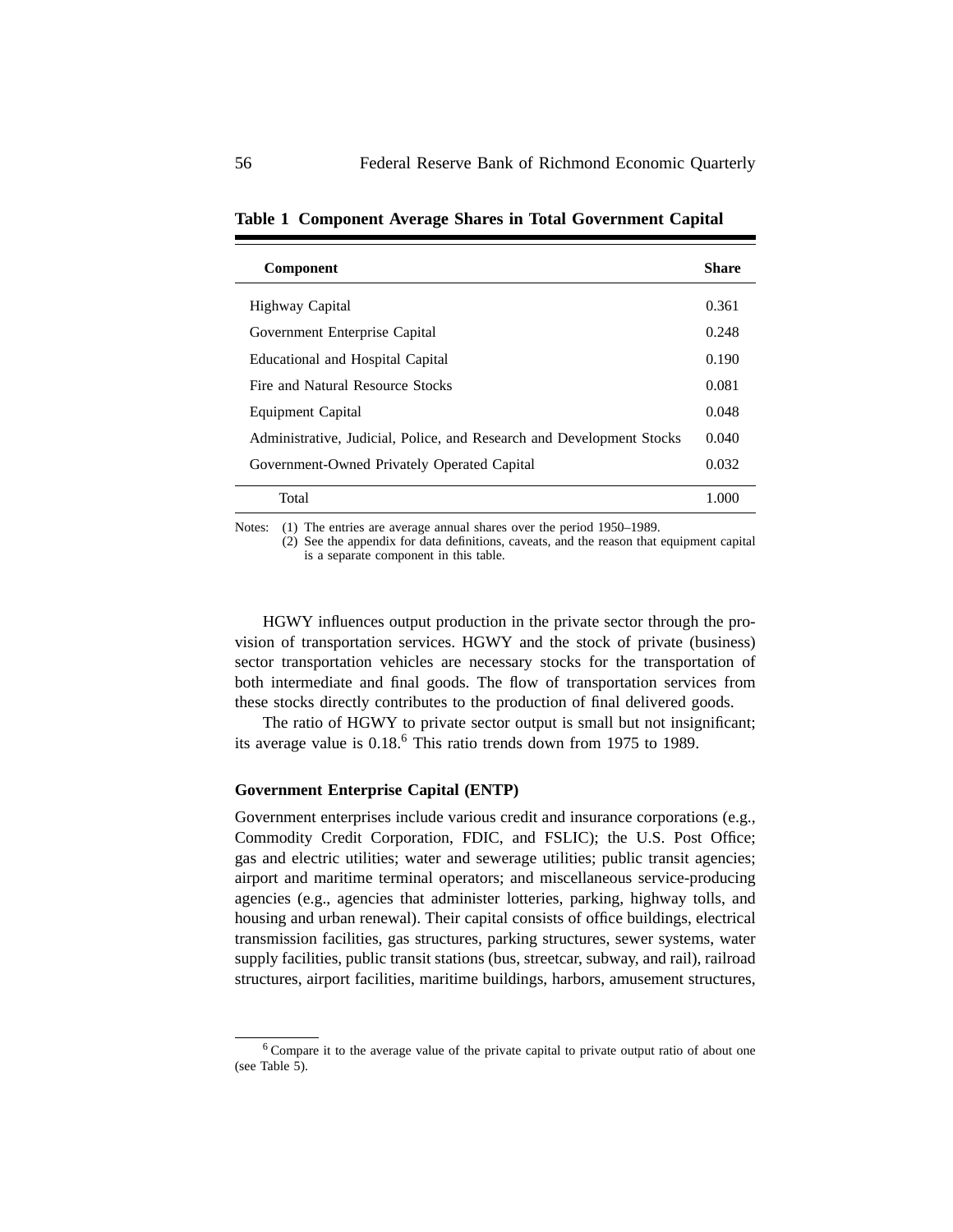**Table 1 Component Average Shares in Total Government Capital**

| Component | Share |
|---|---|
| Highway Capital | 0.361 |
| Government Enterprise Capital | 0.248 |
| Educational and Hospital Capital | 0.190 |
| Fire and Natural Resource Stocks | 0.081 |
| Equipment Capital | 0.048 |
| Administrative, Judicial, Police, and Research and Development Stocks | 0.040 |
| Government-Owned Privately Operated Capital | 0.032 |
| Total | 1.000 |

Notes: (1) The entries are average annual shares over the period 1950–1989.
(2) See the appendix for data definitions, caveats, and the reason that equipment capital is a separate component in this table.

HGWY influences output production in the private sector through the provision of transportation services. HGWY and the stock of private (business) sector transportation vehicles are necessary stocks for the transportation of both intermediate and final goods. The flow of transportation services from these stocks directly contributes to the production of final delivered goods.

The ratio of HGWY to private sector output is small but not insignificant; its average value is 0.18.[6] This ratio trends down from 1975 to 1989.

### Government Enterprise Capital (ENTP)

Government enterprises include various credit and insurance corporations (e.g., Commodity Credit Corporation, FDIC, and FSLIC); the U.S. Post Office; gas and electric utilities; water and sewerage utilities; public transit agencies; airport and maritime terminal operators; and miscellaneous service-producing agencies (e.g., agencies that administer lotteries, parking, highway tolls, and housing and urban renewal). Their capital consists of office buildings, electrical transmission facilities, gas structures, parking structures, sewer systems, water supply facilities, public transit stations (bus, streetcar, subway, and rail), railroad structures, airport facilities, maritime buildings, harbors, amusement structures,

[6] Compare it to the average value of the private capital to private output ratio of about one (see Table 5).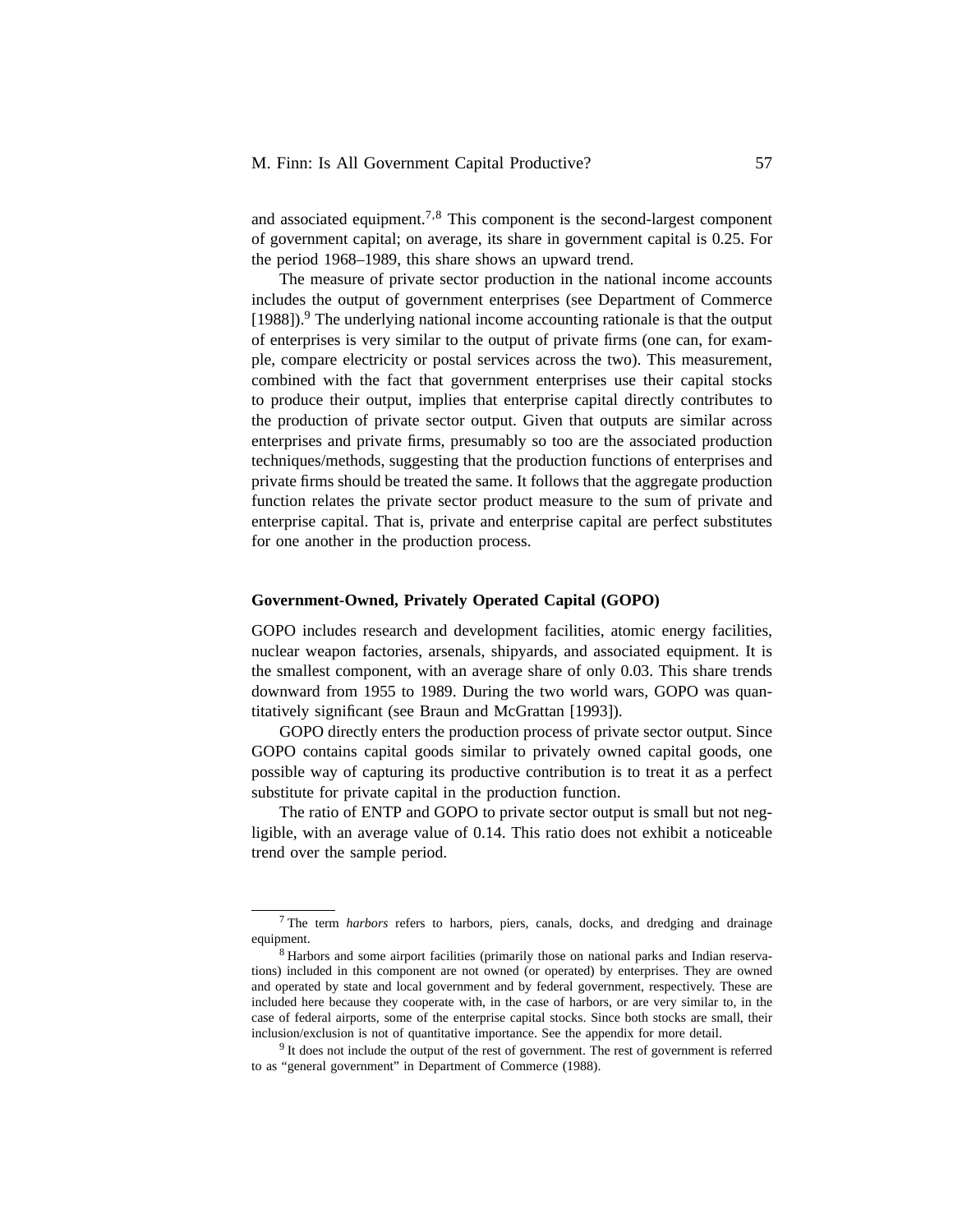and associated equipment.[7,8] This component is the second-largest component of government capital; on average, its share in government capital is 0.25. For the period 1968–1989, this share shows an upward trend.

The measure of private sector production in the national income accounts includes the output of government enterprises (see Department of Commerce [1988]).[9] The underlying national income accounting rationale is that the output of enterprises is very similar to the output of private firms (one can, for example, compare electricity or postal services across the two). This measurement, combined with the fact that government enterprises use their capital stocks to produce their output, implies that enterprise capital directly contributes to the production of private sector output. Given that outputs are similar across enterprises and private firms, presumably so too are the associated production techniques/methods, suggesting that the production functions of enterprises and private firms should be treated the same. It follows that the aggregate production function relates the private sector product measure to the sum of private and enterprise capital. That is, private and enterprise capital are perfect substitutes for one another in the production process.

### Government-Owned, Privately Operated Capital (GOPO)

GOPO includes research and development facilities, atomic energy facilities, nuclear weapon factories, arsenals, shipyards, and associated equipment. It is the smallest component, with an average share of only 0.03. This share trends downward from 1955 to 1989. During the two world wars, GOPO was quantitatively significant (see Braun and McGrattan [1993]).

GOPO directly enters the production process of private sector output. Since GOPO contains capital goods similar to privately owned capital goods, one possible way of capturing its productive contribution is to treat it as a perfect substitute for private capital in the production function.

The ratio of ENTP and GOPO to private sector output is small but not negligible, with an average value of 0.14. This ratio does not exhibit a noticeable trend over the sample period.

---

[7] The term *harbors* refers to harbors, piers, canals, docks, and dredging and drainage equipment.

[8] Harbors and some airport facilities (primarily those on national parks and Indian reservations) included in this component are not owned (or operated) by enterprises. They are owned and operated by state and local government and by federal government, respectively. These are included here because they cooperate with, in the case of harbors, or are very similar to, in the case of federal airports, some of the enterprise capital stocks. Since both stocks are small, their inclusion/exclusion is not of quantitative importance. See the appendix for more detail.

[9] It does not include the output of the rest of government. The rest of government is referred to as "general government" in Department of Commerce (1988).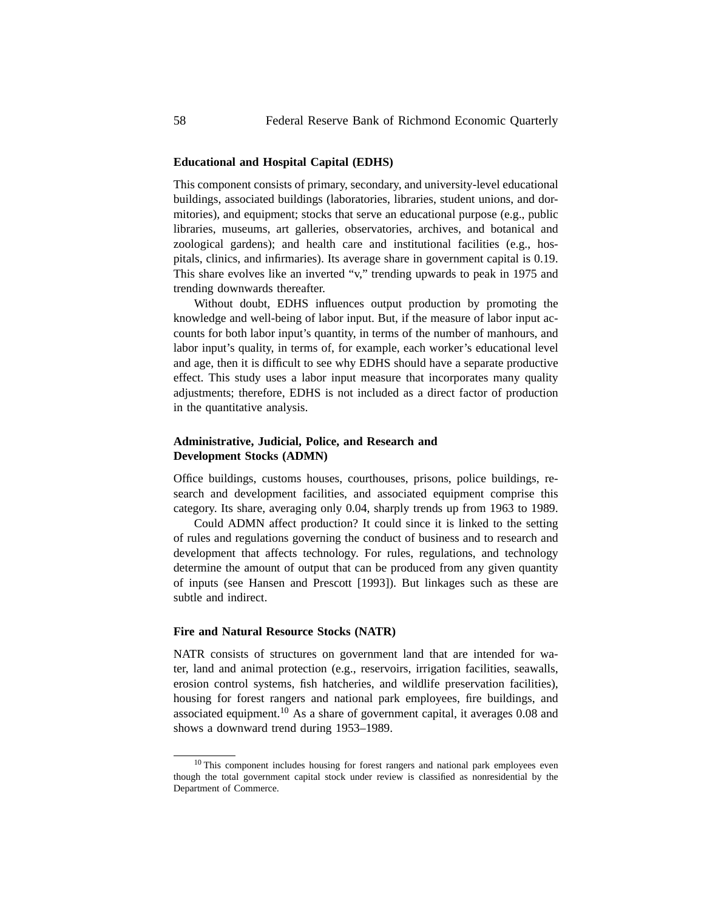### Educational and Hospital Capital (EDHS)

This component consists of primary, secondary, and university-level educational buildings, associated buildings (laboratories, libraries, student unions, and dormitories), and equipment; stocks that serve an educational purpose (e.g., public libraries, museums, art galleries, observatories, archives, and botanical and zoological gardens); and health care and institutional facilities (e.g., hospitals, clinics, and infirmaries). Its average share in government capital is 0.19. This share evolves like an inverted "v," trending upwards to peak in 1975 and trending downwards thereafter.

Without doubt, EDHS influences output production by promoting the knowledge and well-being of labor input. But, if the measure of labor input accounts for both labor input's quantity, in terms of the number of manhours, and labor input's quality, in terms of, for example, each worker's educational level and age, then it is difficult to see why EDHS should have a separate productive effect. This study uses a labor input measure that incorporates many quality adjustments; therefore, EDHS is not included as a direct factor of production in the quantitative analysis.

### Administrative, Judicial, Police, and Research and Development Stocks (ADMN)

Office buildings, customs houses, courthouses, prisons, police buildings, research and development facilities, and associated equipment comprise this category. Its share, averaging only 0.04, sharply trends up from 1963 to 1989.

Could ADMN affect production? It could since it is linked to the setting of rules and regulations governing the conduct of business and to research and development that affects technology. For rules, regulations, and technology determine the amount of output that can be produced from any given quantity of inputs (see Hansen and Prescott [1993]). But linkages such as these are subtle and indirect.

### Fire and Natural Resource Stocks (NATR)

NATR consists of structures on government land that are intended for water, land and animal protection (e.g., reservoirs, irrigation facilities, seawalls, erosion control systems, fish hatcheries, and wildlife preservation facilities), housing for forest rangers and national park employees, fire buildings, and associated equipment.[10] As a share of government capital, it averages 0.08 and shows a downward trend during 1953–1989.

[10] This component includes housing for forest rangers and national park employees even though the total government capital stock under review is classified as nonresidential by the Department of Commerce.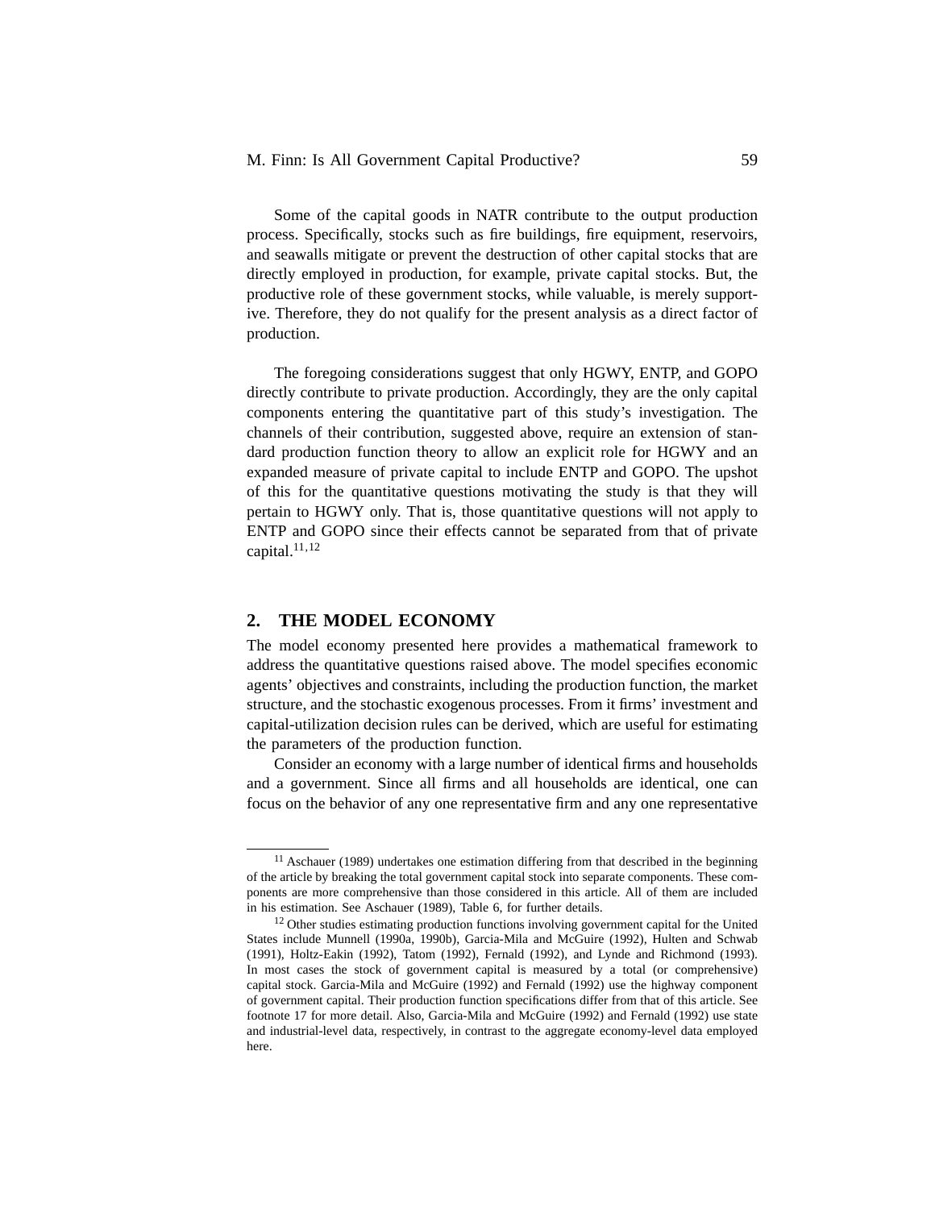Some of the capital goods in NATR contribute to the output production process. Specifically, stocks such as fire buildings, fire equipment, reservoirs, and seawalls mitigate or prevent the destruction of other capital stocks that are directly employed in production, for example, private capital stocks. But, the productive role of these government stocks, while valuable, is merely supportive. Therefore, they do not qualify for the present analysis as a direct factor of production.

The foregoing considerations suggest that only HGWY, ENTP, and GOPO directly contribute to private production. Accordingly, they are the only capital components entering the quantitative part of this study's investigation. The channels of their contribution, suggested above, require an extension of standard production function theory to allow an explicit role for HGWY and an expanded measure of private capital to include ENTP and GOPO. The upshot of this for the quantitative questions motivating the study is that they will pertain to HGWY only. That is, those quantitative questions will not apply to ENTP and GOPO since their effects cannot be separated from that of private capital.[11,12]

## 2. THE MODEL ECONOMY

The model economy presented here provides a mathematical framework to address the quantitative questions raised above. The model specifies economic agents' objectives and constraints, including the production function, the market structure, and the stochastic exogenous processes. From it firms' investment and capital-utilization decision rules can be derived, which are useful for estimating the parameters of the production function.

Consider an economy with a large number of identical firms and households and a government. Since all firms and all households are identical, one can focus on the behavior of any one representative firm and any one representative

---

[11] Aschauer (1989) undertakes one estimation differing from that described in the beginning of the article by breaking the total government capital stock into separate components. These components are more comprehensive than those considered in this article. All of them are included in his estimation. See Aschauer (1989), Table 6, for further details.

[12] Other studies estimating production functions involving government capital for the United States include Munnell (1990a, 1990b), Garcia-Mila and McGuire (1992), Hulten and Schwab (1991), Holtz-Eakin (1992), Tatom (1992), Fernald (1992), and Lynde and Richmond (1993). In most cases the stock of government capital is measured by a total (or comprehensive) capital stock. Garcia-Mila and McGuire (1992) and Fernald (1992) use the highway component of government capital. Their production function specifications differ from that of this article. See footnote 17 for more detail. Also, Garcia-Mila and McGuire (1992) and Fernald (1992) use state and industrial-level data, respectively, in contrast to the aggregate economy-level data employed here.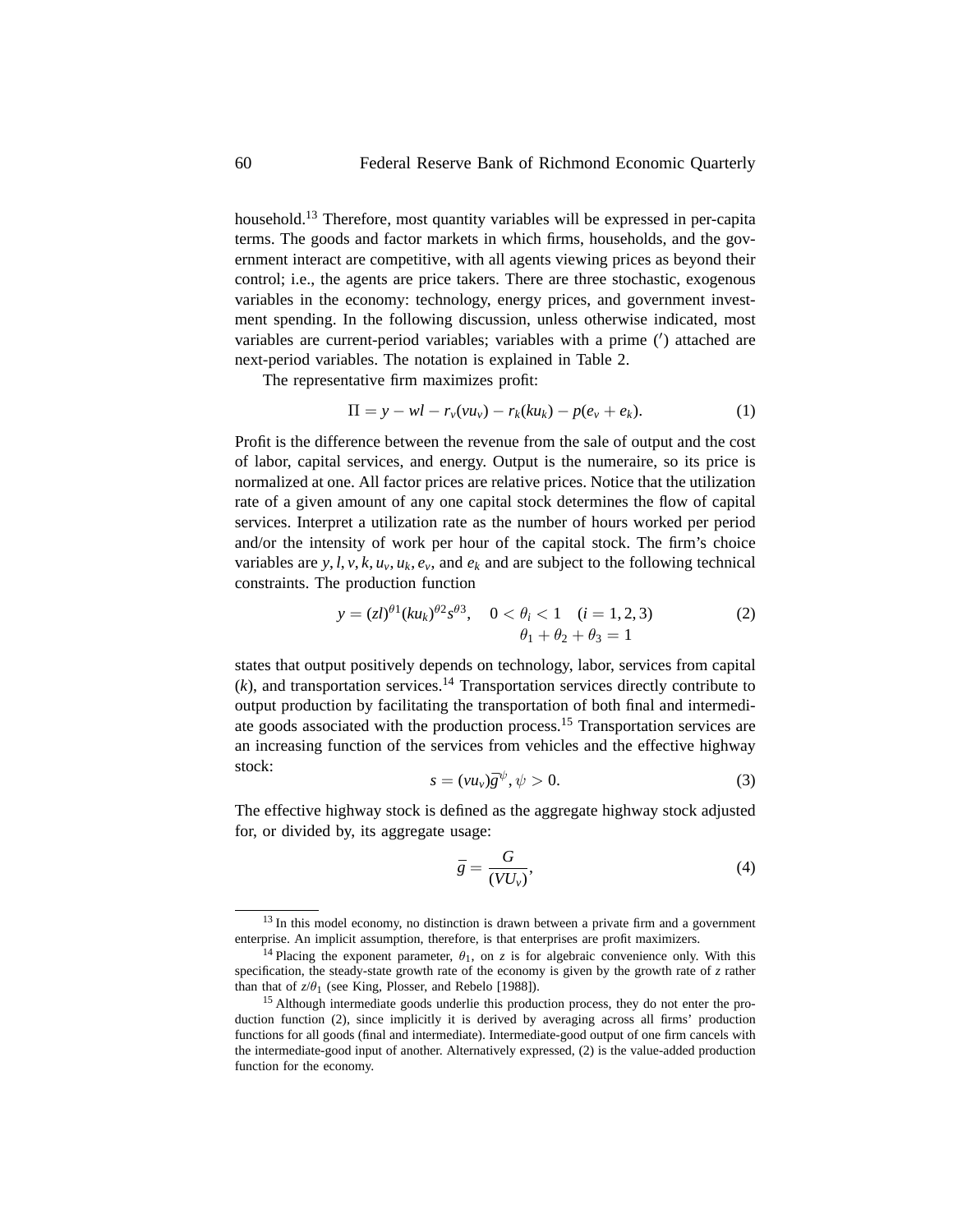household.[13] Therefore, most quantity variables will be expressed in per-capita terms. The goods and factor markets in which firms, households, and the government interact are competitive, with all agents viewing prices as beyond their control; i.e., the agents are price takers. There are three stochastic, exogenous variables in the economy: technology, energy prices, and government investment spending. In the following discussion, unless otherwise indicated, most variables are current-period variables; variables with a prime (′) attached are next-period variables. The notation is explained in Table 2.

The representative firm maximizes profit:

$$\Pi = y - wl - r_v(vu_v) - r_k(ku_k) - p(e_v + e_k). \tag{1}$$

Profit is the difference between the revenue from the sale of output and the cost of labor, capital services, and energy. Output is the numeraire, so its price is normalized at one. All factor prices are relative prices. Notice that the utilization rate of a given amount of any one capital stock determines the flow of capital services. Interpret a utilization rate as the number of hours worked per period and/or the intensity of work per hour of the capital stock. The firm's choice variables are $y, l, v, k, u_v, u_k, e_v$, and $e_k$ and are subject to the following technical constraints. The production function

$$y = (zl)^{\theta 1}(ku_k)^{\theta 2}s^{\theta 3}, \quad 0 < \theta_i < 1 \quad (i = 1, 2, 3) \qquad \theta_1 + \theta_2 + \theta_3 = 1 \tag{2}$$

states that output positively depends on technology, labor, services from capital ($k$), and transportation services.[14] Transportation services directly contribute to output production by facilitating the transportation of both final and intermediate goods associated with the production process.[15] Transportation services are an increasing function of the services from vehicles and the effective highway stock:

$$s = (vu_v)\bar{g}^{\psi}, \psi > 0. \tag{3}$$

The effective highway stock is defined as the aggregate highway stock adjusted for, or divided by, its aggregate usage:

$$\bar{g} = \frac{G}{(VU_v)}, \tag{4}$$

---

[13] In this model economy, no distinction is drawn between a private firm and a government enterprise. An implicit assumption, therefore, is that enterprises are profit maximizers.

[14] Placing the exponent parameter, $\theta_1$, on $z$ is for algebraic convenience only. With this specification, the steady-state growth rate of the economy is given by the growth rate of $z$ rather than that of $z/\theta_1$ (see King, Plosser, and Rebelo [1988]).

[15] Although intermediate goods underlie this production process, they do not enter the production function (2), since implicitly it is derived by averaging across all firms' production functions for all goods (final and intermediate). Intermediate-good output of one firm cancels with the intermediate-good input of another. Alternatively expressed, (2) is the value-added production function for the economy.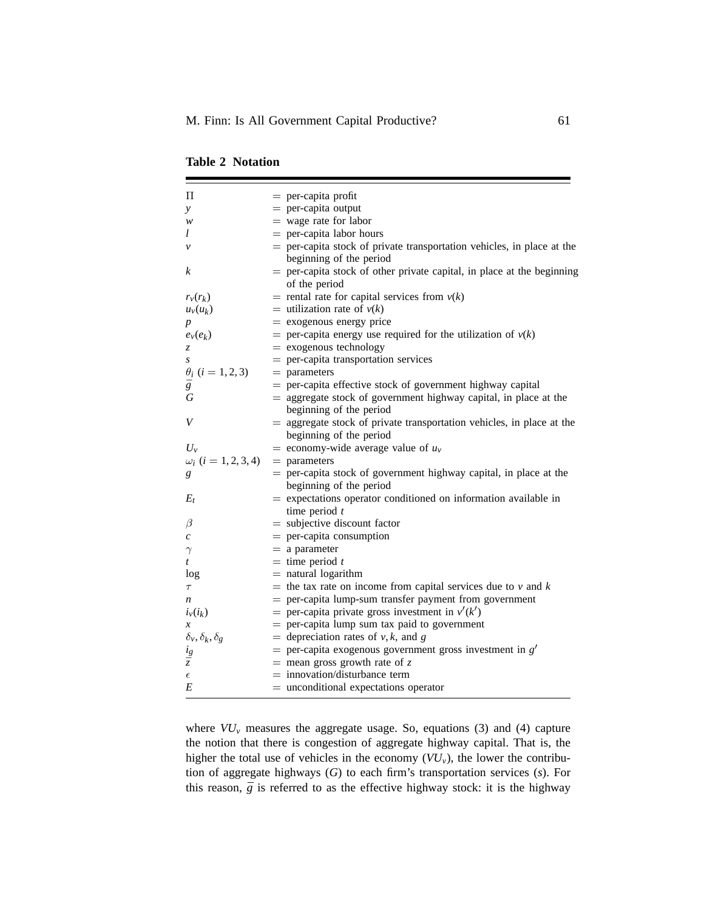**Table 2 Notation**

| Symbol | Definition |
|---|---|
| $\Pi$ | = per-capita profit |
| $y$ | = per-capita output |
| $w$ | = wage rate for labor |
| $l$ | = per-capita labor hours |
| $v$ | = per-capita stock of private transportation vehicles, in place at the beginning of the period |
| $k$ | = per-capita stock of other private capital, in place at the beginning of the period |
| $r_v(r_k)$ | = rental rate for capital services from $v(k)$ |
| $u_v(u_k)$ | = utilization rate of $v(k)$ |
| $p$ | = exogenous energy price |
| $e_v(e_k)$ | = per-capita energy use required for the utilization of $v(k)$ |
| $z$ | = exogenous technology |
| $s$ | = per-capita transportation services |
| $\theta_i$ $(i = 1, 2, 3)$ | = parameters |
| $\overline{g}$ | = per-capita effective stock of government highway capital |
| $G$ | = aggregate stock of government highway capital, in place at the beginning of the period |
| $V$ | = aggregate stock of private transportation vehicles, in place at the beginning of the period |
| $U_v$ | = economy-wide average value of $u_v$ |
| $\omega_i$ $(i = 1, 2, 3, 4)$ | = parameters |
| $g$ | = per-capita stock of government highway capital, in place at the beginning of the period |
| $E_t$ | = expectations operator conditioned on information available in time period $t$ |
| $\beta$ | = subjective discount factor |
| $c$ | = per-capita consumption |
| $\gamma$ | = a parameter |
| $t$ | = time period $t$ |
| log | = natural logarithm |
| $\tau$ | = the tax rate on income from capital services due to $v$ and $k$ |
| $n$ | = per-capita lump-sum transfer payment from government |
| $i_v(i_k)$ | = per-capita private gross investment in $v'(k')$ |
| $x$ | = per-capita lump sum tax paid to government |
| $\delta_v, \delta_k, \delta_g$ | = depreciation rates of $v, k$, and $g$ |
| $i_g$ | = per-capita exogenous government gross investment in $g'$ |
| $\overline{z}$ | = mean gross growth rate of $z$ |
| $\epsilon$ | = innovation/disturbance term |
| $E$ | = unconditional expectations operator |

where $VU_v$ measures the aggregate usage. So, equations (3) and (4) capture the notion that there is congestion of aggregate highway capital. That is, the higher the total use of vehicles in the economy ($VU_v$), the lower the contribution of aggregate highways ($G$) to each firm's transportation services ($s$). For this reason, $\overline{g}$ is referred to as the effective highway stock: it is the highway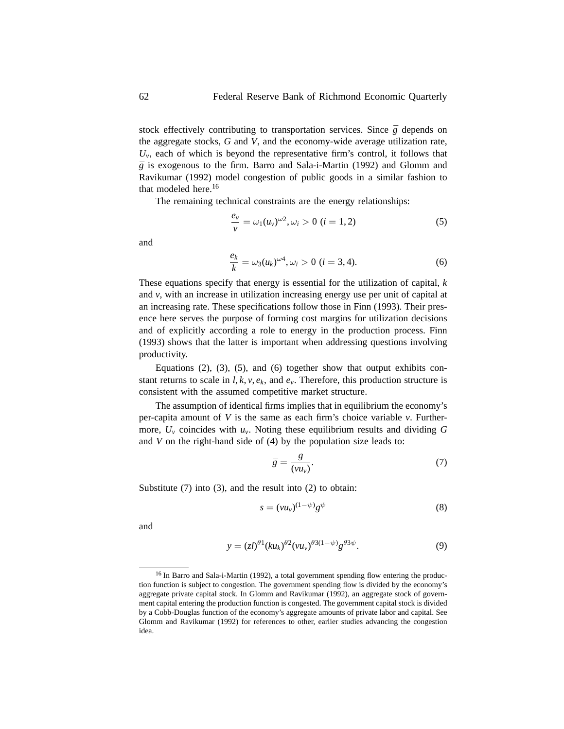stock effectively contributing to transportation services. Since $\bar{g}$ depends on the aggregate stocks, $G$ and $V$, and the economy-wide average utilization rate, $U_v$, each of which is beyond the representative firm's control, it follows that $\bar{g}$ is exogenous to the firm. Barro and Sala-i-Martin (1992) and Glomm and Ravikumar (1992) model congestion of public goods in a similar fashion to that modeled here.[16]

The remaining technical constraints are the energy relationships:

$$\frac{e_v}{v} = \omega_1 (u_v)^{\omega 2}, \omega_i > 0 \ (i = 1, 2) \tag{5}$$

and

$$\frac{e_k}{k} = \omega_3 (u_k)^{\omega 4}, \omega_i > 0 \ (i = 3, 4). \tag{6}$$

These equations specify that energy is essential for the utilization of capital, $k$ and $v$, with an increase in utilization increasing energy use per unit of capital at an increasing rate. These specifications follow those in Finn (1993). Their presence here serves the purpose of forming cost margins for utilization decisions and of explicitly according a role to energy in the production process. Finn (1993) shows that the latter is important when addressing questions involving productivity.

Equations (2), (3), (5), and (6) together show that output exhibits constant returns to scale in $l, k, v, e_k$, and $e_v$. Therefore, this production structure is consistent with the assumed competitive market structure.

The assumption of identical firms implies that in equilibrium the economy's per-capita amount of $V$ is the same as each firm's choice variable $v$. Furthermore, $U_v$ coincides with $u_v$. Noting these equilibrium results and dividing $G$ and $V$ on the right-hand side of (4) by the population size leads to:

$$\bar{g} = \frac{g}{(vu_v)}. \tag{7}$$

Substitute (7) into (3), and the result into (2) to obtain:

$$s = (vu_v)^{(1-\psi)} g^{\psi} \tag{8}$$

and

$$y = (zl)^{\theta 1} (ku_k)^{\theta 2} (vu_v)^{\theta 3(1-\psi)} g^{\theta 3 \psi}. \tag{9}$$

---

[16] In Barro and Sala-i-Martin (1992), a total government spending flow entering the production function is subject to congestion. The government spending flow is divided by the economy's aggregate private capital stock. In Glomm and Ravikumar (1992), an aggregate stock of government capital entering the production function is congested. The government capital stock is divided by a Cobb-Douglas function of the economy's aggregate amounts of private labor and capital. See Glomm and Ravikumar (1992) for references to other, earlier studies advancing the congestion idea.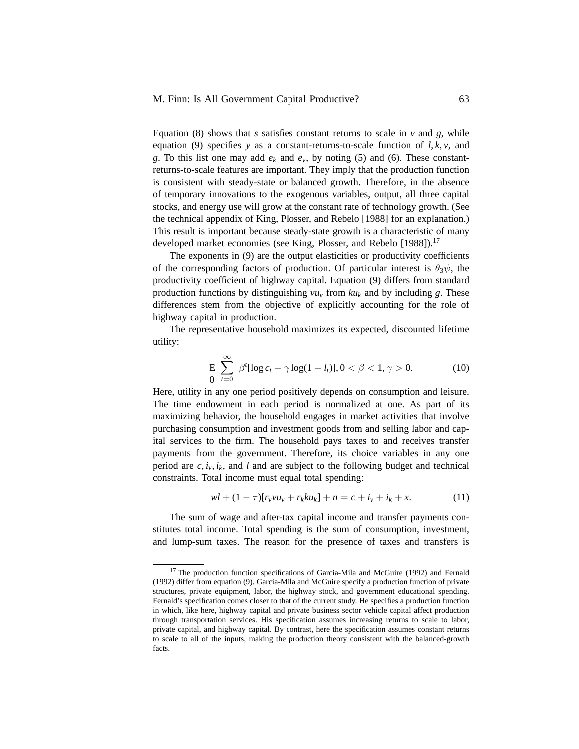Equation (8) shows that $s$ satisfies constant returns to scale in $v$ and $g$, while equation (9) specifies $y$ as a constant-returns-to-scale function of $l, k, v$, and $g$. To this list one may add $e_k$ and $e_v$, by noting (5) and (6). These constant-returns-to-scale features are important. They imply that the production function is consistent with steady-state or balanced growth. Therefore, in the absence of temporary innovations to the exogenous variables, output, all three capital stocks, and energy use will grow at the constant rate of technology growth. (See the technical appendix of King, Plosser, and Rebelo [1988] for an explanation.) This result is important because steady-state growth is a characteristic of many developed market economies (see King, Plosser, and Rebelo [1988]).[17]

The exponents in (9) are the output elasticities or productivity coefficients of the corresponding factors of production. Of particular interest is $\theta_3\psi$, the productivity coefficient of highway capital. Equation (9) differs from standard production functions by distinguishing $vu_v$ from $ku_k$ and by including $g$. These differences stem from the objective of explicitly accounting for the role of highway capital in production.

The representative household maximizes its expected, discounted lifetime utility:

$$\underset{0}{\mathrm{E}} \sum_{t=0}^{\infty} \beta^t [\log c_t + \gamma \log(1 - l_t)], 0 < \beta < 1, \gamma > 0. \tag{10}$$

Here, utility in any one period positively depends on consumption and leisure. The time endowment in each period is normalized at one. As part of its maximizing behavior, the household engages in market activities that involve purchasing consumption and investment goods from and selling labor and capital services to the firm. The household pays taxes to and receives transfer payments from the government. Therefore, its choice variables in any one period are $c, i_v, i_k$, and $l$ and are subject to the following budget and technical constraints. Total income must equal total spending:

$$wl + (1 - \tau)[r_v vu_v + r_k ku_k] + n = c + i_v + i_k + x. \tag{11}$$

The sum of wage and after-tax capital income and transfer payments constitutes total income. Total spending is the sum of consumption, investment, and lump-sum taxes. The reason for the presence of taxes and transfers is

[17] The production function specifications of Garcia-Mila and McGuire (1992) and Fernald (1992) differ from equation (9). Garcia-Mila and McGuire specify a production function of private structures, private equipment, labor, the highway stock, and government educational spending. Fernald's specification comes closer to that of the current study. He specifies a production function in which, like here, highway capital and private business sector vehicle capital affect production through transportation services. His specification assumes increasing returns to scale to labor, private capital, and highway capital. By contrast, here the specification assumes constant returns to scale to all of the inputs, making the production theory consistent with the balanced-growth facts.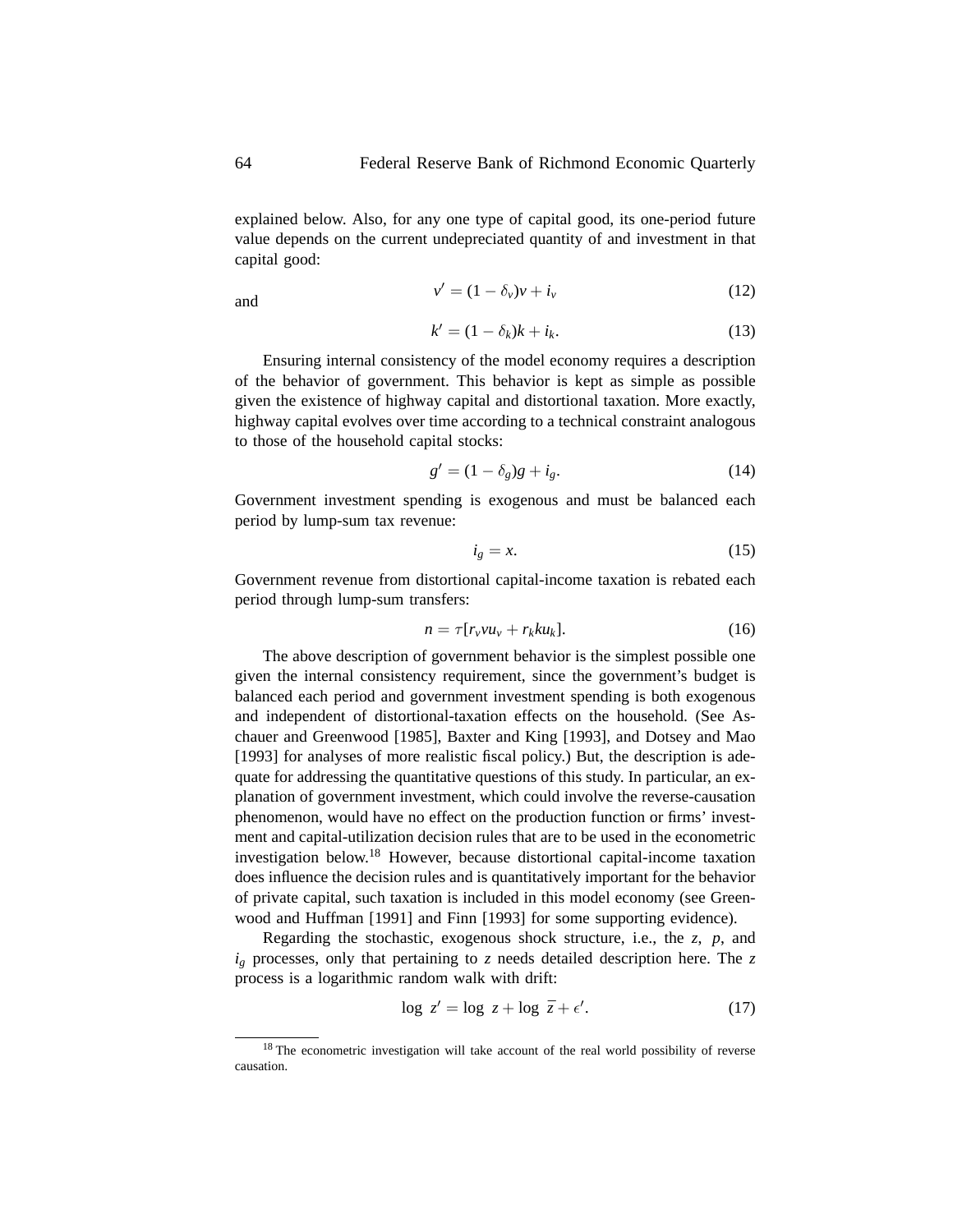explained below. Also, for any one type of capital good, its one-period future value depends on the current undepreciated quantity of and investment in that capital good:

$$v' = (1 - \delta_v)v + i_v \tag{12}$$

and

$$k' = (1 - \delta_k)k + i_k. \tag{13}$$

Ensuring internal consistency of the model economy requires a description of the behavior of government. This behavior is kept as simple as possible given the existence of highway capital and distortional taxation. More exactly, highway capital evolves over time according to a technical constraint analogous to those of the household capital stocks:

$$g' = (1 - \delta_g)g + i_g. \tag{14}$$

Government investment spending is exogenous and must be balanced each period by lump-sum tax revenue:

$$i_g = x. \tag{15}$$

Government revenue from distortional capital-income taxation is rebated each period through lump-sum transfers:

$$n = \tau[r_v v u_v + r_k k u_k]. \tag{16}$$

The above description of government behavior is the simplest possible one given the internal consistency requirement, since the government's budget is balanced each period and government investment spending is both exogenous and independent of distortional-taxation effects on the household. (See Aschauer and Greenwood [1985], Baxter and King [1993], and Dotsey and Mao [1993] for analyses of more realistic fiscal policy.) But, the description is adequate for addressing the quantitative questions of this study. In particular, an explanation of government investment, which could involve the reverse-causation phenomenon, would have no effect on the production function or firms' investment and capital-utilization decision rules that are to be used in the econometric investigation below.[18] However, because distortional capital-income taxation does influence the decision rules and is quantitatively important for the behavior of private capital, such taxation is included in this model economy (see Greenwood and Huffman [1991] and Finn [1993] for some supporting evidence).

Regarding the stochastic, exogenous shock structure, i.e., the $z$, $p$, and $i_g$ processes, only that pertaining to $z$ needs detailed description here. The $z$ process is a logarithmic random walk with drift:

$$\log\ z' = \log\ z + \log\ \bar{z} + \epsilon'. \tag{17}$$

---

[18] The econometric investigation will take account of the real world possibility of reverse causation.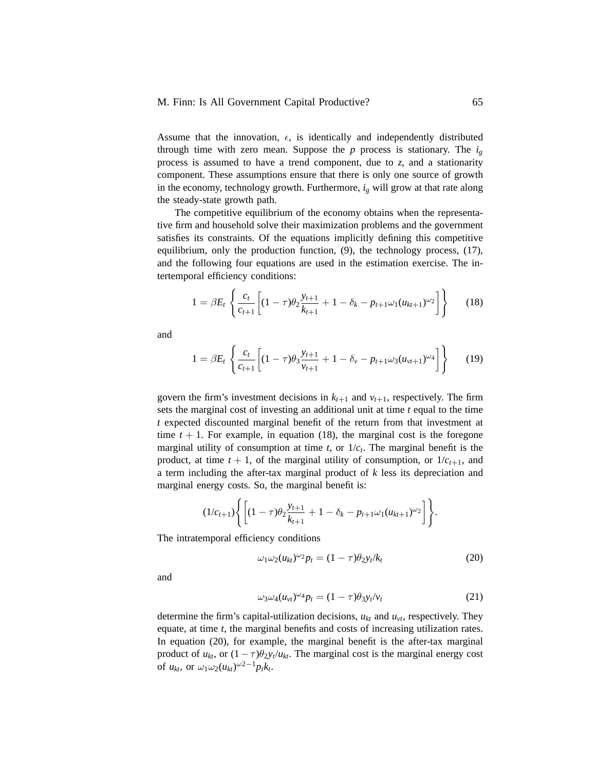Assume that the innovation, $\epsilon$, is identically and independently distributed through time with zero mean. Suppose the $p$ process is stationary. The $i_g$ process is assumed to have a trend component, due to $z$, and a stationarity component. These assumptions ensure that there is only one source of growth in the economy, technology growth. Furthermore, $i_g$ will grow at that rate along the steady-state growth path.

The competitive equilibrium of the economy obtains when the representative firm and household solve their maximization problems and the government satisfies its constraints. Of the equations implicitly defining this competitive equilibrium, only the production function, (9), the technology process, (17), and the following four equations are used in the estimation exercise. The intertemporal efficiency conditions:

$$1 = \beta E_t \left\{ \frac{c_t}{c_{t+1}} \left[ (1-\tau)\theta_2 \frac{y_{t+1}}{k_{t+1}} + 1 - \delta_k - p_{t+1}\omega_1 (u_{kt+1})^{\omega_2} \right] \right\} \qquad (18)$$

and

$$1 = \beta E_t \left\{ \frac{c_t}{c_{t+1}} \left[ (1-\tau)\theta_3 \frac{y_{t+1}}{v_{t+1}} + 1 - \delta_v - p_{t+1}\omega_3 (u_{vt+1})^{\omega_4} \right] \right\} \qquad (19)$$

govern the firm's investment decisions in $k_{t+1}$ and $v_{t+1}$, respectively. The firm sets the marginal cost of investing an additional unit at time $t$ equal to the time $t$ expected discounted marginal benefit of the return from that investment at time $t+1$. For example, in equation (18), the marginal cost is the foregone marginal utility of consumption at time $t$, or $1/c_t$. The marginal benefit is the product, at time $t+1$, of the marginal utility of consumption, or $1/c_{t+1}$, and a term including the after-tax marginal product of $k$ less its depreciation and marginal energy costs. So, the marginal benefit is:

$$(1/c_{t+1}) \left\{ \left[ (1-\tau)\theta_2 \frac{y_{t+1}}{k_{t+1}} + 1 - \delta_k - p_{t+1}\omega_1 (u_{kt+1})^{\omega_2} \right] \right\}.$$

The intratemporal efficiency conditions

$$\omega_1 \omega_2 (u_{kt})^{\omega_2} p_t = (1-\tau)\theta_2 y_t / k_t \qquad (20)$$

and

$$\omega_3 \omega_4 (u_{vt})^{\omega_4} p_t = (1-\tau)\theta_3 y_t / v_t \qquad (21)$$

determine the firm's capital-utilization decisions, $u_{kt}$ and $u_{vt}$, respectively. They equate, at time $t$, the marginal benefits and costs of increasing utilization rates. In equation (20), for example, the marginal benefit is the after-tax marginal product of $u_{kt}$, or $(1-\tau)\theta_2 y_t/u_{kt}$. The marginal cost is the marginal energy cost of $u_{kt}$, or $\omega_1\omega_2(u_{kt})^{\omega 2-1} p_t k_t$.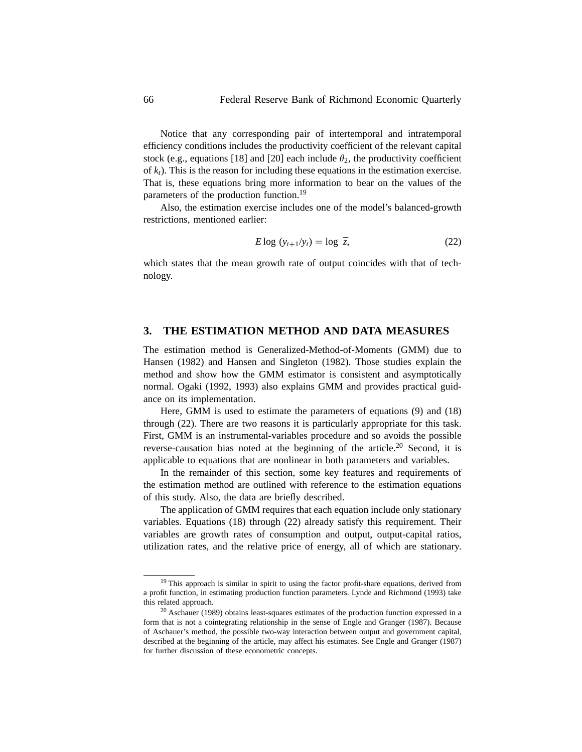Notice that any corresponding pair of intertemporal and intratemporal efficiency conditions includes the productivity coefficient of the relevant capital stock (e.g., equations [18] and [20] each include $\theta_2$, the productivity coefficient of $k_t$). This is the reason for including these equations in the estimation exercise. That is, these equations bring more information to bear on the values of the parameters of the production function.[19]

Also, the estimation exercise includes one of the model's balanced-growth restrictions, mentioned earlier:

$$E \log (y_{t+1}/y_t) = \log \bar{z}, \tag{22}$$

which states that the mean growth rate of output coincides with that of technology.

## 3. THE ESTIMATION METHOD AND DATA MEASURES

The estimation method is Generalized-Method-of-Moments (GMM) due to Hansen (1982) and Hansen and Singleton (1982). Those studies explain the method and show how the GMM estimator is consistent and asymptotically normal. Ogaki (1992, 1993) also explains GMM and provides practical guidance on its implementation.

Here, GMM is used to estimate the parameters of equations (9) and (18) through (22). There are two reasons it is particularly appropriate for this task. First, GMM is an instrumental-variables procedure and so avoids the possible reverse-causation bias noted at the beginning of the article.[20] Second, it is applicable to equations that are nonlinear in both parameters and variables.

In the remainder of this section, some key features and requirements of the estimation method are outlined with reference to the estimation equations of this study. Also, the data are briefly described.

The application of GMM requires that each equation include only stationary variables. Equations (18) through (22) already satisfy this requirement. Their variables are growth rates of consumption and output, output-capital ratios, utilization rates, and the relative price of energy, all of which are stationary.

---

[19] This approach is similar in spirit to using the factor profit-share equations, derived from a profit function, in estimating production function parameters. Lynde and Richmond (1993) take this related approach.

[20] Aschauer (1989) obtains least-squares estimates of the production function expressed in a form that is not a cointegrating relationship in the sense of Engle and Granger (1987). Because of Aschauer's method, the possible two-way interaction between output and government capital, described at the beginning of the article, may affect his estimates. See Engle and Granger (1987) for further discussion of these econometric concepts.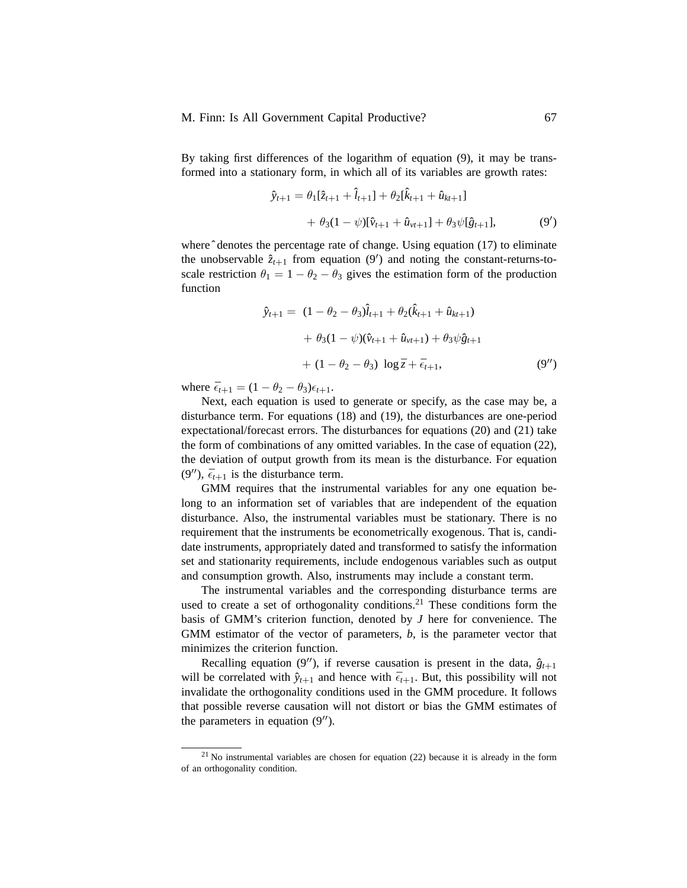By taking first differences of the logarithm of equation (9), it may be transformed into a stationary form, in which all of its variables are growth rates:

$$\hat{y}_{t+1} = \theta_1[\hat{z}_{t+1} + \hat{l}_{t+1}] + \theta_2[\hat{k}_{t+1} + \hat{u}_{kt+1}] + \theta_3(1-\psi)[\hat{v}_{t+1} + \hat{u}_{vt+1}] + \theta_3\psi[\hat{g}_{t+1}], \tag{9'}$$

where ˆ denotes the percentage rate of change. Using equation (17) to eliminate the unobservable $\hat{z}_{t+1}$ from equation (9′) and noting the constant-returns-to-scale restriction $\theta_1 = 1 - \theta_2 - \theta_3$ gives the estimation form of the production function

$$\hat{y}_{t+1} = (1 - \theta_2 - \theta_3)\hat{l}_{t+1} + \theta_2(\hat{k}_{t+1} + \hat{u}_{kt+1}) + \theta_3(1-\psi)(\hat{v}_{t+1} + \hat{u}_{vt+1}) + \theta_3\psi\hat{g}_{t+1} + (1 - \theta_2 - \theta_3)\ \log\bar{z} + \bar{\epsilon}_{t+1}, \tag{9''}$$

where $\bar{\epsilon}_{t+1} = (1 - \theta_2 - \theta_3)\epsilon_{t+1}$.

Next, each equation is used to generate or specify, as the case may be, a disturbance term. For equations (18) and (19), the disturbances are one-period expectational/forecast errors. The disturbances for equations (20) and (21) take the form of combinations of any omitted variables. In the case of equation (22), the deviation of output growth from its mean is the disturbance. For equation (9″), $\bar{\epsilon}_{t+1}$ is the disturbance term.

GMM requires that the instrumental variables for any one equation belong to an information set of variables that are independent of the equation disturbance. Also, the instrumental variables must be stationary. There is no requirement that the instruments be econometrically exogenous. That is, candidate instruments, appropriately dated and transformed to satisfy the information set and stationarity requirements, include endogenous variables such as output and consumption growth. Also, instruments may include a constant term.

The instrumental variables and the corresponding disturbance terms are used to create a set of orthogonality conditions.[21] These conditions form the basis of GMM's criterion function, denoted by $J$ here for convenience. The GMM estimator of the vector of parameters, $b$, is the parameter vector that minimizes the criterion function.

Recalling equation (9″), if reverse causation is present in the data, $\hat{g}_{t+1}$ will be correlated with $\hat{y}_{t+1}$ and hence with $\bar{\epsilon}_{t+1}$. But, this possibility will not invalidate the orthogonality conditions used in the GMM procedure. It follows that possible reverse causation will not distort or bias the GMM estimates of the parameters in equation (9″).

[21] No instrumental variables are chosen for equation (22) because it is already in the form of an orthogonality condition.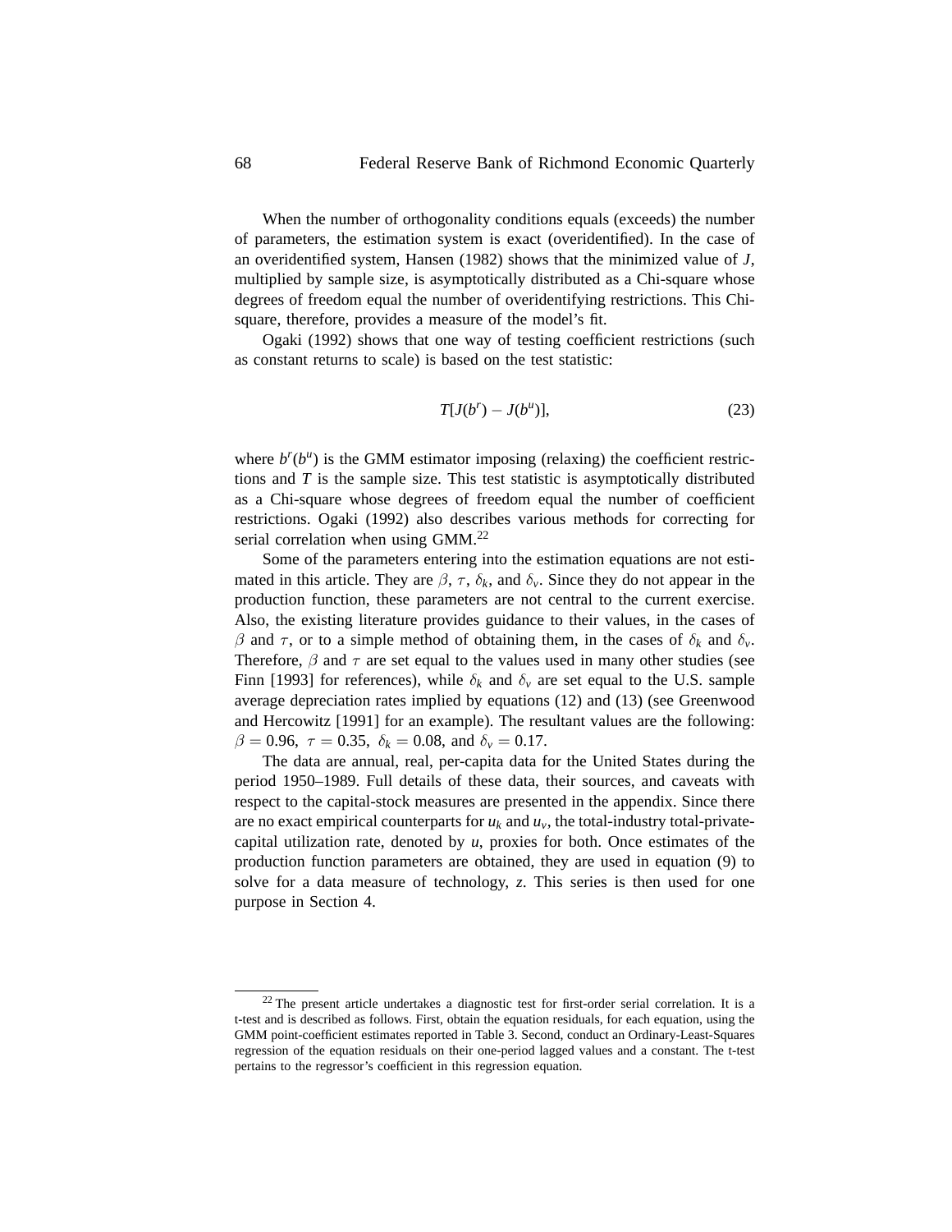When the number of orthogonality conditions equals (exceeds) the number of parameters, the estimation system is exact (overidentified). In the case of an overidentified system, Hansen (1982) shows that the minimized value of $J$, multiplied by sample size, is asymptotically distributed as a Chi-square whose degrees of freedom equal the number of overidentifying restrictions. This Chi-square, therefore, provides a measure of the model's fit.

Ogaki (1992) shows that one way of testing coefficient restrictions (such as constant returns to scale) is based on the test statistic:

$$T[J(b^r) - J(b^u)], \tag{23}$$

where $b^r(b^u)$ is the GMM estimator imposing (relaxing) the coefficient restrictions and $T$ is the sample size. This test statistic is asymptotically distributed as a Chi-square whose degrees of freedom equal the number of coefficient restrictions. Ogaki (1992) also describes various methods for correcting for serial correlation when using GMM.[22]

Some of the parameters entering into the estimation equations are not estimated in this article. They are $\beta$, $\tau$, $\delta_k$, and $\delta_v$. Since they do not appear in the production function, these parameters are not central to the current exercise. Also, the existing literature provides guidance to their values, in the cases of $\beta$ and $\tau$, or to a simple method of obtaining them, in the cases of $\delta_k$ and $\delta_v$. Therefore, $\beta$ and $\tau$ are set equal to the values used in many other studies (see Finn [1993] for references), while $\delta_k$ and $\delta_v$ are set equal to the U.S. sample average depreciation rates implied by equations (12) and (13) (see Greenwood and Hercowitz [1991] for an example). The resultant values are the following: $\beta = 0.96$, $\tau = 0.35$, $\delta_k = 0.08$, and $\delta_v = 0.17$.

The data are annual, real, per-capita data for the United States during the period 1950–1989. Full details of these data, their sources, and caveats with respect to the capital-stock measures are presented in the appendix. Since there are no exact empirical counterparts for $u_k$ and $u_v$, the total-industry total-private-capital utilization rate, denoted by $u$, proxies for both. Once estimates of the production function parameters are obtained, they are used in equation (9) to solve for a data measure of technology, $z$. This series is then used for one purpose in Section 4.

[22] The present article undertakes a diagnostic test for first-order serial correlation. It is a t-test and is described as follows. First, obtain the equation residuals, for each equation, using the GMM point-coefficient estimates reported in Table 3. Second, conduct an Ordinary-Least-Squares regression of the equation residuals on their one-period lagged values and a constant. The t-test pertains to the regressor's coefficient in this regression equation.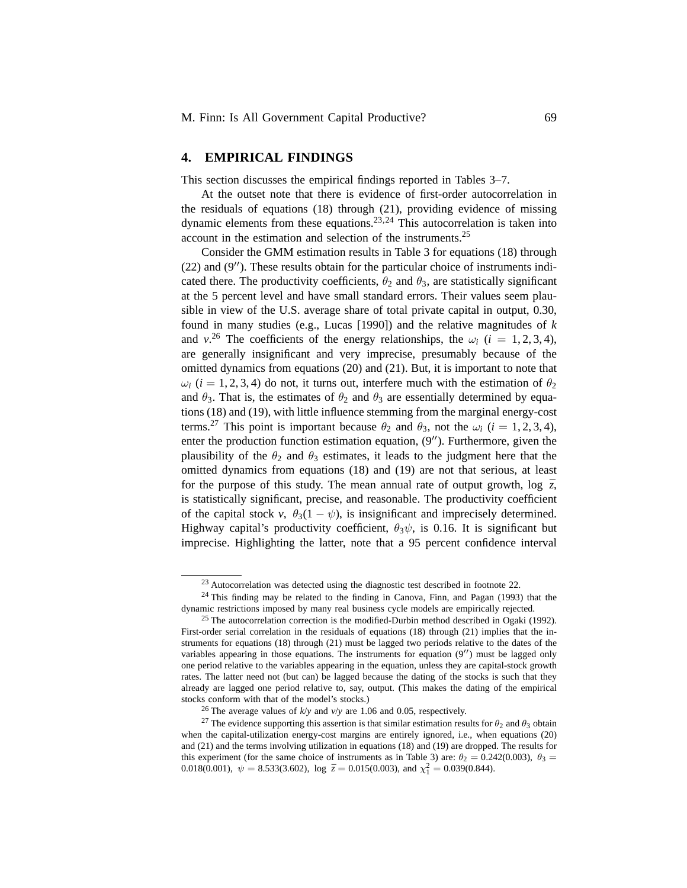## 4. EMPIRICAL FINDINGS

This section discusses the empirical findings reported in Tables 3–7.

At the outset note that there is evidence of first-order autocorrelation in the residuals of equations (18) through (21), providing evidence of missing dynamic elements from these equations.[23,24] This autocorrelation is taken into account in the estimation and selection of the instruments.[25]

Consider the GMM estimation results in Table 3 for equations (18) through (22) and (9′′). These results obtain for the particular choice of instruments indicated there. The productivity coefficients, $\theta_2$ and $\theta_3$, are statistically significant at the 5 percent level and have small standard errors. Their values seem plausible in view of the U.S. average share of total private capital in output, 0.30, found in many studies (e.g., Lucas [1990]) and the relative magnitudes of $k$ and $v$.[26] The coefficients of the energy relationships, the $\omega_i$ ($i = 1, 2, 3, 4$), are generally insignificant and very imprecise, presumably because of the omitted dynamics from equations (20) and (21). But, it is important to note that $\omega_i$ ($i = 1, 2, 3, 4$) do not, it turns out, interfere much with the estimation of $\theta_2$ and $\theta_3$. That is, the estimates of $\theta_2$ and $\theta_3$ are essentially determined by equations (18) and (19), with little influence stemming from the marginal energy-cost terms.[27] This point is important because $\theta_2$ and $\theta_3$, not the $\omega_i$ ($i = 1, 2, 3, 4$), enter the production function estimation equation, (9′′). Furthermore, given the plausibility of the $\theta_2$ and $\theta_3$ estimates, it leads to the judgment here that the omitted dynamics from equations (18) and (19) are not that serious, at least for the purpose of this study. The mean annual rate of output growth, $\log \bar{z}$, is statistically significant, precise, and reasonable. The productivity coefficient of the capital stock $v$, $\theta_3(1 - \psi)$, is insignificant and imprecisely determined. Highway capital's productivity coefficient, $\theta_3\psi$, is 0.16. It is significant but imprecise. Highlighting the latter, note that a 95 percent confidence interval

---

[23] Autocorrelation was detected using the diagnostic test described in footnote 22.

[24] This finding may be related to the finding in Canova, Finn, and Pagan (1993) that the dynamic restrictions imposed by many real business cycle models are empirically rejected.

[25] The autocorrelation correction is the modified-Durbin method described in Ogaki (1992). First-order serial correlation in the residuals of equations (18) through (21) implies that the instruments for equations (18) through (21) must be lagged two periods relative to the dates of the variables appearing in those equations. The instruments for equation (9′′) must be lagged only one period relative to the variables appearing in the equation, unless they are capital-stock growth rates. The latter need not (but can) be lagged because the dating of the stocks is such that they already are lagged one period relative to, say, output. (This makes the dating of the empirical stocks conform with that of the model's stocks.)

[26] The average values of $k/y$ and $v/y$ are 1.06 and 0.05, respectively.

[27] The evidence supporting this assertion is that similar estimation results for $\theta_2$ and $\theta_3$ obtain when the capital-utilization energy-cost margins are entirely ignored, i.e., when equations (20) and (21) and the terms involving utilization in equations (18) and (19) are dropped. The results for this experiment (for the same choice of instruments as in Table 3) are: $\theta_2 = 0.242(0.003)$, $\theta_3 = 0.018(0.001)$, $\psi = 8.533(3.602)$, $\log \bar{z} = 0.015(0.003)$, and $\chi^2_1 = 0.039(0.844)$.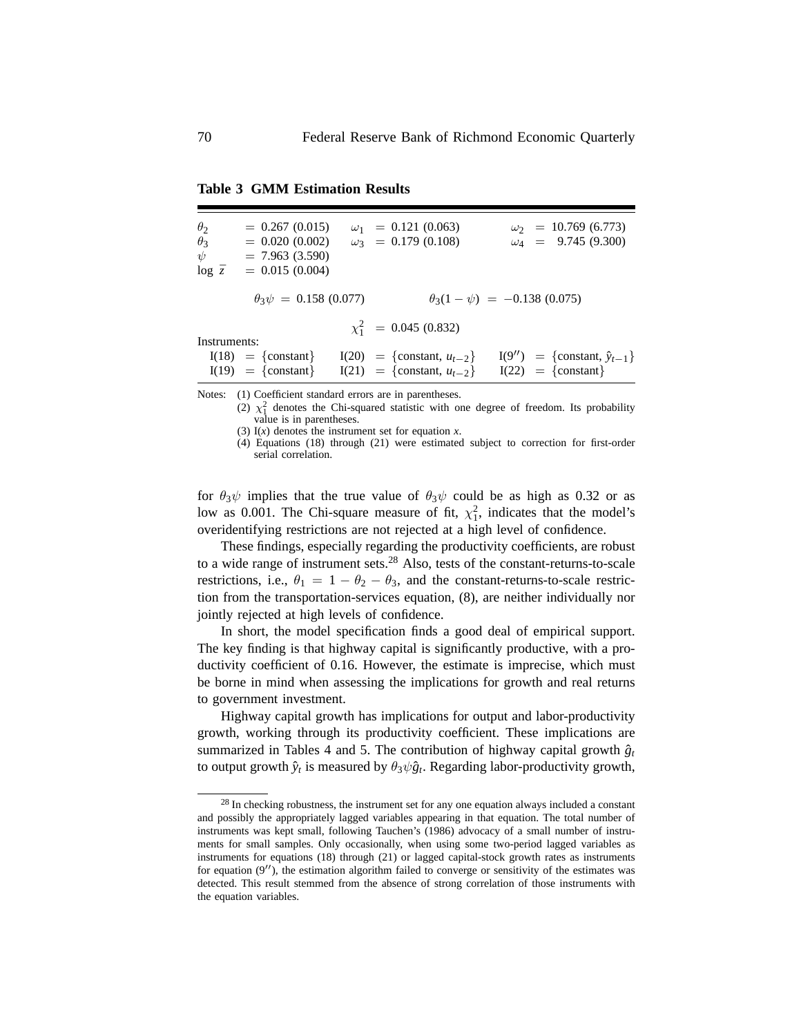**Table 3 GMM Estimation Results**

| | | |
|---|---|---|
| $\theta_2 = 0.267\ (0.015)$ | $\omega_1 = 0.121\ (0.063)$ | $\omega_2 = 10.769\ (6.773)$ |
| $\theta_3 = 0.020\ (0.002)$ | $\omega_3 = 0.179\ (0.108)$ | $\omega_4 = 9.745\ (9.300)$ |
| $\psi = 7.963\ (3.590)$ | | |
| $\log\ \bar{z} = 0.015\ (0.004)$ | | |
| $\theta_3\psi = 0.158\ (0.077)$ | | $\theta_3(1-\psi) = -0.138\ (0.075)$ |
| | $\chi^2_1 = 0.045\ (0.832)$ | |
| Instruments: | | |
| $I(18) = \{\text{constant}\}$ | $I(20) = \{\text{constant}, u_{t-2}\}$ | $I(9'') = \{\text{constant}, \hat{y}_{t-1}\}$ |
| $I(19) = \{\text{constant}\}$ | $I(21) = \{\text{constant}, u_{t-2}\}$ | $I(22) = \{\text{constant}\}$ |

Notes: (1) Coefficient standard errors are in parentheses.
(2) $\chi^2_1$ denotes the Chi-squared statistic with one degree of freedom. Its probability value is in parentheses.
(3) $I(x)$ denotes the instrument set for equation $x$.
(4) Equations (18) through (21) were estimated subject to correction for first-order serial correlation.

for $\theta_3\psi$ implies that the true value of $\theta_3\psi$ could be as high as 0.32 or as low as 0.001. The Chi-square measure of fit, $\chi^2_1$, indicates that the model's overidentifying restrictions are not rejected at a high level of confidence.

These findings, especially regarding the productivity coefficients, are robust to a wide range of instrument sets.[28] Also, tests of the constant-returns-to-scale restrictions, i.e., $\theta_1 = 1 - \theta_2 - \theta_3$, and the constant-returns-to-scale restriction from the transportation-services equation, (8), are neither individually nor jointly rejected at high levels of confidence.

In short, the model specification finds a good deal of empirical support. The key finding is that highway capital is significantly productive, with a productivity coefficient of 0.16. However, the estimate is imprecise, which must be borne in mind when assessing the implications for growth and real returns to government investment.

Highway capital growth has implications for output and labor-productivity growth, working through its productivity coefficient. These implications are summarized in Tables 4 and 5. The contribution of highway capital growth $\hat{g}_t$ to output growth $\hat{y}_t$ is measured by $\theta_3\psi\hat{g}_t$. Regarding labor-productivity growth,

[28] In checking robustness, the instrument set for any one equation always included a constant and possibly the appropriately lagged variables appearing in that equation. The total number of instruments was kept small, following Tauchen's (1986) advocacy of a small number of instruments for small samples. Only occasionally, when using some two-period lagged variables as instruments for equations (18) through (21) or lagged capital-stock growth rates as instruments for equation (9″), the estimation algorithm failed to converge or sensitivity of the estimates was detected. This result stemmed from the absence of strong correlation of those instruments with the equation variables.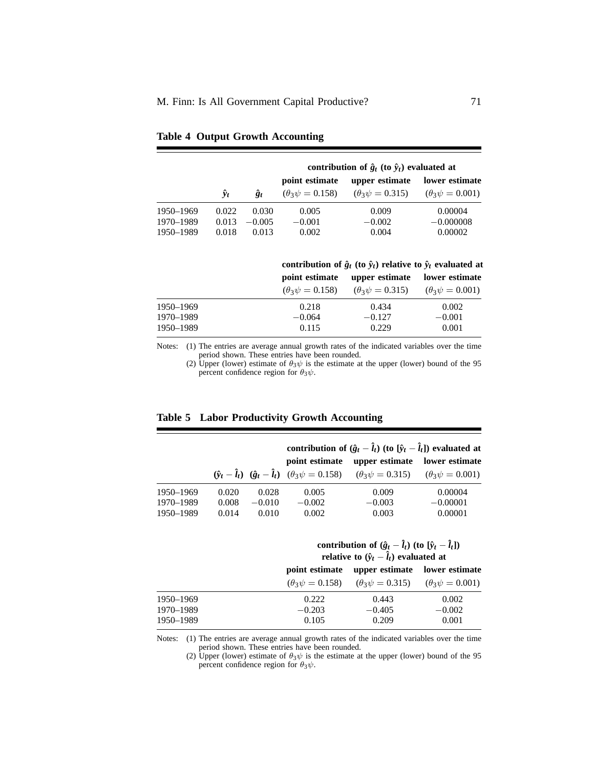**Table 4 Output Growth Accounting**

| | $\hat{y}_t$ | $\hat{g}_t$ | contribution of $\hat{g}_t$ (to $\hat{y}_t$) evaluated at point estimate ($\theta_3\psi = 0.158$) | upper estimate ($\theta_3\psi = 0.315$) | lower estimate ($\theta_3\psi = 0.001$) |
|---|---|---|---|---|---|
| 1950–1969 | 0.022 | 0.030 | 0.005 | 0.009 | 0.00004 |
| 1970–1989 | 0.013 | −0.005 | −0.001 | −0.002 | −0.000008 |
| 1950–1989 | 0.018 | 0.013 | 0.002 | 0.004 | 0.00002 |

| | contribution of $\hat{g}_t$ (to $\hat{y}_t$) relative to $\hat{y}_t$ evaluated at point estimate ($\theta_3\psi = 0.158$) | upper estimate ($\theta_3\psi = 0.315$) | lower estimate ($\theta_3\psi = 0.001$) |
|---|---|---|---|
| 1950–1969 | 0.218 | 0.434 | 0.002 |
| 1970–1989 | −0.064 | −0.127 | −0.001 |
| 1950–1989 | 0.115 | 0.229 | 0.001 |

Notes: (1) The entries are average annual growth rates of the indicated variables over the time period shown. These entries have been rounded.
(2) Upper (lower) estimate of $\theta_3\psi$ is the estimate at the upper (lower) bound of the 95 percent confidence region for $\theta_3\psi$.

**Table 5 Labor Productivity Growth Accounting**

| | $(\hat{y}_t - \hat{l}_t)$ | $(\hat{g}_t - \hat{l}_t)$ | contribution of $(\hat{g}_t - \hat{l}_t)$ (to $[\hat{y}_t - \hat{l}_t]$) evaluated at point estimate ($\theta_3\psi = 0.158$) | upper estimate ($\theta_3\psi = 0.315$) | lower estimate ($\theta_3\psi = 0.001$) |
|---|---|---|---|---|---|
| 1950–1969 | 0.020 | 0.028 | 0.005 | 0.009 | 0.00004 |
| 1970–1989 | 0.008 | −0.010 | −0.002 | −0.003 | −0.00001 |
| 1950–1989 | 0.014 | 0.010 | 0.002 | 0.003 | 0.00001 |

| | contribution of $(\hat{g}_t - \hat{l}_t)$ (to $[\hat{y}_t - \hat{l}_t]$) relative to $(\hat{y}_t - \hat{l}_t)$ evaluated at point estimate ($\theta_3\psi = 0.158$) | upper estimate ($\theta_3\psi = 0.315$) | lower estimate ($\theta_3\psi = 0.001$) |
|---|---|---|---|
| 1950–1969 | 0.222 | 0.443 | 0.002 |
| 1970–1989 | −0.203 | −0.405 | −0.002 |
| 1950–1989 | 0.105 | 0.209 | 0.001 |

Notes: (1) The entries are average annual growth rates of the indicated variables over the time period shown. These entries have been rounded.
(2) Upper (lower) estimate of $\theta_3\psi$ is the estimate at the upper (lower) bound of the 95 percent confidence region for $\theta_3\psi$.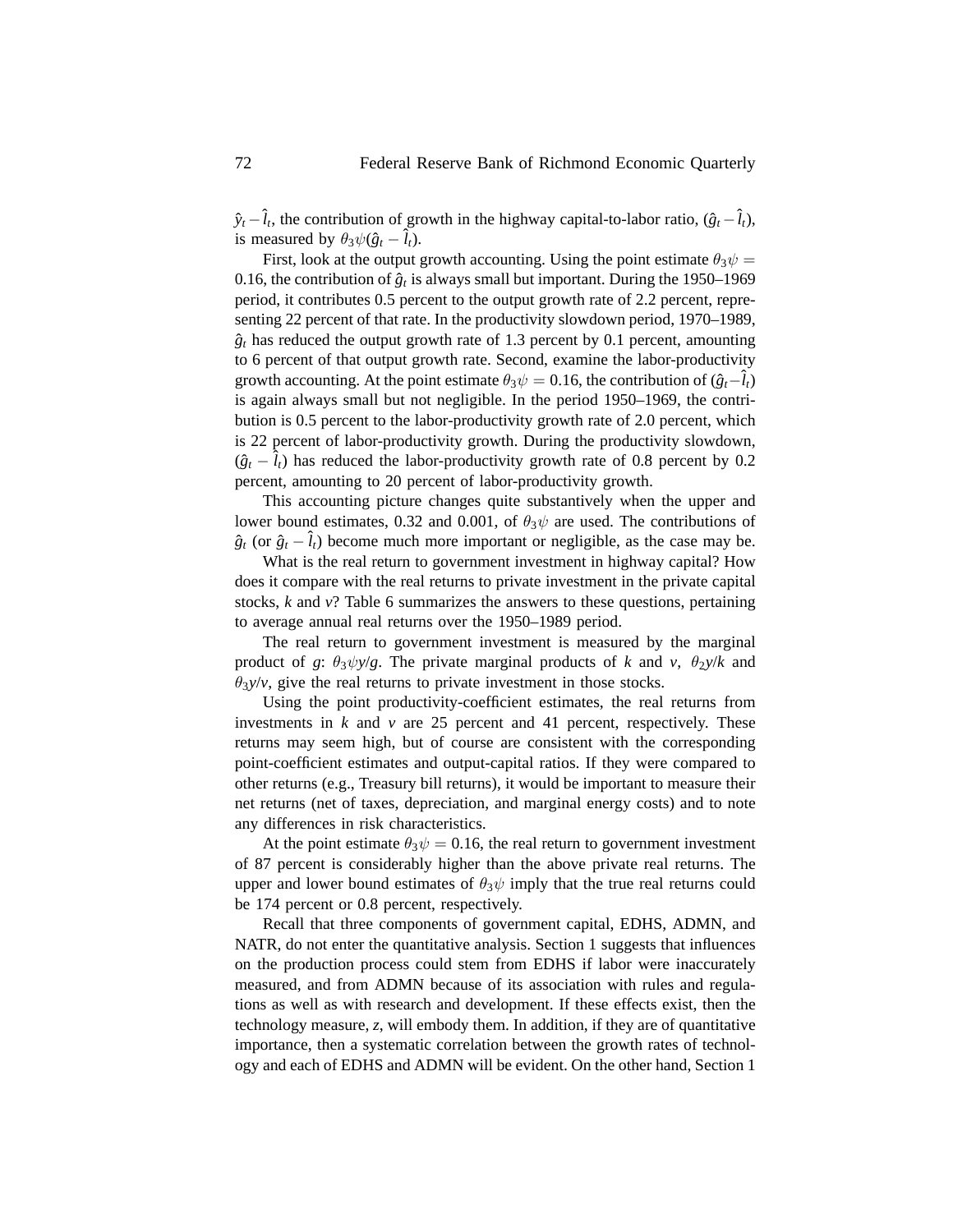$\hat{y}_t - \hat{l}_t$, the contribution of growth in the highway capital-to-labor ratio, $(\hat{g}_t - \hat{l}_t)$, is measured by $\theta_3\psi(\hat{g}_t - \hat{l}_t)$.

First, look at the output growth accounting. Using the point estimate $\theta_3\psi = 0.16$, the contribution of $\hat{g}_t$ is always small but important. During the 1950–1969 period, it contributes 0.5 percent to the output growth rate of 2.2 percent, representing 22 percent of that rate. In the productivity slowdown period, 1970–1989, $\hat{g}_t$ has reduced the output growth rate of 1.3 percent by 0.1 percent, amounting to 6 percent of that output growth rate. Second, examine the labor-productivity growth accounting. At the point estimate $\theta_3\psi = 0.16$, the contribution of $(\hat{g}_t - \hat{l}_t)$ is again always small but not negligible. In the period 1950–1969, the contribution is 0.5 percent to the labor-productivity growth rate of 2.0 percent, which is 22 percent of labor-productivity growth. During the productivity slowdown, $(\hat{g}_t - \hat{l}_t)$ has reduced the labor-productivity growth rate of 0.8 percent by 0.2 percent, amounting to 20 percent of labor-productivity growth.

This accounting picture changes quite substantively when the upper and lower bound estimates, 0.32 and 0.001, of $\theta_3\psi$ are used. The contributions of $\hat{g}_t$ (or $\hat{g}_t - \hat{l}_t$) become much more important or negligible, as the case may be.

What is the real return to government investment in highway capital? How does it compare with the real returns to private investment in the private capital stocks, *k* and *v*? Table 6 summarizes the answers to these questions, pertaining to average annual real returns over the 1950–1989 period.

The real return to government investment is measured by the marginal product of *g*: $\theta_3\psi y/g$. The private marginal products of *k* and *v*, $\theta_2 y/k$ and $\theta_3 y/v$, give the real returns to private investment in those stocks.

Using the point productivity-coefficient estimates, the real returns from investments in *k* and *v* are 25 percent and 41 percent, respectively. These returns may seem high, but of course are consistent with the corresponding point-coefficient estimates and output-capital ratios. If they were compared to other returns (e.g., Treasury bill returns), it would be important to measure their net returns (net of taxes, depreciation, and marginal energy costs) and to note any differences in risk characteristics.

At the point estimate $\theta_3\psi = 0.16$, the real return to government investment of 87 percent is considerably higher than the above private real returns. The upper and lower bound estimates of $\theta_3\psi$ imply that the true real returns could be 174 percent or 0.8 percent, respectively.

Recall that three components of government capital, EDHS, ADMN, and NATR, do not enter the quantitative analysis. Section 1 suggests that influences on the production process could stem from EDHS if labor were inaccurately measured, and from ADMN because of its association with rules and regulations as well as with research and development. If these effects exist, then the technology measure, *z*, will embody them. In addition, if they are of quantitative importance, then a systematic correlation between the growth rates of technology and each of EDHS and ADMN will be evident. On the other hand, Section 1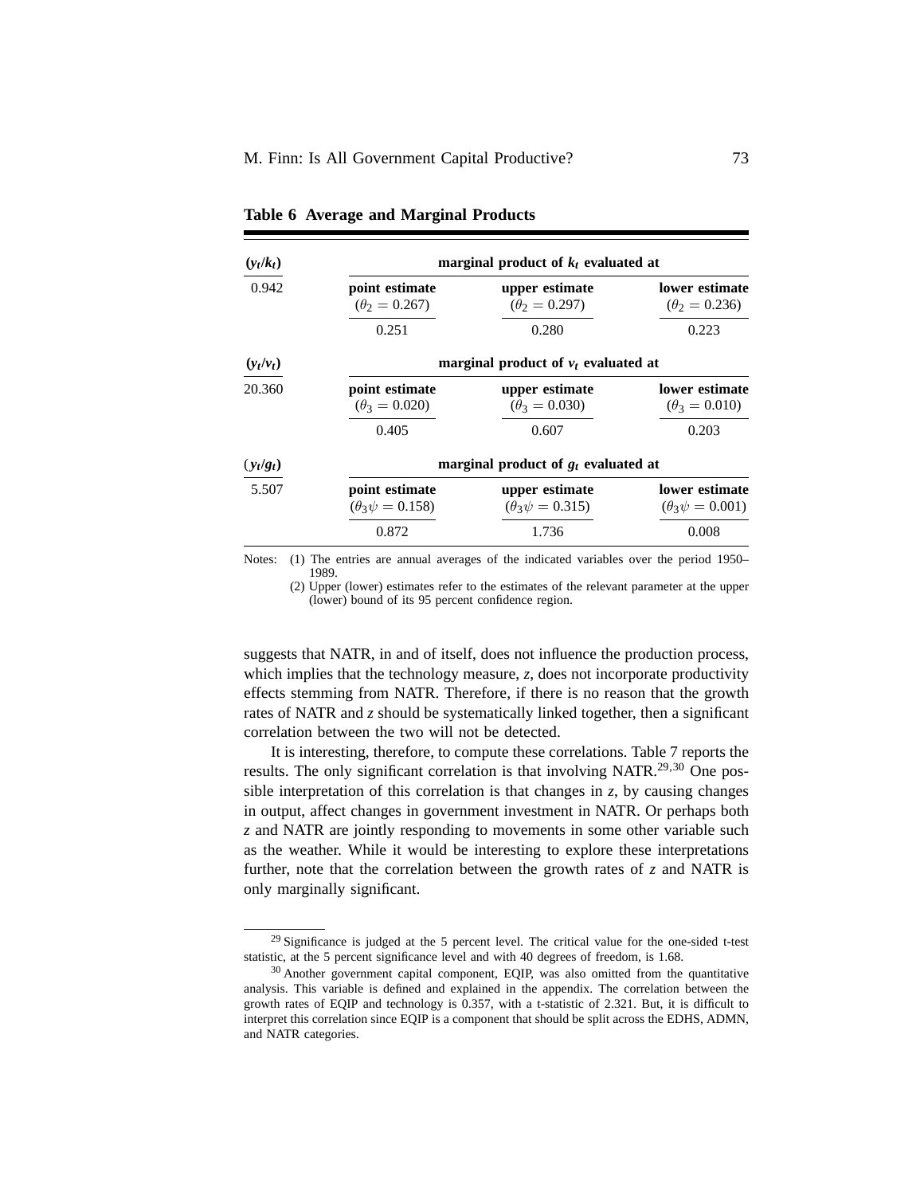**Table 6 Average and Marginal Products**

| $(y_t/k_t)$ | marginal product of $k_t$ evaluated at | | |
|---|---|---|---|
| 0.942 | point estimate ($\theta_2 = 0.267$) | upper estimate ($\theta_2 = 0.297$) | lower estimate ($\theta_2 = 0.236$) |
| | 0.251 | 0.280 | 0.223 |
| $(y_t/v_t)$ | marginal product of $v_t$ evaluated at | | |
| 20.360 | point estimate ($\theta_3 = 0.020$) | upper estimate ($\theta_3 = 0.030$) | lower estimate ($\theta_3 = 0.010$) |
| | 0.405 | 0.607 | 0.203 |
| $(y_t/g_t)$ | marginal product of $g_t$ evaluated at | | |
| 5.507 | point estimate ($\theta_3\psi = 0.158$) | upper estimate ($\theta_3\psi = 0.315$) | lower estimate ($\theta_3\psi = 0.001$) |
| | 0.872 | 1.736 | 0.008 |

Notes: (1) The entries are annual averages of the indicated variables over the period 1950–1989.

(2) Upper (lower) estimates refer to the estimates of the relevant parameter at the upper (lower) bound of its 95 percent confidence region.

suggests that NATR, in and of itself, does not influence the production process, which implies that the technology measure, $z$, does not incorporate productivity effects stemming from NATR. Therefore, if there is no reason that the growth rates of NATR and $z$ should be systematically linked together, then a significant correlation between the two will not be detected.

It is interesting, therefore, to compute these correlations. Table 7 reports the results. The only significant correlation is that involving NATR.[29,30] One possible interpretation of this correlation is that changes in $z$, by causing changes in output, affect changes in government investment in NATR. Or perhaps both $z$ and NATR are jointly responding to movements in some other variable such as the weather. While it would be interesting to explore these interpretations further, note that the correlation between the growth rates of $z$ and NATR is only marginally significant.

[29] Significance is judged at the 5 percent level. The critical value for the one-sided t-test statistic, at the 5 percent significance level and with 40 degrees of freedom, is 1.68.

[30] Another government capital component, EQIP, was also omitted from the quantitative analysis. This variable is defined and explained in the appendix. The correlation between the growth rates of EQIP and technology is 0.357, with a t-statistic of 2.321. But, it is difficult to interpret this correlation since EQIP is a component that should be split across the EDHS, ADMN, and NATR categories.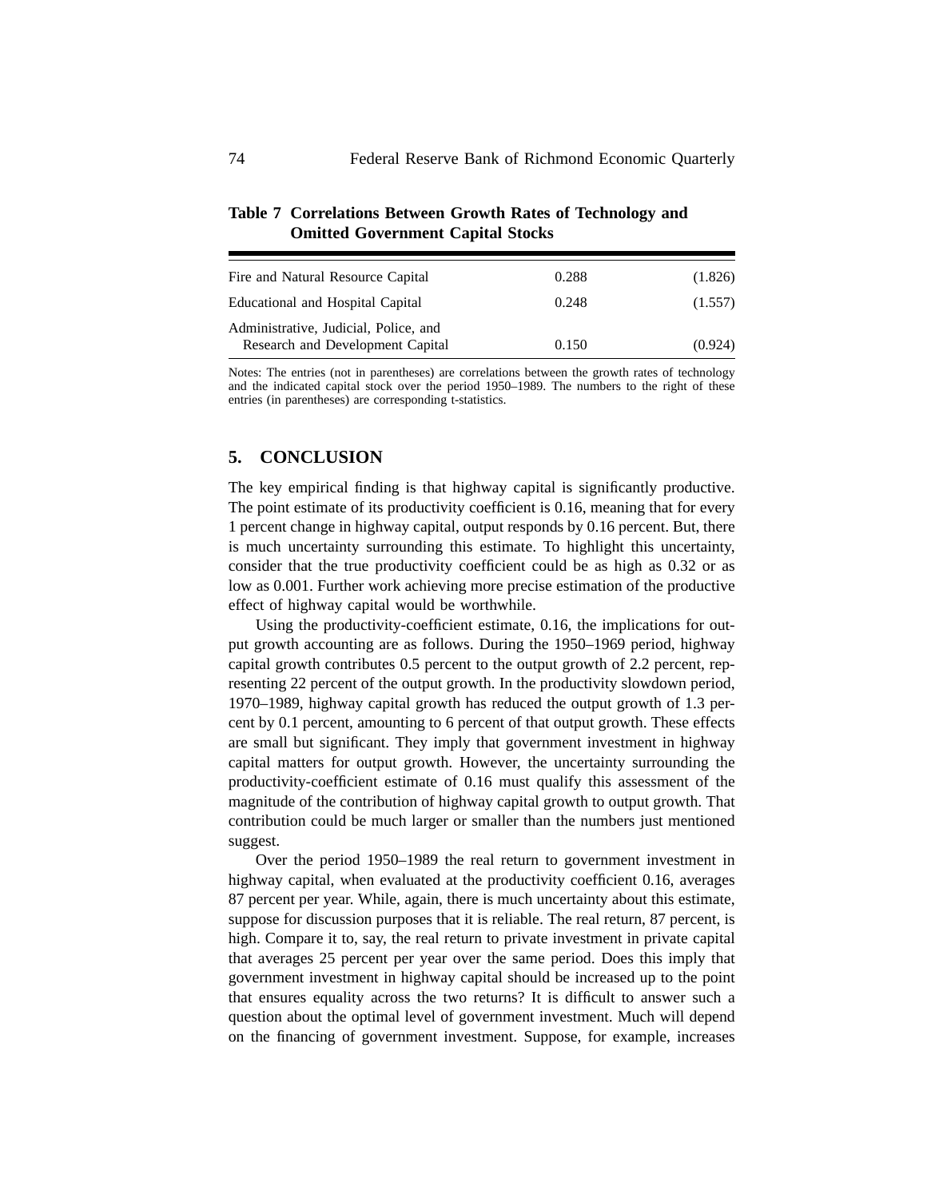**Table 7 Correlations Between Growth Rates of Technology and Omitted Government Capital Stocks**

| | | |
|---|---|---|
| Fire and Natural Resource Capital | 0.288 | (1.826) |
| Educational and Hospital Capital | 0.248 | (1.557) |
| Administrative, Judicial, Police, and Research and Development Capital | 0.150 | (0.924) |

Notes: The entries (not in parentheses) are correlations between the growth rates of technology and the indicated capital stock over the period 1950–1989. The numbers to the right of these entries (in parentheses) are corresponding t-statistics.

## 5. CONCLUSION

The key empirical finding is that highway capital is significantly productive. The point estimate of its productivity coefficient is 0.16, meaning that for every 1 percent change in highway capital, output responds by 0.16 percent. But, there is much uncertainty surrounding this estimate. To highlight this uncertainty, consider that the true productivity coefficient could be as high as 0.32 or as low as 0.001. Further work achieving more precise estimation of the productive effect of highway capital would be worthwhile.

Using the productivity-coefficient estimate, 0.16, the implications for output growth accounting are as follows. During the 1950–1969 period, highway capital growth contributes 0.5 percent to the output growth of 2.2 percent, representing 22 percent of the output growth. In the productivity slowdown period, 1970–1989, highway capital growth has reduced the output growth of 1.3 percent by 0.1 percent, amounting to 6 percent of that output growth. These effects are small but significant. They imply that government investment in highway capital matters for output growth. However, the uncertainty surrounding the productivity-coefficient estimate of 0.16 must qualify this assessment of the magnitude of the contribution of highway capital growth to output growth. That contribution could be much larger or smaller than the numbers just mentioned suggest.

Over the period 1950–1989 the real return to government investment in highway capital, when evaluated at the productivity coefficient 0.16, averages 87 percent per year. While, again, there is much uncertainty about this estimate, suppose for discussion purposes that it is reliable. The real return, 87 percent, is high. Compare it to, say, the real return to private investment in private capital that averages 25 percent per year over the same period. Does this imply that government investment in highway capital should be increased up to the point that ensures equality across the two returns? It is difficult to answer such a question about the optimal level of government investment. Much will depend on the financing of government investment. Suppose, for example, increases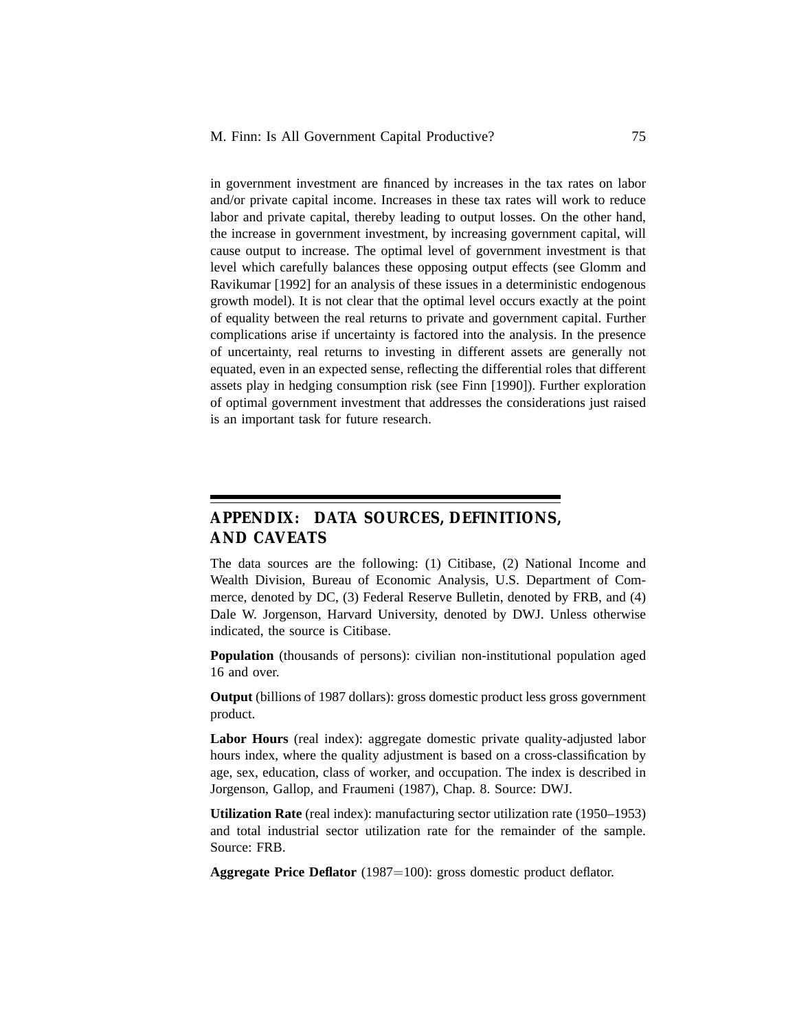in government investment are financed by increases in the tax rates on labor and/or private capital income. Increases in these tax rates will work to reduce labor and private capital, thereby leading to output losses. On the other hand, the increase in government investment, by increasing government capital, will cause output to increase. The optimal level of government investment is that level which carefully balances these opposing output effects (see Glomm and Ravikumar [1992] for an analysis of these issues in a deterministic endogenous growth model). It is not clear that the optimal level occurs exactly at the point of equality between the real returns to private and government capital. Further complications arise if uncertainty is factored into the analysis. In the presence of uncertainty, real returns to investing in different assets are generally not equated, even in an expected sense, reflecting the differential roles that different assets play in hedging consumption risk (see Finn [1990]). Further exploration of optimal government investment that addresses the considerations just raised is an important task for future research.

## APPENDIX: DATA SOURCES, DEFINITIONS, AND CAVEATS

The data sources are the following: (1) Citibase, (2) National Income and Wealth Division, Bureau of Economic Analysis, U.S. Department of Commerce, denoted by DC, (3) Federal Reserve Bulletin, denoted by FRB, and (4) Dale W. Jorgenson, Harvard University, denoted by DWJ. Unless otherwise indicated, the source is Citibase.

**Population** (thousands of persons): civilian non-institutional population aged 16 and over.

**Output** (billions of 1987 dollars): gross domestic product less gross government product.

**Labor Hours** (real index): aggregate domestic private quality-adjusted labor hours index, where the quality adjustment is based on a cross-classification by age, sex, education, class of worker, and occupation. The index is described in Jorgenson, Gallop, and Fraumeni (1987), Chap. 8. Source: DWJ.

**Utilization Rate** (real index): manufacturing sector utilization rate (1950–1953) and total industrial sector utilization rate for the remainder of the sample. Source: FRB.

**Aggregate Price Deflator** (1987=100): gross domestic product deflator.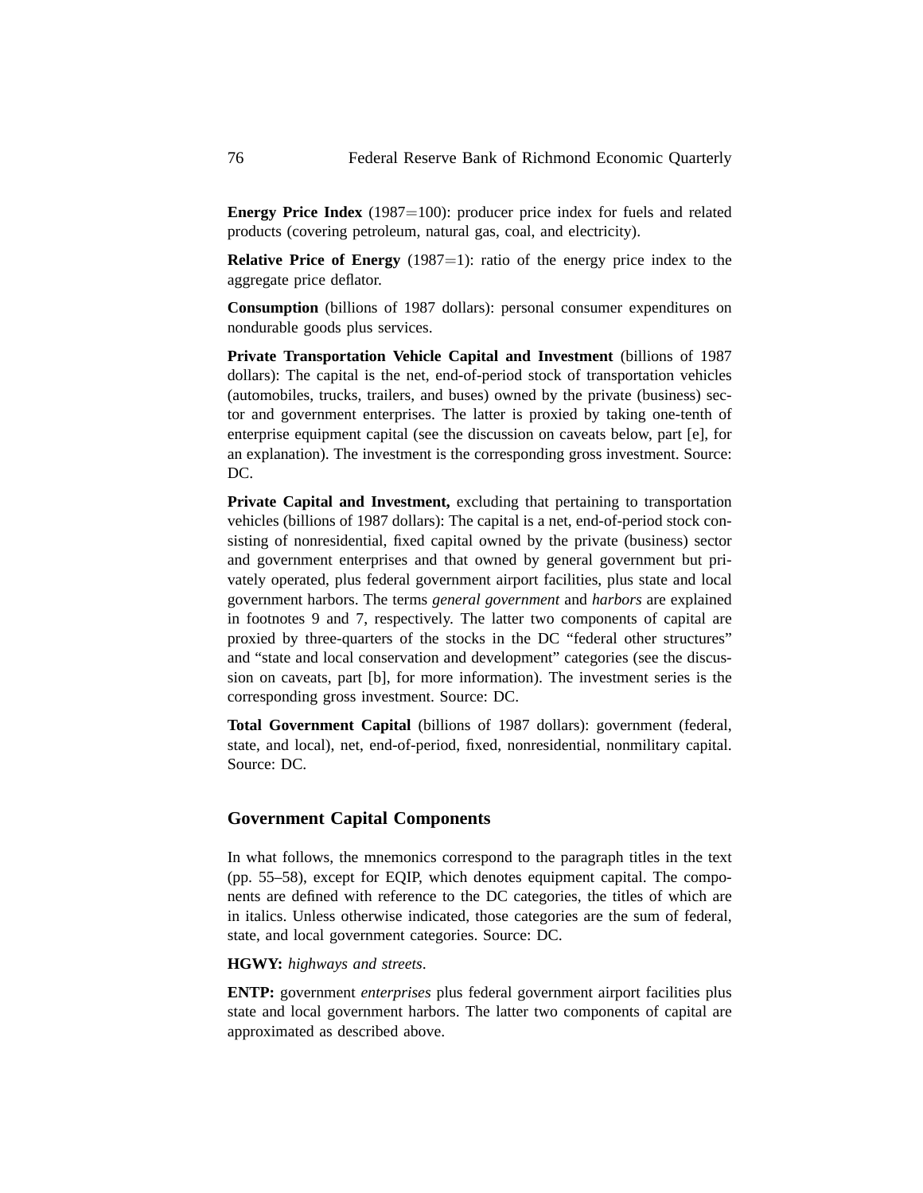**Energy Price Index** (1987=100): producer price index for fuels and related products (covering petroleum, natural gas, coal, and electricity).

**Relative Price of Energy** (1987=1): ratio of the energy price index to the aggregate price deflator.

**Consumption** (billions of 1987 dollars): personal consumer expenditures on nondurable goods plus services.

**Private Transportation Vehicle Capital and Investment** (billions of 1987 dollars): The capital is the net, end-of-period stock of transportation vehicles (automobiles, trucks, trailers, and buses) owned by the private (business) sector and government enterprises. The latter is proxied by taking one-tenth of enterprise equipment capital (see the discussion on caveats below, part [e], for an explanation). The investment is the corresponding gross investment. Source: DC.

**Private Capital and Investment,** excluding that pertaining to transportation vehicles (billions of 1987 dollars): The capital is a net, end-of-period stock consisting of nonresidential, fixed capital owned by the private (business) sector and government enterprises and that owned by general government but privately operated, plus federal government airport facilities, plus state and local government harbors. The terms *general government* and *harbors* are explained in footnotes 9 and 7, respectively. The latter two components of capital are proxied by three-quarters of the stocks in the DC "federal other structures" and "state and local conservation and development" categories (see the discussion on caveats, part [b], for more information). The investment series is the corresponding gross investment. Source: DC.

**Total Government Capital** (billions of 1987 dollars): government (federal, state, and local), net, end-of-period, fixed, nonresidential, nonmilitary capital. Source: DC.

## Government Capital Components

In what follows, the mnemonics correspond to the paragraph titles in the text (pp. 55–58), except for EQIP, which denotes equipment capital. The components are defined with reference to the DC categories, the titles of which are in italics. Unless otherwise indicated, those categories are the sum of federal, state, and local government categories. Source: DC.

**HGWY:** *highways and streets*.

**ENTP:** government *enterprises* plus federal government airport facilities plus state and local government harbors. The latter two components of capital are approximated as described above.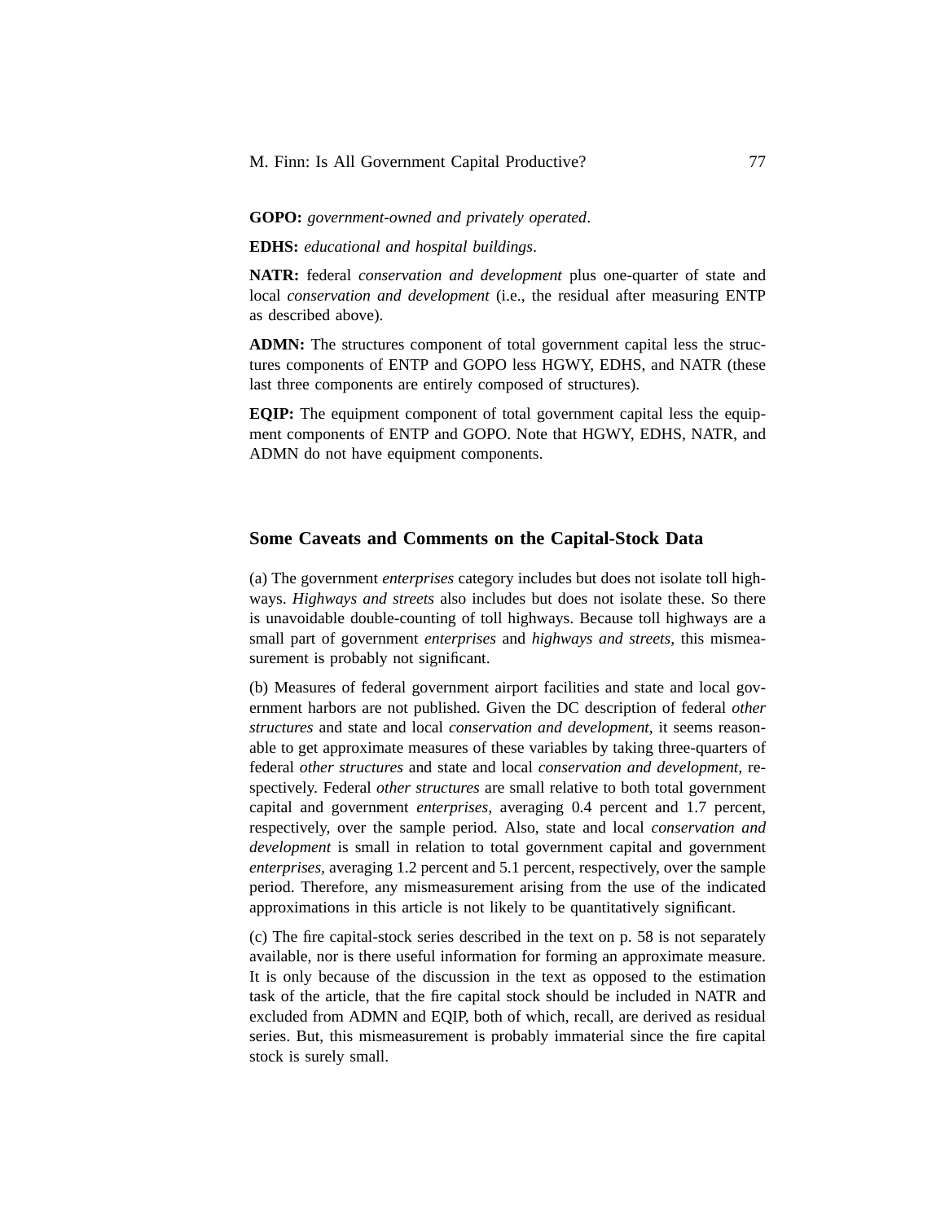**GOPO:** *government-owned and privately operated*.

**EDHS:** *educational and hospital buildings*.

**NATR:** federal *conservation and development* plus one-quarter of state and local *conservation and development* (i.e., the residual after measuring ENTP as described above).

**ADMN:** The structures component of total government capital less the structures components of ENTP and GOPO less HGWY, EDHS, and NATR (these last three components are entirely composed of structures).

**EQIP:** The equipment component of total government capital less the equipment components of ENTP and GOPO. Note that HGWY, EDHS, NATR, and ADMN do not have equipment components.

## Some Caveats and Comments on the Capital-Stock Data

(a) The government *enterprises* category includes but does not isolate toll highways. *Highways and streets* also includes but does not isolate these. So there is unavoidable double-counting of toll highways. Because toll highways are a small part of government *enterprises* and *highways and streets*, this mismeasurement is probably not significant.

(b) Measures of federal government airport facilities and state and local government harbors are not published. Given the DC description of federal *other structures* and state and local *conservation and development*, it seems reasonable to get approximate measures of these variables by taking three-quarters of federal *other structures* and state and local *conservation and development*, respectively. Federal *other structures* are small relative to both total government capital and government *enterprises*, averaging 0.4 percent and 1.7 percent, respectively, over the sample period. Also, state and local *conservation and development* is small in relation to total government capital and government *enterprises*, averaging 1.2 percent and 5.1 percent, respectively, over the sample period. Therefore, any mismeasurement arising from the use of the indicated approximations in this article is not likely to be quantitatively significant.

(c) The fire capital-stock series described in the text on p. 58 is not separately available, nor is there useful information for forming an approximate measure. It is only because of the discussion in the text as opposed to the estimation task of the article, that the fire capital stock should be included in NATR and excluded from ADMN and EQIP, both of which, recall, are derived as residual series. But, this mismeasurement is probably immaterial since the fire capital stock is surely small.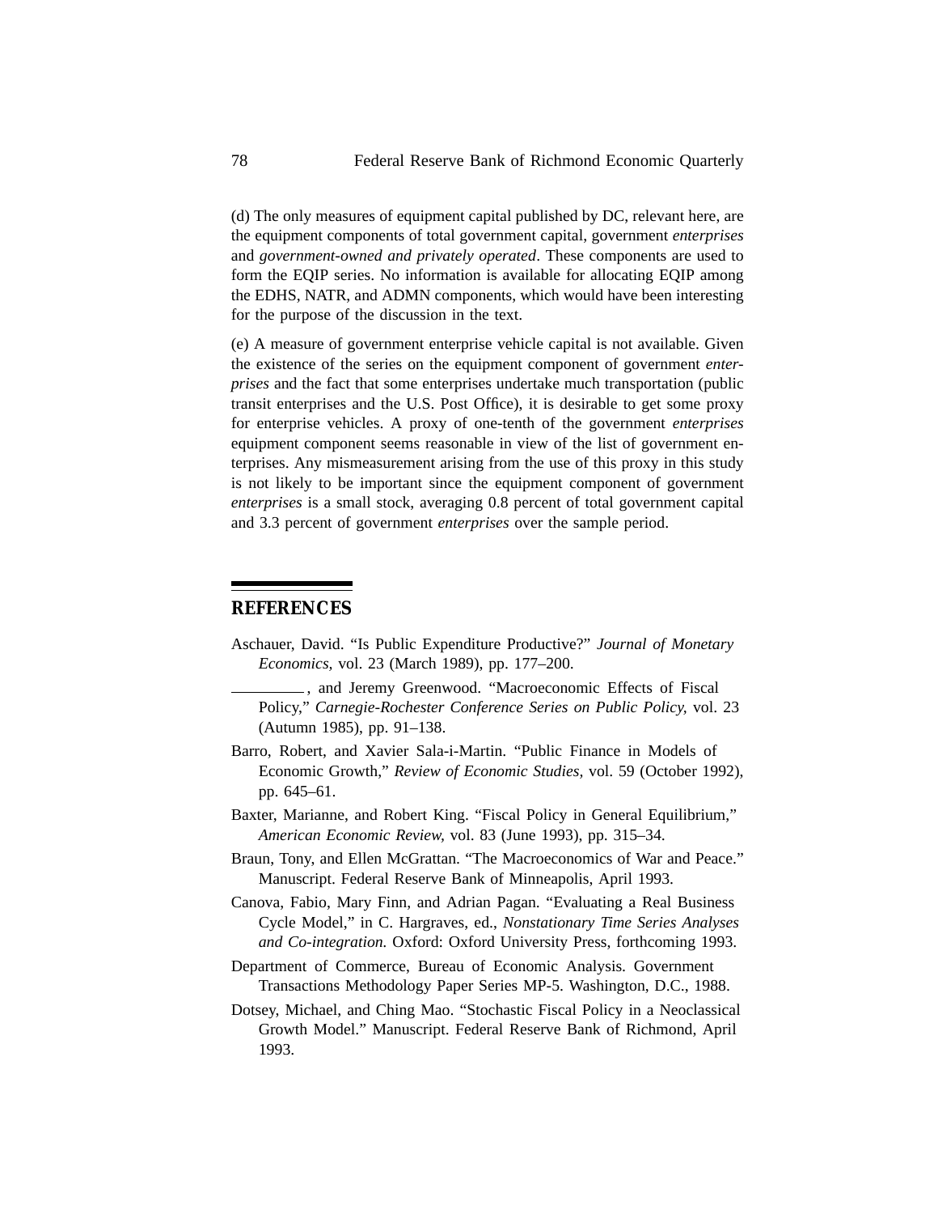(d) The only measures of equipment capital published by DC, relevant here, are the equipment components of total government capital, government *enterprises* and *government-owned and privately operated*. These components are used to form the EQIP series. No information is available for allocating EQIP among the EDHS, NATR, and ADMN components, which would have been interesting for the purpose of the discussion in the text.

(e) A measure of government enterprise vehicle capital is not available. Given the existence of the series on the equipment component of government *enterprises* and the fact that some enterprises undertake much transportation (public transit enterprises and the U.S. Post Office), it is desirable to get some proxy for enterprise vehicles. A proxy of one-tenth of the government *enterprises* equipment component seems reasonable in view of the list of government enterprises. Any mismeasurement arising from the use of this proxy in this study is not likely to be important since the equipment component of government *enterprises* is a small stock, averaging 0.8 percent of total government capital and 3.3 percent of government *enterprises* over the sample period.

## REFERENCES

Aschauer, David. "Is Public Expenditure Productive?" *Journal of Monetary Economics*, vol. 23 (March 1989), pp. 177–200.

———, and Jeremy Greenwood. "Macroeconomic Effects of Fiscal Policy," *Carnegie-Rochester Conference Series on Public Policy*, vol. 23 (Autumn 1985), pp. 91–138.

Barro, Robert, and Xavier Sala-i-Martin. "Public Finance in Models of Economic Growth," *Review of Economic Studies*, vol. 59 (October 1992), pp. 645–61.

Baxter, Marianne, and Robert King. "Fiscal Policy in General Equilibrium," *American Economic Review*, vol. 83 (June 1993), pp. 315–34.

Braun, Tony, and Ellen McGrattan. "The Macroeconomics of War and Peace." Manuscript. Federal Reserve Bank of Minneapolis, April 1993.

Canova, Fabio, Mary Finn, and Adrian Pagan. "Evaluating a Real Business Cycle Model," in C. Hargraves, ed., *Nonstationary Time Series Analyses and Co-integration.* Oxford: Oxford University Press, forthcoming 1993.

Department of Commerce, Bureau of Economic Analysis. Government Transactions Methodology Paper Series MP-5. Washington, D.C., 1988.

Dotsey, Michael, and Ching Mao. "Stochastic Fiscal Policy in a Neoclassical Growth Model." Manuscript. Federal Reserve Bank of Richmond, April 1993.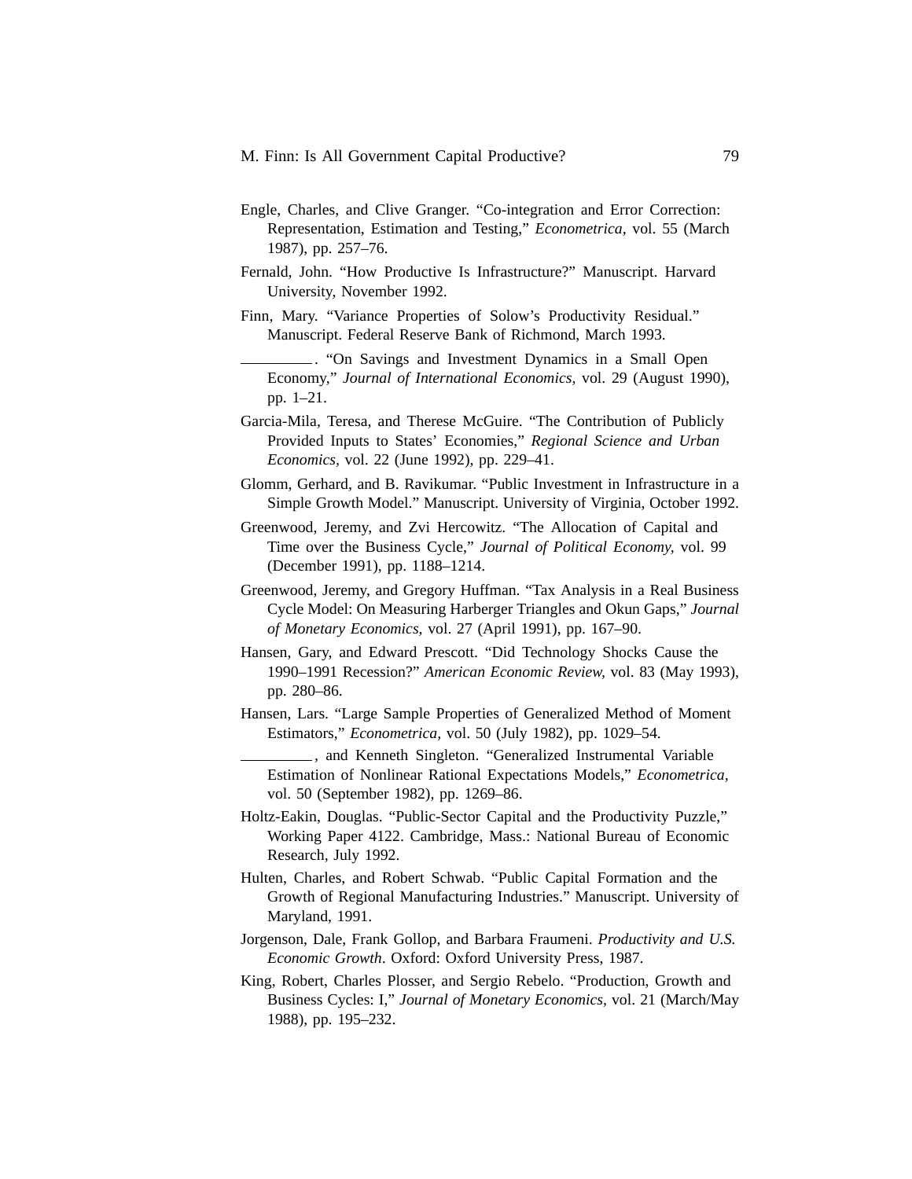Engle, Charles, and Clive Granger. "Co-integration and Error Correction: Representation, Estimation and Testing," *Econometrica*, vol. 55 (March 1987), pp. 257–76.

Fernald, John. "How Productive Is Infrastructure?" Manuscript. Harvard University, November 1992.

Finn, Mary. "Variance Properties of Solow's Productivity Residual." Manuscript. Federal Reserve Bank of Richmond, March 1993.

\_\_\_\_\_\_\_\_\_. "On Savings and Investment Dynamics in a Small Open Economy," *Journal of International Economics*, vol. 29 (August 1990), pp. 1–21.

Garcia-Mila, Teresa, and Therese McGuire. "The Contribution of Publicly Provided Inputs to States' Economies," *Regional Science and Urban Economics*, vol. 22 (June 1992), pp. 229–41.

Glomm, Gerhard, and B. Ravikumar. "Public Investment in Infrastructure in a Simple Growth Model." Manuscript. University of Virginia, October 1992.

Greenwood, Jeremy, and Zvi Hercowitz. "The Allocation of Capital and Time over the Business Cycle," *Journal of Political Economy*, vol. 99 (December 1991), pp. 1188–1214.

Greenwood, Jeremy, and Gregory Huffman. "Tax Analysis in a Real Business Cycle Model: On Measuring Harberger Triangles and Okun Gaps," *Journal of Monetary Economics*, vol. 27 (April 1991), pp. 167–90.

Hansen, Gary, and Edward Prescott. "Did Technology Shocks Cause the 1990–1991 Recession?" *American Economic Review*, vol. 83 (May 1993), pp. 280–86.

Hansen, Lars. "Large Sample Properties of Generalized Method of Moment Estimators," *Econometrica*, vol. 50 (July 1982), pp. 1029–54.

\_\_\_\_\_\_\_\_\_, and Kenneth Singleton. "Generalized Instrumental Variable Estimation of Nonlinear Rational Expectations Models," *Econometrica*, vol. 50 (September 1982), pp. 1269–86.

Holtz-Eakin, Douglas. "Public-Sector Capital and the Productivity Puzzle," Working Paper 4122. Cambridge, Mass.: National Bureau of Economic Research, July 1992.

Hulten, Charles, and Robert Schwab. "Public Capital Formation and the Growth of Regional Manufacturing Industries." Manuscript. University of Maryland, 1991.

Jorgenson, Dale, Frank Gollop, and Barbara Fraumeni. *Productivity and U.S. Economic Growth*. Oxford: Oxford University Press, 1987.

King, Robert, Charles Plosser, and Sergio Rebelo. "Production, Growth and Business Cycles: I," *Journal of Monetary Economics*, vol. 21 (March/May 1988), pp. 195–232.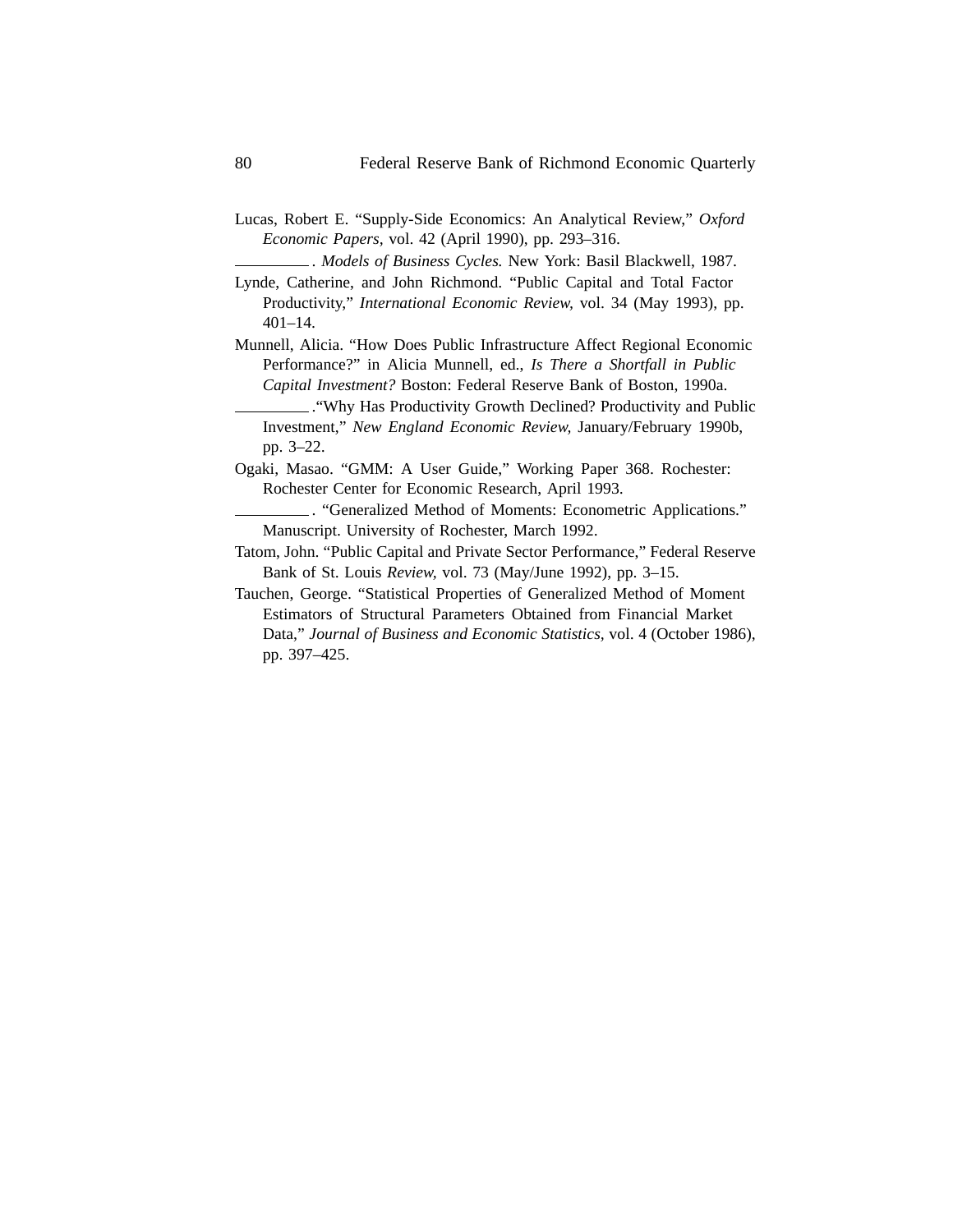Lucas, Robert E. "Supply-Side Economics: An Analytical Review," *Oxford Economic Papers*, vol. 42 (April 1990), pp. 293–316.

\_\_\_\_\_\_\_\_\_. *Models of Business Cycles.* New York: Basil Blackwell, 1987.

Lynde, Catherine, and John Richmond. "Public Capital and Total Factor Productivity," *International Economic Review*, vol. 34 (May 1993), pp. 401–14.

Munnell, Alicia. "How Does Public Infrastructure Affect Regional Economic Performance?" in Alicia Munnell, ed., *Is There a Shortfall in Public Capital Investment?* Boston: Federal Reserve Bank of Boston, 1990a.

\_\_\_\_\_\_\_\_\_. "Why Has Productivity Growth Declined? Productivity and Public Investment," *New England Economic Review*, January/February 1990b, pp. 3–22.

Ogaki, Masao. "GMM: A User Guide," Working Paper 368. Rochester: Rochester Center for Economic Research, April 1993.

\_\_\_\_\_\_\_\_\_. "Generalized Method of Moments: Econometric Applications." Manuscript. University of Rochester, March 1992.

Tatom, John. "Public Capital and Private Sector Performance," Federal Reserve Bank of St. Louis *Review*, vol. 73 (May/June 1992), pp. 3–15.

Tauchen, George. "Statistical Properties of Generalized Method of Moment Estimators of Structural Parameters Obtained from Financial Market Data," *Journal of Business and Economic Statistics*, vol. 4 (October 1986), pp. 397–425.